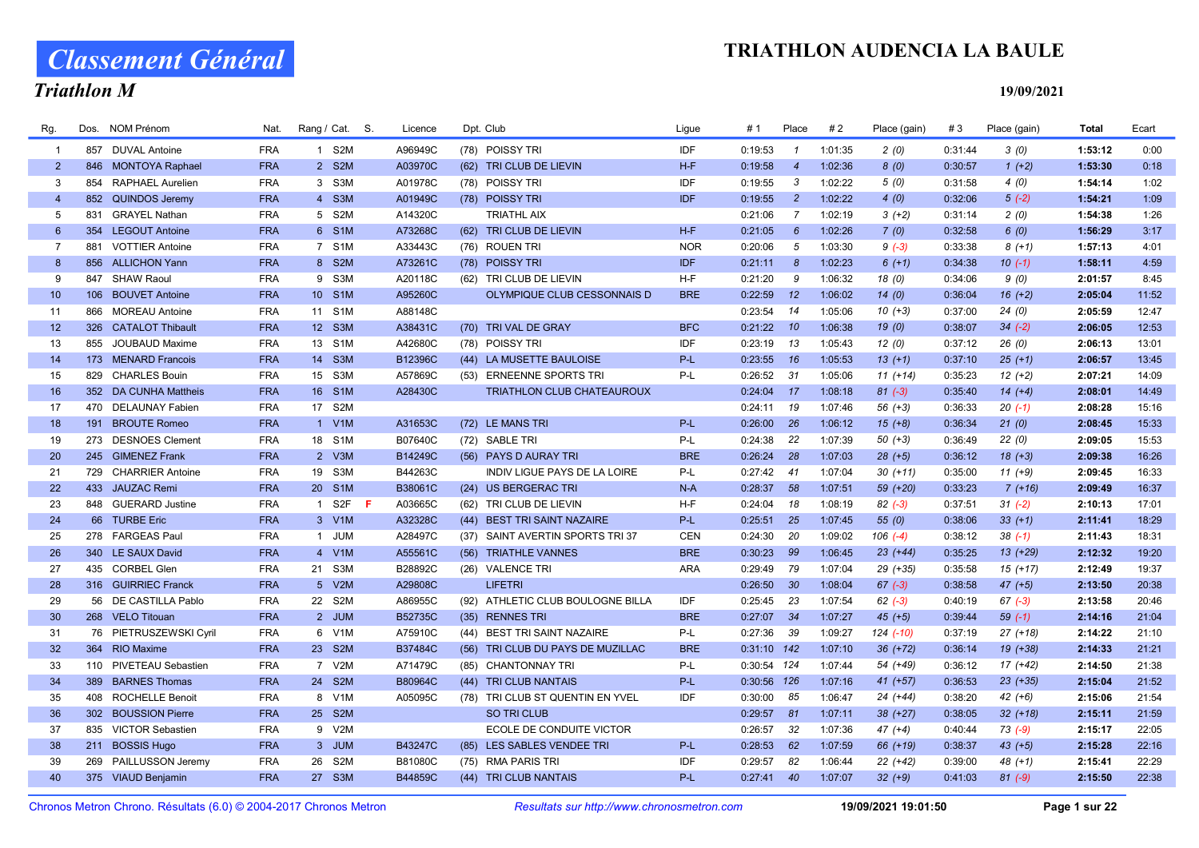# Classement Général

## Triathlon M

# TRIATHLON AUDENCIA LA BAULE

19/09/2021

| Rg. | Dos. | NOM Prénom | Nat. | Rang / Cat. | S. | Licence | Dpt. Club | Ligue | # 1 | Place | # 2 | Place (gain) | # 3 | Place (gain) | Total | Ecart |
|---|---|---|---|---|---|---|---|---|---|---|---|---|---|---|---|---|
| 1 | 857 | DUVAL Antoine | FRA | 1 S2M | | A96949C | (78) POISSY TRI | IDF | 0:19:53 | 1 | 1:01:35 | 2 (0) | 0:31:44 | 3 (0) | **1:53:12** | 0:00 |
| 2 | 846 | MONTOYA Raphael | FRA | 2 S2M | | A03970C | (62) TRI CLUB DE LIEVIN | H-F | 0:19:58 | 4 | 1:02:36 | 8 (0) | 0:30:57 | 1 (+2) | **1:53:30** | 0:18 |
| 3 | 854 | RAPHAEL Aurelien | FRA | 3 S3M | | A01978C | (78) POISSY TRI | IDF | 0:19:55 | 3 | 1:02:22 | 5 (0) | 0:31:58 | 4 (0) | **1:54:14** | 1:02 |
| 4 | 852 | QUINDOS Jeremy | FRA | 4 S3M | | A01949C | (78) POISSY TRI | IDF | 0:19:55 | 2 | 1:02:22 | 4 (0) | 0:32:06 | 5 (-2) | **1:54:21** | 1:09 |
| 5 | 831 | GRAYEL Nathan | FRA | 5 S2M | | A14320C | TRIATHL AIX | | 0:21:06 | 7 | 1:02:19 | 3 (+2) | 0:31:14 | 2 (0) | **1:54:38** | 1:26 |
| 6 | 354 | LEGOUT Antoine | FRA | 6 S1M | | A73268C | (62) TRI CLUB DE LIEVIN | H-F | 0:21:05 | 6 | 1:02:26 | 7 (0) | 0:32:58 | 6 (0) | **1:56:29** | 3:17 |
| 7 | 881 | VOTTIER Antoine | FRA | 7 S1M | | A33443C | (76) ROUEN TRI | NOR | 0:20:06 | 5 | 1:03:30 | 9 (-3) | 0:33:38 | 8 (+1) | **1:57:13** | 4:01 |
| 8 | 856 | ALLICHON Yann | FRA | 8 S2M | | A73261C | (78) POISSY TRI | IDF | 0:21:11 | 8 | 1:02:23 | 6 (+1) | 0:34:38 | 10 (-1) | **1:58:11** | 4:59 |
| 9 | 847 | SHAW Raoul | FRA | 9 S3M | | A20118C | (62) TRI CLUB DE LIEVIN | H-F | 0:21:20 | 9 | 1:06:32 | 18 (0) | 0:34:06 | 9 (0) | **2:01:57** | 8:45 |
| 10 | 106 | BOUVET Antoine | FRA | 10 S1M | | A95260C | OLYMPIQUE CLUB CESSONNAIS D | BRE | 0:22:59 | 12 | 1:06:02 | 14 (0) | 0:36:04 | 16 (+2) | **2:05:04** | 11:52 |
| 11 | 866 | MOREAU Antoine | FRA | 11 S1M | | A88148C | | | 0:23:54 | 14 | 1:05:06 | 10 (+3) | 0:37:00 | 24 (0) | **2:05:59** | 12:47 |
| 12 | 326 | CATALOT Thibault | FRA | 12 S3M | | A38431C | (70) TRI VAL DE GRAY | BFC | 0:21:22 | 10 | 1:06:38 | 19 (0) | 0:38:07 | 34 (-2) | **2:06:05** | 12:53 |
| 13 | 855 | JOUBAUD Maxime | FRA | 13 S1M | | A42680C | (78) POISSY TRI | IDF | 0:23:19 | 13 | 1:05:43 | 12 (0) | 0:37:12 | 26 (0) | **2:06:13** | 13:01 |
| 14 | 173 | MENARD Francois | FRA | 14 S3M | | B12396C | (44) LA MUSETTE BAULOISE | P-L | 0:23:55 | 16 | 1:05:53 | 13 (+1) | 0:37:10 | 25 (+1) | **2:06:57** | 13:45 |
| 15 | 829 | CHARLES Bouin | FRA | 15 S3M | | A57869C | (53) ERNEENNE SPORTS TRI | P-L | 0:26:52 | 31 | 1:05:06 | 11 (+14) | 0:35:23 | 12 (+2) | **2:07:21** | 14:09 |
| 16 | 352 | DA CUNHA Mattheis | FRA | 16 S1M | | A28430C | TRIATHLON CLUB CHATEAUROUX | | 0:24:04 | 17 | 1:08:18 | 81 (-3) | 0:35:40 | 14 (+4) | **2:08:01** | 14:49 |
| 17 | 470 | DELAUNAY Fabien | FRA | 17 S2M | | | | | 0:24:11 | 19 | 1:07:46 | 56 (+3) | 0:36:33 | 20 (-1) | **2:08:28** | 15:16 |
| 18 | 191 | BROUTE Romeo | FRA | 1 V1M | | A31653C | (72) LE MANS TRI | P-L | 0:26:00 | 26 | 1:06:12 | 15 (+8) | 0:36:34 | 21 (0) | **2:08:45** | 15:33 |
| 19 | 273 | DESNOES Clement | FRA | 18 S1M | | B07640C | (72) SABLE TRI | P-L | 0:24:38 | 22 | 1:07:39 | 50 (+3) | 0:36:49 | 22 (0) | **2:09:05** | 15:53 |
| 20 | 245 | GIMENEZ Frank | FRA | 2 V3M | | B14249C | (56) PAYS D AURAY TRI | BRE | 0:26:24 | 28 | 1:07:03 | 28 (+5) | 0:36:12 | 18 (+3) | **2:09:38** | 16:26 |
| 21 | 729 | CHARRIER Antoine | FRA | 19 S3M | | B44263C | INDIV LIGUE PAYS DE LA LOIRE | P-L | 0:27:42 | 41 | 1:07:04 | 30 (+11) | 0:35:00 | 11 (+9) | **2:09:45** | 16:33 |
| 22 | 433 | JAUZAC Remi | FRA | 20 S1M | | B38061C | (24) US BERGERAC TRI | N-A | 0:28:37 | 58 | 1:07:51 | 59 (+20) | 0:33:23 | 7 (+16) | **2:09:49** | 16:37 |
| 23 | 848 | GUERARD Justine | FRA | 1 S2F | F | A03665C | (62) TRI CLUB DE LIEVIN | H-F | 0:24:04 | 18 | 1:08:19 | 82 (-3) | 0:37:51 | 31 (-2) | **2:10:13** | 17:01 |
| 24 | 66 | TURBE Eric | FRA | 3 V1M | | A32328C | (44) BEST TRI SAINT NAZAIRE | P-L | 0:25:51 | 25 | 1:07:45 | 55 (0) | 0:38:06 | 33 (+1) | **2:11:41** | 18:29 |
| 25 | 278 | FARGEAS Paul | FRA | 1 JUM | | A28497C | (37) SAINT AVERTIN SPORTS TRI 37 | CEN | 0:24:30 | 20 | 1:09:02 | 106 (-4) | 0:38:12 | 38 (-1) | **2:11:43** | 18:31 |
| 26 | 340 | LE SAUX David | FRA | 4 V1M | | A55561C | (56) TRIATHLE VANNES | BRE | 0:30:23 | 99 | 1:06:45 | 23 (+44) | 0:35:25 | 13 (+29) | **2:12:32** | 19:20 |
| 27 | 435 | CORBEL Glen | FRA | 21 S3M | | B28892C | (26) VALENCE TRI | ARA | 0:29:49 | 79 | 1:07:04 | 29 (+35) | 0:35:58 | 15 (+17) | **2:12:49** | 19:37 |
| 28 | 316 | GUIRRIEC Franck | FRA | 5 V2M | | A29808C | LIFETRI | | 0:26:50 | 30 | 1:08:04 | 67 (-3) | 0:38:58 | 47 (+5) | **2:13:50** | 20:38 |
| 29 | 56 | DE CASTILLA Pablo | FRA | 22 S2M | | A86955C | (92) ATHLETIC CLUB BOULOGNE BILLA | IDF | 0:25:45 | 23 | 1:07:54 | 62 (-3) | 0:40:19 | 67 (-3) | **2:13:58** | 20:46 |
| 30 | 268 | VELO Titouan | FRA | 2 JUM | | B52735C | (35) RENNES TRI | BRE | 0:27:07 | 34 | 1:07:27 | 45 (+5) | 0:39:44 | 59 (-1) | **2:14:16** | 21:04 |
| 31 | 76 | PIETRUSZEWSKI Cyril | FRA | 6 V1M | | A75910C | (44) BEST TRI SAINT NAZAIRE | P-L | 0:27:36 | 39 | 1:09:27 | 124 (-10) | 0:37:19 | 27 (+18) | **2:14:22** | 21:10 |
| 32 | 364 | RIO Maxime | FRA | 23 S2M | | B37484C | (56) TRI CLUB DU PAYS DE MUZILLAC | BRE | 0:31:10 | 142 | 1:07:10 | 36 (+72) | 0:36:14 | 19 (+38) | **2:14:33** | 21:21 |
| 33 | 110 | PIVETEAU Sebastien | FRA | 7 V2M | | A71479C | (85) CHANTONNAY TRI | P-L | 0:30:54 | 124 | 1:07:44 | 54 (+49) | 0:36:12 | 17 (+42) | **2:14:50** | 21:38 |
| 34 | 389 | BARNES Thomas | FRA | 24 S2M | | B80964C | (44) TRI CLUB NANTAIS | P-L | 0:30:56 | 126 | 1:07:16 | 41 (+57) | 0:36:53 | 23 (+35) | **2:15:04** | 21:52 |
| 35 | 408 | ROCHELLE Benoit | FRA | 8 V1M | | A05095C | (78) TRI CLUB ST QUENTIN EN YVEL | IDF | 0:30:00 | 85 | 1:06:47 | 24 (+44) | 0:38:20 | 42 (+6) | **2:15:06** | 21:54 |
| 36 | 302 | BOUSSION Pierre | FRA | 25 S2M | | | SO TRI CLUB | | 0:29:57 | 81 | 1:07:11 | 38 (+27) | 0:38:05 | 32 (+18) | **2:15:11** | 21:59 |
| 37 | 835 | VICTOR Sebastien | FRA | 9 V2M | | | ECOLE DE CONDUITE VICTOR | | 0:26:57 | 32 | 1:07:36 | 47 (+4) | 0:40:44 | 73 (-9) | **2:15:17** | 22:05 |
| 38 | 211 | BOSSIS Hugo | FRA | 3 JUM | | B43247C | (85) LES SABLES VENDEE TRI | P-L | 0:28:53 | 62 | 1:07:59 | 66 (+19) | 0:38:37 | 43 (+5) | **2:15:28** | 22:16 |
| 39 | 269 | PAILLUSSON Jeremy | FRA | 26 S2M | | B81080C | (75) RMA PARIS TRI | IDF | 0:29:57 | 82 | 1:06:44 | 22 (+42) | 0:39:00 | 48 (+1) | **2:15:41** | 22:29 |
| 40 | 375 | VIAUD Benjamin | FRA | 27 S3M | | B44859C | (44) TRI CLUB NANTAIS | P-L | 0:27:41 | 40 | 1:07:07 | 32 (+9) | 0:41:03 | 81 (-9) | **2:15:50** | 22:38 |

Chronos Metron Chrono. Résultats (6.0) © 2004-2017 Chronos Metron — *Resultats sur http://www.chronosmetron.com* — 19/09/2021 19:01:50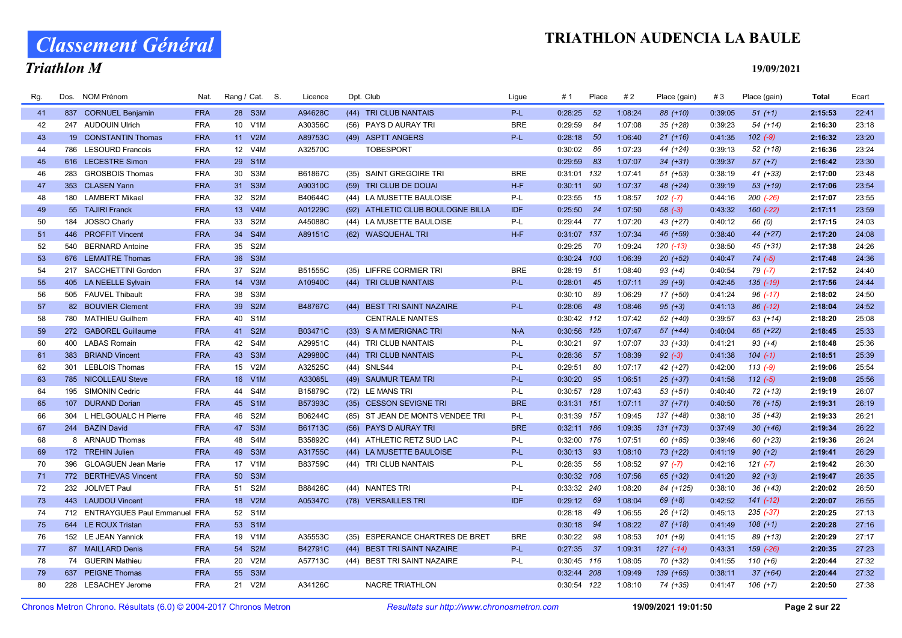# Classement Général

## Triathlon M

# TRIATHLON AUDENCIA LA BAULE

19/09/2021

| Rg. | Dos. | NOM Prénom | Nat. | Rang / Cat. | S. | Licence | Dpt. Club | Ligue | # 1 | Place | # 2 | Place (gain) | # 3 | Place (gain) | Total | Ecart |
|---|---|---|---|---|---|---|---|---|---|---|---|---|---|---|---|---|
| 41 | 837 | CORNUEL Benjamin | FRA | 28 S3M | | A94628C | (44) TRI CLUB NANTAIS | P-L | 0:28:25 | 52 | 1:08:24 | 88 (+10) | 0:39:05 | 51 (+1) | 2:15:53 | 22:41 |
| 42 | 247 | AUDOUIN Ulrich | FRA | 10 V1M | | A30356C | (56) PAYS D AURAY TRI | BRE | 0:29:59 | 84 | 1:07:08 | 35 (+28) | 0:39:23 | 54 (+14) | 2:16:30 | 23:18 |
| 43 | 19 | CONSTANTIN Thomas | FRA | 11 V2M | | A89753C | (49) ASPTT ANGERS | P-L | 0:28:18 | 50 | 1:06:40 | 21 (+16) | 0:41:35 | 102 (-9) | 2:16:32 | 23:20 |
| 44 | 786 | LESOURD Francois | FRA | 12 V4M | | A32570C | TOBESPORT | | 0:30:02 | 86 | 1:07:23 | 44 (+24) | 0:39:13 | 52 (+18) | 2:16:36 | 23:24 |
| 45 | 616 | LECESTRE Simon | FRA | 29 S1M | | | | | 0:29:59 | 83 | 1:07:07 | 34 (+31) | 0:39:37 | 57 (+7) | 2:16:42 | 23:30 |
| 46 | 283 | GROSBOIS Thomas | FRA | 30 S3M | | B61867C | (35) SAINT GREGOIRE TRI | BRE | 0:31:01 | 132 | 1:07:41 | 51 (+53) | 0:38:19 | 41 (+33) | 2:17:00 | 23:48 |
| 47 | 353 | CLASEN Yann | FRA | 31 S3M | | A90310C | (59) TRI CLUB DE DOUAI | H-F | 0:30:11 | 90 | 1:07:37 | 48 (+24) | 0:39:19 | 53 (+19) | 2:17:06 | 23:54 |
| 48 | 180 | LAMBERT Mikael | FRA | 32 S2M | | B40644C | (44) LA MUSETTE BAULOISE | P-L | 0:23:55 | 15 | 1:08:57 | 102 (-7) | 0:44:16 | 200 (-26) | 2:17:07 | 23:55 |
| 49 | 55 | TAJIRI Franck | FRA | 13 V4M | | A01229C | (92) ATHLETIC CLUB BOULOGNE BILLA | IDF | 0:25:50 | 24 | 1:07:50 | 58 (-3) | 0:43:32 | 160 (-22) | 2:17:11 | 23:59 |
| 50 | 184 | JOSSO Charly | FRA | 33 S2M | | A45088C | (44) LA MUSETTE BAULOISE | P-L | 0:29:44 | 77 | 1:07:20 | 43 (+27) | 0:40:12 | 66 (0) | 2:17:15 | 24:03 |
| 51 | 446 | PROFFIT Vincent | FRA | 34 S4M | | A89151C | (62) WASQUEHAL TRI | H-F | 0:31:07 | 137 | 1:07:34 | 46 (+59) | 0:38:40 | 44 (+27) | 2:17:20 | 24:08 |
| 52 | 540 | BERNARD Antoine | FRA | 35 S2M | | | | | 0:29:25 | 70 | 1:09:24 | 120 (-13) | 0:38:50 | 45 (+31) | 2:17:38 | 24:26 |
| 53 | 676 | LEMAITRE Thomas | FRA | 36 S3M | | | | | 0:30:24 | 100 | 1:06:39 | 20 (+52) | 0:40:47 | 74 (-5) | 2:17:48 | 24:36 |
| 54 | 217 | SACCHETTINI Gordon | FRA | 37 S2M | | B51555C | (35) LIFFRE CORMIER TRI | BRE | 0:28:19 | 51 | 1:08:40 | 93 (+4) | 0:40:54 | 79 (-7) | 2:17:52 | 24:40 |
| 55 | 405 | LA NEELLE Sylvain | FRA | 14 V3M | | A10940C | (44) TRI CLUB NANTAIS | P-L | 0:28:01 | 45 | 1:07:11 | 39 (+9) | 0:42:45 | 135 (-19) | 2:17:56 | 24:44 |
| 56 | 505 | FAUVEL Thibault | FRA | 38 S3M | | | | | 0:30:10 | 89 | 1:06:29 | 17 (+50) | 0:41:24 | 96 (-17) | 2:18:02 | 24:50 |
| 57 | 82 | BOUVIER Clement | FRA | 39 S2M | | B48767C | (44) BEST TRI SAINT NAZAIRE | P-L | 0:28:06 | 48 | 1:08:46 | 95 (+3) | 0:41:13 | 86 (-12) | 2:18:04 | 24:52 |
| 58 | 780 | MATHIEU Guilhem | FRA | 40 S1M | | | CENTRALE NANTES | | 0:30:42 | 112 | 1:07:42 | 52 (+40) | 0:39:57 | 63 (+14) | 2:18:20 | 25:08 |
| 59 | 272 | GABOREL Guillaume | FRA | 41 S2M | | B03471C | (33) S A M MERIGNAC TRI | N-A | 0:30:56 | 125 | 1:07:47 | 57 (+44) | 0:40:04 | 65 (+22) | 2:18:45 | 25:33 |
| 60 | 400 | LABAS Romain | FRA | 42 S4M | | A29951C | (44) TRI CLUB NANTAIS | P-L | 0:30:21 | 97 | 1:07:07 | 33 (+33) | 0:41:21 | 93 (+4) | 2:18:48 | 25:36 |
| 61 | 383 | BRIAND Vincent | FRA | 43 S3M | | A29980C | (44) TRI CLUB NANTAIS | P-L | 0:28:36 | 57 | 1:08:39 | 92 (-3) | 0:41:38 | 104 (-1) | 2:18:51 | 25:39 |
| 62 | 301 | LEBLOIS Thomas | FRA | 15 V2M | | A32525C | (44) SNLS44 | P-L | 0:29:51 | 80 | 1:07:17 | 42 (+27) | 0:42:00 | 113 (-9) | 2:19:06 | 25:54 |
| 63 | 785 | NICOLLEAU Steve | FRA | 16 V1M | | A33085L | (49) SAUMUR TEAM TRI | P-L | 0:30:20 | 95 | 1:06:51 | 25 (+37) | 0:41:58 | 112 (-5) | 2:19:08 | 25:56 |
| 64 | 195 | SIMONIN Cedric | FRA | 44 S4M | | B15879C | (72) LE MANS TRI | P-L | 0:30:57 | 128 | 1:07:43 | 53 (+51) | 0:40:40 | 72 (+13) | 2:19:19 | 26:07 |
| 65 | 107 | DURAND Dorian | FRA | 45 S1M | | B57393C | (35) CESSON SEVIGNE TRI | BRE | 0:31:31 | 151 | 1:07:11 | 37 (+71) | 0:40:50 | 76 (+15) | 2:19:31 | 26:19 |
| 66 | 304 | L HELGOUALC H Pierre | FRA | 46 S2M | | B06244C | (85) ST JEAN DE MONTS VENDEE TRI | P-L | 0:31:39 | 157 | 1:09:45 | 137 (+48) | 0:38:10 | 35 (+43) | 2:19:33 | 26:21 |
| 67 | 244 | BAZIN David | FRA | 47 S3M | | B61713C | (56) PAYS D AURAY TRI | BRE | 0:32:11 | 186 | 1:09:35 | 131 (+73) | 0:37:49 | 30 (+46) | 2:19:34 | 26:22 |
| 68 | 8 | ARNAUD Thomas | FRA | 48 S4M | | B35892C | (44) ATHLETIC RETZ SUD LAC | P-L | 0:32:00 | 176 | 1:07:51 | 60 (+85) | 0:39:46 | 60 (+23) | 2:19:36 | 26:24 |
| 69 | 172 | TREHIN Julien | FRA | 49 S3M | | A31755C | (44) LA MUSETTE BAULOISE | P-L | 0:30:13 | 93 | 1:08:10 | 73 (+22) | 0:41:19 | 90 (+2) | 2:19:41 | 26:29 |
| 70 | 396 | GLOAGUEN Jean Marie | FRA | 17 V1M | | B83759C | (44) TRI CLUB NANTAIS | P-L | 0:28:35 | 56 | 1:08:52 | 97 (-7) | 0:42:16 | 121 (-7) | 2:19:42 | 26:30 |
| 71 | 772 | BERTHEVAS Vincent | FRA | 50 S3M | | | | | 0:30:32 | 106 | 1:07:56 | 65 (+32) | 0:41:20 | 92 (+3) | 2:19:47 | 26:35 |
| 72 | 232 | JOLIVET Paul | FRA | 51 S2M | | B88426C | (44) NANTES TRI | P-L | 0:33:32 | 240 | 1:08:20 | 84 (+125) | 0:38:10 | 36 (+43) | 2:20:02 | 26:50 |
| 73 | 443 | LAUDOU Vincent | FRA | 18 V2M | | A05347C | (78) VERSAILLES TRI | IDF | 0:29:12 | 69 | 1:08:04 | 69 (+8) | 0:42:52 | 141 (-12) | 2:20:07 | 26:55 |
| 74 | 712 | ENTRAYGUES Paul Emmanuel | FRA | 52 S1M | | | | | 0:28:18 | 49 | 1:06:55 | 26 (+12) | 0:45:13 | 235 (-37) | 2:20:25 | 27:13 |
| 75 | 644 | LE ROUX Tristan | FRA | 53 S1M | | | | | 0:30:18 | 94 | 1:08:22 | 87 (+18) | 0:41:49 | 108 (+1) | 2:20:28 | 27:16 |
| 76 | 152 | LE JEAN Yannick | FRA | 19 V1M | | A35553C | (35) ESPERANCE CHARTRES DE BRET | BRE | 0:30:22 | 98 | 1:08:53 | 101 (+9) | 0:41:15 | 89 (+13) | 2:20:29 | 27:17 |
| 77 | 87 | MAILLARD Denis | FRA | 54 S2M | | B42791C | (44) BEST TRI SAINT NAZAIRE | P-L | 0:27:35 | 37 | 1:09:31 | 127 (-14) | 0:43:31 | 159 (-26) | 2:20:35 | 27:23 |
| 78 | 74 | GUERIN Mathieu | FRA | 20 V2M | | A57713C | (44) BEST TRI SAINT NAZAIRE | P-L | 0:30:45 | 116 | 1:08:05 | 70 (+32) | 0:41:55 | 110 (+6) | 2:20:44 | 27:32 |
| 79 | 637 | PEIGNE Thomas | FRA | 55 S3M | | | | | 0:32:44 | 208 | 1:09:49 | 139 (+65) | 0:38:11 | 37 (+64) | 2:20:44 | 27:32 |
| 80 | 228 | LESACHEY Jerome | FRA | 21 V2M | | A34126C | NACRE TRIATHLON | | 0:30:54 | 122 | 1:08:10 | 74 (+35) | 0:41:47 | 106 (+7) | 2:20:50 | 27:38 |

Chronos Metron Chrono. Résultats (6.0) © 2004-2017 Chronos Metron — Resultats sur http://www.chronosmetron.com — 19/09/2021 19:01:50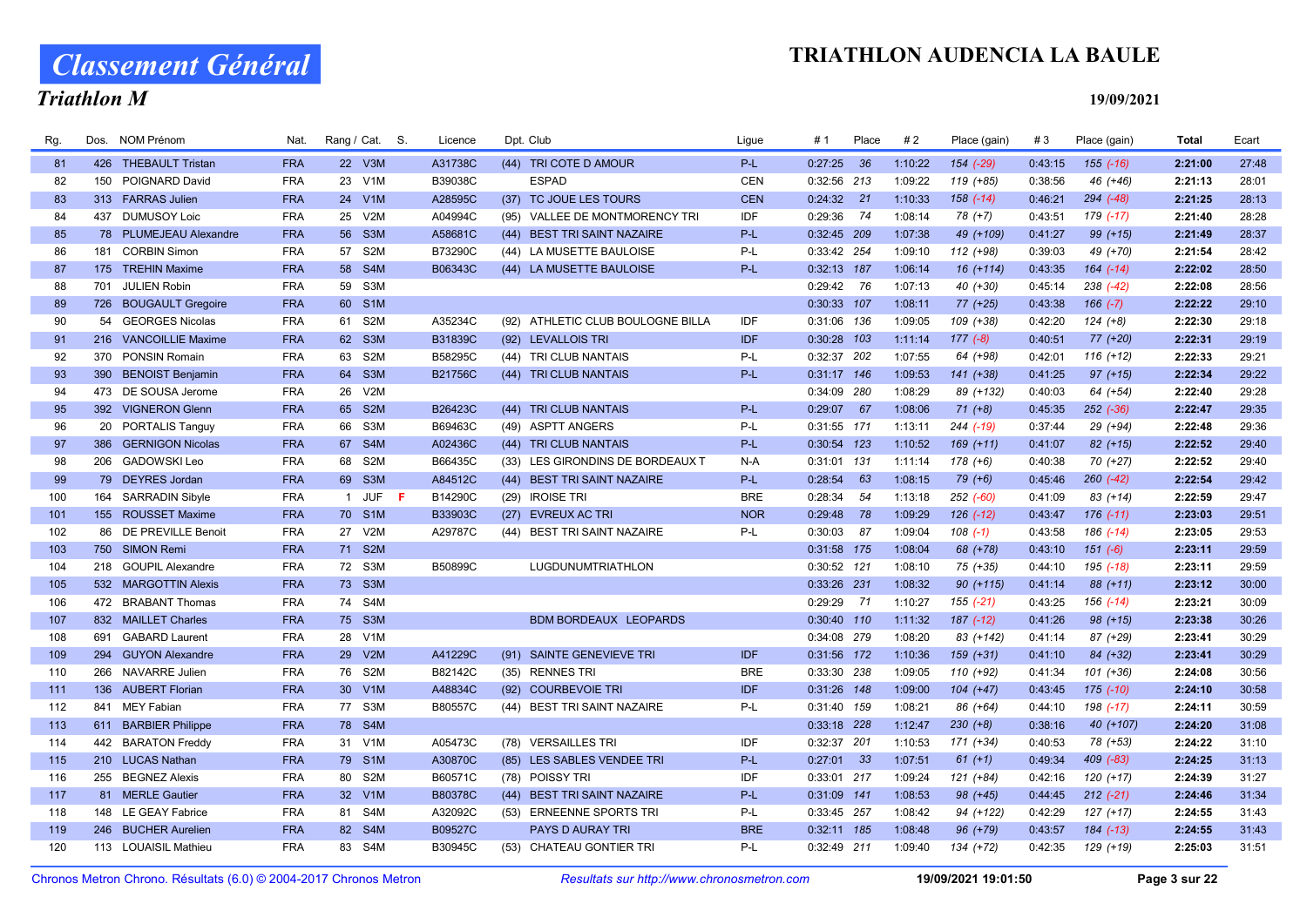# Classement Général

## Triathlon M

## TRIATHLON AUDENCIA LA BAULE

19/09/2021

| Rg. | Dos. | NOM Prénom | Nat. | Rang / Cat. | S. | Licence | Dpt. Club | Ligue | # 1 | Place | # 2 | Place (gain) | # 3 | Place (gain) | Total | Ecart |
|---|---|---|---|---|---|---|---|---|---|---|---|---|---|---|---|---|
| 81 | 426 | THEBAULT Tristan | FRA | 22 V3M | | A31738C | (44) TRI COTE D AMOUR | P-L | 0:27:25 | 36 | 1:10:22 | 154 (-29) | 0:43:15 | 155 (-16) | **2:21:00** | 27:48 |
| 82 | 150 | POIGNARD David | FRA | 23 V1M | | B39038C | ESPAD | CEN | 0:32:56 | 213 | 1:09:22 | 119 (+85) | 0:38:56 | 46 (+46) | **2:21:13** | 28:01 |
| 83 | 313 | FARRAS Julien | FRA | 24 V1M | | A28595C | (37) TC JOUE LES TOURS | CEN | 0:24:32 | 21 | 1:10:33 | 158 (-14) | 0:46:21 | 294 (-48) | **2:21:25** | 28:13 |
| 84 | 437 | DUMUSOY Loic | FRA | 25 V2M | | A04994C | (95) VALLEE DE MONTMORENCY TRI | IDF | 0:29:36 | 74 | 1:08:14 | 78 (+7) | 0:43:51 | 179 (-17) | **2:21:40** | 28:28 |
| 85 | 78 | PLUMEJEAU Alexandre | FRA | 56 S3M | | A58681C | (44) BEST TRI SAINT NAZAIRE | P-L | 0:32:45 | 209 | 1:07:38 | 49 (+109) | 0:41:27 | 99 (+15) | **2:21:49** | 28:37 |
| 86 | 181 | CORBIN Simon | FRA | 57 S2M | | B73290C | (44) LA MUSETTE BAULOISE | P-L | 0:33:42 | 254 | 1:09:10 | 112 (+98) | 0:39:03 | 49 (+70) | **2:21:54** | 28:42 |
| 87 | 175 | TREHIN Maxime | FRA | 58 S4M | | B06343C | (44) LA MUSETTE BAULOISE | P-L | 0:32:13 | 187 | 1:06:14 | 16 (+114) | 0:43:35 | 164 (-14) | **2:22:02** | 28:50 |
| 88 | 701 | JULIEN Robin | FRA | 59 S3M | | | | | 0:29:42 | 76 | 1:07:13 | 40 (+30) | 0:45:14 | 238 (-42) | **2:22:08** | 28:56 |
| 89 | 726 | BOUGAULT Gregoire | FRA | 60 S1M | | | | | 0:30:33 | 107 | 1:08:11 | 77 (+25) | 0:43:38 | 166 (-7) | **2:22:22** | 29:10 |
| 90 | 54 | GEORGES Nicolas | FRA | 61 S2M | | A35234C | (92) ATHLETIC CLUB BOULOGNE BILLA | IDF | 0:31:06 | 136 | 1:09:05 | 109 (+38) | 0:42:20 | 124 (+8) | **2:22:30** | 29:18 |
| 91 | 216 | VANCOILLIE Maxime | FRA | 62 S3M | | B31839C | (92) LEVALLOIS TRI | IDF | 0:30:28 | 103 | 1:11:14 | 177 (-8) | 0:40:51 | 77 (+20) | **2:22:31** | 29:19 |
| 92 | 370 | PONSIN Romain | FRA | 63 S2M | | B58295C | (44) TRI CLUB NANTAIS | P-L | 0:32:37 | 202 | 1:07:55 | 64 (+98) | 0:42:01 | 116 (+12) | **2:22:33** | 29:21 |
| 93 | 390 | BENOIST Benjamin | FRA | 64 S3M | | B21756C | (44) TRI CLUB NANTAIS | P-L | 0:31:17 | 146 | 1:09:53 | 141 (+38) | 0:41:25 | 97 (+15) | **2:22:34** | 29:22 |
| 94 | 473 | DE SOUSA Jerome | FRA | 26 V2M | | | | | 0:34:09 | 280 | 1:08:29 | 89 (+132) | 0:40:03 | 64 (+54) | **2:22:40** | 29:28 |
| 95 | 392 | VIGNERON Glenn | FRA | 65 S2M | | B26423C | (44) TRI CLUB NANTAIS | P-L | 0:29:07 | 67 | 1:08:06 | 71 (+8) | 0:45:35 | 252 (-36) | **2:22:47** | 29:35 |
| 96 | 20 | PORTALIS Tanguy | FRA | 66 S3M | | B69463C | (49) ASPTT ANGERS | P-L | 0:31:55 | 171 | 1:13:11 | 244 (-19) | 0:37:44 | 29 (+94) | **2:22:48** | 29:36 |
| 97 | 386 | GERNIGON Nicolas | FRA | 67 S4M | | A02436C | (44) TRI CLUB NANTAIS | P-L | 0:30:54 | 123 | 1:10:52 | 169 (+11) | 0:41:07 | 82 (+15) | **2:22:52** | 29:40 |
| 98 | 206 | GADOWSKI Leo | FRA | 68 S2M | | B66435C | (33) LES GIRONDINS DE BORDEAUX T | N-A | 0:31:01 | 131 | 1:11:14 | 178 (+6) | 0:40:38 | 70 (+27) | **2:22:52** | 29:40 |
| 99 | 79 | DEYRES Jordan | FRA | 69 S3M | | A84512C | (44) BEST TRI SAINT NAZAIRE | P-L | 0:28:54 | 63 | 1:08:15 | 79 (+6) | 0:45:46 | 260 (-42) | **2:22:54** | 29:42 |
| 100 | 164 | SARRADIN Sibyle | FRA | 1 JUF | F | B14290C | (29) IROISE TRI | BRE | 0:28:34 | 54 | 1:13:18 | 252 (-60) | 0:41:09 | 83 (+14) | **2:22:59** | 29:47 |
| 101 | 155 | ROUSSET Maxime | FRA | 70 S1M | | B33903C | (27) EVREUX AC TRI | NOR | 0:29:48 | 78 | 1:09:29 | 126 (-12) | 0:43:47 | 176 (-11) | **2:23:03** | 29:51 |
| 102 | 86 | DE PREVILLE Benoit | FRA | 27 V2M | | A29787C | (44) BEST TRI SAINT NAZAIRE | P-L | 0:30:03 | 87 | 1:09:04 | 108 (-1) | 0:43:58 | 186 (-14) | **2:23:05** | 29:53 |
| 103 | 750 | SIMON Remi | FRA | 71 S2M | | | | | 0:31:58 | 175 | 1:08:04 | 68 (+78) | 0:43:10 | 151 (-6) | **2:23:11** | 29:59 |
| 104 | 218 | GOUPIL Alexandre | FRA | 72 S3M | | B50899C | LUGDUNUMTRIATHLON | | 0:30:52 | 121 | 1:08:10 | 75 (+35) | 0:44:10 | 195 (-18) | **2:23:11** | 29:59 |
| 105 | 532 | MARGOTTIN Alexis | FRA | 73 S3M | | | | | 0:33:26 | 231 | 1:08:32 | 90 (+115) | 0:41:14 | 88 (+11) | **2:23:12** | 30:00 |
| 106 | 472 | BRABANT Thomas | FRA | 74 S4M | | | | | 0:29:29 | 71 | 1:10:27 | 155 (-21) | 0:43:25 | 156 (-14) | **2:23:21** | 30:09 |
| 107 | 832 | MAILLET Charles | FRA | 75 S3M | | | BDM BORDEAUX LEOPARDS | | 0:30:40 | 110 | 1:11:32 | 187 (-12) | 0:41:26 | 98 (+15) | **2:23:38** | 30:26 |
| 108 | 691 | GABARD Laurent | FRA | 28 V1M | | | | | 0:34:08 | 279 | 1:08:20 | 83 (+142) | 0:41:14 | 87 (+29) | **2:23:41** | 30:29 |
| 109 | 294 | GUYON Alexandre | FRA | 29 V2M | | A41229C | (91) SAINTE GENEVIEVE TRI | IDF | 0:31:56 | 172 | 1:10:36 | 159 (+31) | 0:41:10 | 84 (+32) | **2:23:41** | 30:29 |
| 110 | 266 | NAVARRE Julien | FRA | 76 S2M | | B82142C | (35) RENNES TRI | BRE | 0:33:30 | 238 | 1:09:05 | 110 (+92) | 0:41:34 | 101 (+36) | **2:24:08** | 30:56 |
| 111 | 136 | AUBERT Florian | FRA | 30 V1M | | A48834C | (92) COURBEVOIE TRI | IDF | 0:31:26 | 148 | 1:09:00 | 104 (+47) | 0:43:45 | 175 (-10) | **2:24:10** | 30:58 |
| 112 | 841 | MEY Fabian | FRA | 77 S3M | | B80557C | (44) BEST TRI SAINT NAZAIRE | P-L | 0:31:40 | 159 | 1:08:21 | 86 (+64) | 0:44:10 | 198 (-17) | **2:24:11** | 30:59 |
| 113 | 611 | BARBIER Philippe | FRA | 78 S4M | | | | | 0:33:18 | 228 | 1:12:47 | 230 (+8) | 0:38:16 | 40 (+107) | **2:24:20** | 31:08 |
| 114 | 442 | BARATON Freddy | FRA | 31 V1M | | A05473C | (78) VERSAILLES TRI | IDF | 0:32:37 | 201 | 1:10:53 | 171 (+34) | 0:40:53 | 78 (+53) | **2:24:22** | 31:10 |
| 115 | 210 | LUCAS Nathan | FRA | 79 S1M | | A30870C | (85) LES SABLES VENDEE TRI | P-L | 0:27:01 | 33 | 1:07:51 | 61 (+1) | 0:49:34 | 409 (-83) | **2:24:25** | 31:13 |
| 116 | 255 | BEGNEZ Alexis | FRA | 80 S2M | | B60571C | (78) POISSY TRI | IDF | 0:33:01 | 217 | 1:09:24 | 121 (+84) | 0:42:16 | 120 (+17) | **2:24:39** | 31:27 |
| 117 | 81 | MERLE Gautier | FRA | 32 V1M | | B80378C | (44) BEST TRI SAINT NAZAIRE | P-L | 0:31:09 | 141 | 1:08:53 | 98 (+45) | 0:44:45 | 212 (-21) | **2:24:46** | 31:34 |
| 118 | 148 | LE GEAY Fabrice | FRA | 81 S4M | | A32092C | (53) ERNEENNE SPORTS TRI | P-L | 0:33:45 | 257 | 1:08:42 | 94 (+122) | 0:42:29 | 127 (+17) | **2:24:55** | 31:43 |
| 119 | 246 | BUCHER Aurelien | FRA | 82 S4M | | B09527C | PAYS D AURAY TRI | BRE | 0:32:11 | 185 | 1:08:48 | 96 (+79) | 0:43:57 | 184 (-13) | **2:24:55** | 31:43 |
| 120 | 113 | LOUAISIL Mathieu | FRA | 83 S4M | | B30945C | (53) CHATEAU GONTIER TRI | P-L | 0:32:49 | 211 | 1:09:40 | 134 (+72) | 0:42:35 | 129 (+19) | **2:25:03** | 31:51 |

Chronos Metron Chrono. Résultats (6.0) © 2004-2017 Chronos Metron — *Resultats sur http://www.chronosmetron.com* — 19/09/2021 19:01:50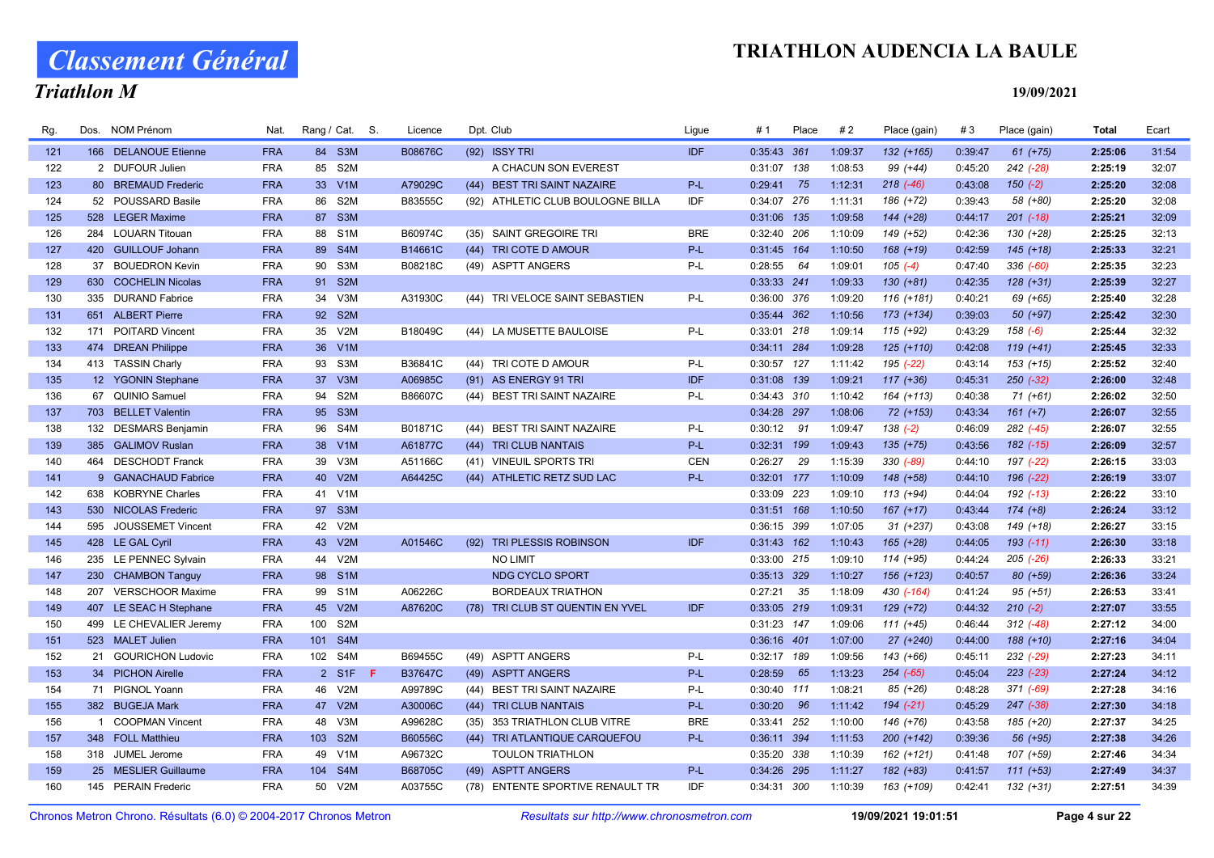# Classement Général

## Triathlon M

## TRIATHLON AUDENCIA LA BAULE

19/09/2021

| Rg. | Dos. | NOM Prénom | Nat. | Rang / Cat. | | S. | Licence | Dpt. | Club | Ligue | # 1 | Place | # 2 | Place (gain) | # 3 | Place (gain) | Total | Ecart |
|---|---|---|---|---|---|---|---|---|---|---|---|---|---|---|---|---|---|---|
| 121 | 166 | DELANOUE Etienne | FRA | 84 | S3M | | B08676C | (92) | ISSY TRI | IDF | 0:35:43 | 361 | 1:09:37 | 132 (+165) | 0:39:47 | 61 (+75) | 2:25:06 | 31:54 |
| 122 | 2 | DUFOUR Julien | FRA | 85 | S2M | | | | A CHACUN SON EVEREST | | 0:31:07 | 138 | 1:08:53 | 99 (+44) | 0:45:20 | 242 (-28) | 2:25:19 | 32:07 |
| 123 | 80 | BREMAUD Frederic | FRA | 33 | V1M | | A79029C | (44) | BEST TRI SAINT NAZAIRE | P-L | 0:29:41 | 75 | 1:12:31 | 218 (-46) | 0:43:08 | 150 (-2) | 2:25:20 | 32:08 |
| 124 | 52 | POUSSARD Basile | FRA | 86 | S2M | | B83555C | (92) | ATHLETIC CLUB BOULOGNE BILLA | IDF | 0:34:07 | 276 | 1:11:31 | 186 (+72) | 0:39:43 | 58 (+80) | 2:25:20 | 32:08 |
| 125 | 528 | LEGER Maxime | FRA | 87 | S3M | | | | | | 0:31:06 | 135 | 1:09:58 | 144 (+28) | 0:44:17 | 201 (-18) | 2:25:21 | 32:09 |
| 126 | 284 | LOUARN Titouan | FRA | 88 | S1M | | B60974C | (35) | SAINT GREGOIRE TRI | BRE | 0:32:40 | 206 | 1:10:09 | 149 (+52) | 0:42:36 | 130 (+28) | 2:25:25 | 32:13 |
| 127 | 420 | GUILLOUF Johann | FRA | 89 | S4M | | B14661C | (44) | TRI COTE D AMOUR | P-L | 0:31:45 | 164 | 1:10:50 | 168 (+19) | 0:42:59 | 145 (+18) | 2:25:33 | 32:21 |
| 128 | 37 | BOUEDRON Kevin | FRA | 90 | S3M | | B08218C | (49) | ASPTT ANGERS | P-L | 0:28:55 | 64 | 1:09:01 | 105 (-4) | 0:47:40 | 336 (-60) | 2:25:35 | 32:23 |
| 129 | 630 | COCHELIN Nicolas | FRA | 91 | S2M | | | | | | 0:33:33 | 241 | 1:09:33 | 130 (+81) | 0:42:35 | 128 (+31) | 2:25:39 | 32:27 |
| 130 | 335 | DURAND Fabrice | FRA | 34 | V3M | | A31930C | (44) | TRI VELOCE SAINT SEBASTIEN | P-L | 0:36:00 | 376 | 1:09:20 | 116 (+181) | 0:40:21 | 69 (+65) | 2:25:40 | 32:28 |
| 131 | 651 | ALBERT Pierre | FRA | 92 | S2M | | | | | | 0:35:44 | 362 | 1:10:56 | 173 (+134) | 0:39:03 | 50 (+97) | 2:25:42 | 32:30 |
| 132 | 171 | POITARD Vincent | FRA | 35 | V2M | | B18049C | (44) | LA MUSETTE BAULOISE | P-L | 0:33:01 | 218 | 1:09:14 | 115 (+92) | 0:43:29 | 158 (-6) | 2:25:44 | 32:32 |
| 133 | 474 | DREAN Philippe | FRA | 36 | V1M | | | | | | 0:34:11 | 284 | 1:09:28 | 125 (+110) | 0:42:08 | 119 (+41) | 2:25:45 | 32:33 |
| 134 | 413 | TASSIN Charly | FRA | 93 | S3M | | B36841C | (44) | TRI COTE D AMOUR | P-L | 0:30:57 | 127 | 1:11:42 | 195 (-22) | 0:43:14 | 153 (+15) | 2:25:52 | 32:40 |
| 135 | 12 | YGONIN Stephane | FRA | 37 | V3M | | A06985C | (91) | AS ENERGY 91 TRI | IDF | 0:31:08 | 139 | 1:09:21 | 117 (+36) | 0:45:31 | 250 (-32) | 2:26:00 | 32:48 |
| 136 | 67 | QUINIO Samuel | FRA | 94 | S2M | | B86607C | (44) | BEST TRI SAINT NAZAIRE | P-L | 0:34:43 | 310 | 1:10:42 | 164 (+113) | 0:40:38 | 71 (+61) | 2:26:02 | 32:50 |
| 137 | 703 | BELLET Valentin | FRA | 95 | S3M | | | | | | 0:34:28 | 297 | 1:08:06 | 72 (+153) | 0:43:34 | 161 (+7) | 2:26:07 | 32:55 |
| 138 | 132 | DESMARS Benjamin | FRA | 96 | S4M | | B01871C | (44) | BEST TRI SAINT NAZAIRE | P-L | 0:30:12 | 91 | 1:09:47 | 138 (-2) | 0:46:09 | 282 (-45) | 2:26:07 | 32:55 |
| 139 | 385 | GALIMOV Ruslan | FRA | 38 | V1M | | A61877C | (44) | TRI CLUB NANTAIS | P-L | 0:32:31 | 199 | 1:09:43 | 135 (+75) | 0:43:56 | 182 (-15) | 2:26:09 | 32:57 |
| 140 | 464 | DESCHODT Franck | FRA | 39 | V3M | | A51166C | (41) | VINEUIL SPORTS TRI | CEN | 0:26:27 | 29 | 1:15:39 | 330 (-89) | 0:44:10 | 197 (-22) | 2:26:15 | 33:03 |
| 141 | 9 | GANACHAUD Fabrice | FRA | 40 | V2M | | A64425C | (44) | ATHLETIC RETZ SUD LAC | P-L | 0:32:01 | 177 | 1:10:09 | 148 (+58) | 0:44:10 | 196 (-22) | 2:26:19 | 33:07 |
| 142 | 638 | KOBRYNE Charles | FRA | 41 | V1M | | | | | | 0:33:09 | 223 | 1:09:10 | 113 (+94) | 0:44:04 | 192 (-13) | 2:26:22 | 33:10 |
| 143 | 530 | NICOLAS Frederic | FRA | 97 | S3M | | | | | | 0:31:51 | 168 | 1:10:50 | 167 (+17) | 0:43:44 | 174 (+8) | 2:26:24 | 33:12 |
| 144 | 595 | JOUSSEMET Vincent | FRA | 42 | V2M | | | | | | 0:36:15 | 399 | 1:07:05 | 31 (+237) | 0:43:08 | 149 (+18) | 2:26:27 | 33:15 |
| 145 | 428 | LE GAL Cyril | FRA | 43 | V2M | | A01546C | (92) | TRI PLESSIS ROBINSON | IDF | 0:31:43 | 162 | 1:10:43 | 165 (+28) | 0:44:05 | 193 (-11) | 2:26:30 | 33:18 |
| 146 | 235 | LE PENNEC Sylvain | FRA | 44 | V2M | | | | NO LIMIT | | 0:33:00 | 215 | 1:09:10 | 114 (+95) | 0:44:24 | 205 (-26) | 2:26:33 | 33:21 |
| 147 | 230 | CHAMBON Tanguy | FRA | 98 | S1M | | | | NDG CYCLO SPORT | | 0:35:13 | 329 | 1:10:27 | 156 (+123) | 0:40:57 | 80 (+59) | 2:26:36 | 33:24 |
| 148 | 207 | VERSCHOOR Maxime | FRA | 99 | S1M | | A06226C | | BORDEAUX TRIATHON | | 0:27:21 | 35 | 1:18:09 | 430 (-164) | 0:41:24 | 95 (+51) | 2:26:53 | 33:41 |
| 149 | 407 | LE SEAC H Stephane | FRA | 45 | V2M | | A87620C | (78) | TRI CLUB ST QUENTIN EN YVEL | IDF | 0:33:05 | 219 | 1:09:31 | 129 (+72) | 0:44:32 | 210 (-2) | 2:27:07 | 33:55 |
| 150 | 499 | LE CHEVALIER Jeremy | FRA | 100 | S2M | | | | | | 0:31:23 | 147 | 1:09:06 | 111 (+45) | 0:46:44 | 312 (-48) | 2:27:12 | 34:00 |
| 151 | 523 | MALET Julien | FRA | 101 | S4M | | | | | | 0:36:16 | 401 | 1:07:00 | 27 (+240) | 0:44:00 | 188 (+10) | 2:27:16 | 34:04 |
| 152 | 21 | GOURICHON Ludovic | FRA | 102 | S4M | | B69455C | (49) | ASPTT ANGERS | P-L | 0:32:17 | 189 | 1:09:56 | 143 (+66) | 0:45:11 | 232 (-29) | 2:27:23 | 34:11 |
| 153 | 34 | PICHON Airelle | FRA | 2 | S1F | F | B37647C | (49) | ASPTT ANGERS | P-L | 0:28:59 | 65 | 1:13:23 | 254 (-65) | 0:45:04 | 223 (-23) | 2:27:24 | 34:12 |
| 154 | 71 | PIGNOL Yoann | FRA | 46 | V2M | | A99789C | (44) | BEST TRI SAINT NAZAIRE | P-L | 0:30:40 | 111 | 1:08:21 | 85 (+26) | 0:48:28 | 371 (-69) | 2:27:28 | 34:16 |
| 155 | 382 | BUGEJA Mark | FRA | 47 | V2M | | A30006C | (44) | TRI CLUB NANTAIS | P-L | 0:30:20 | 96 | 1:11:42 | 194 (-21) | 0:45:29 | 247 (-38) | 2:27:30 | 34:18 |
| 156 | 1 | COOPMAN Vincent | FRA | 48 | V3M | | A99628C | (35) | 353 TRIATHLON CLUB VITRE | BRE | 0:33:41 | 252 | 1:10:00 | 146 (+76) | 0:43:58 | 185 (+20) | 2:27:37 | 34:25 |
| 157 | 348 | FOLL Matthieu | FRA | 103 | S2M | | B60556C | (44) | TRI ATLANTIQUE CARQUEFOU | P-L | 0:36:11 | 394 | 1:11:53 | 200 (+142) | 0:39:36 | 56 (+95) | 2:27:38 | 34:26 |
| 158 | 318 | JUMEL Jerome | FRA | 49 | V1M | | A96732C | | TOULON TRIATHLON | | 0:35:20 | 338 | 1:10:39 | 162 (+121) | 0:41:48 | 107 (+59) | 2:27:46 | 34:34 |
| 159 | 25 | MESLIER Guillaume | FRA | 104 | S4M | | B68705C | (49) | ASPTT ANGERS | P-L | 0:34:26 | 295 | 1:11:27 | 182 (+83) | 0:41:57 | 111 (+53) | 2:27:49 | 34:37 |
| 160 | 145 | PERAIN Frederic | FRA | 50 | V2M | | A03755C | (78) | ENTENTE SPORTIVE RENAULT TR | IDF | 0:34:31 | 300 | 1:10:39 | 163 (+109) | 0:42:41 | 132 (+31) | 2:27:51 | 34:39 |

Chronos Metron Chrono. Résultats (6.0) © 2004-2017 Chronos Metron — *Resultats sur http://www.chronosmetron.com* — 19/09/2021 19:01:51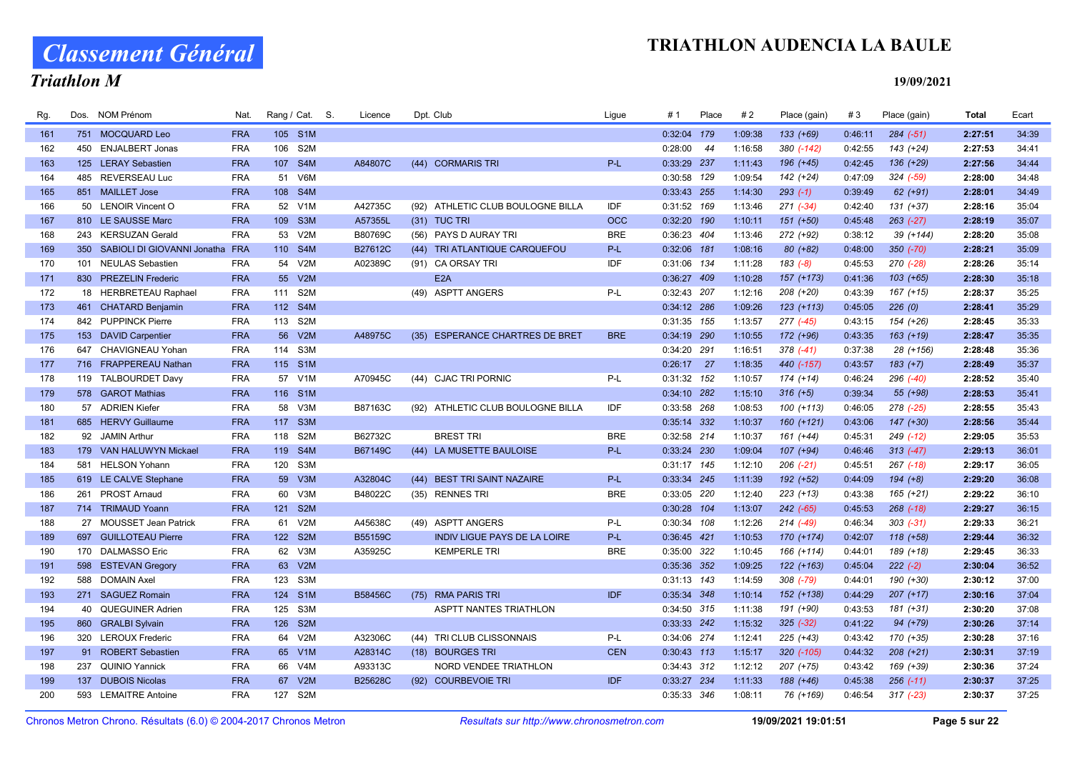# Classement Général

## Triathlon M

# TRIATHLON AUDENCIA LA BAULE

19/09/2021

| Rg. | Dos. | NOM Prénom | Nat. | Rang / Cat. | | S. | Licence | Dpt. Club | | Ligue | # 1 | Place | # 2 | Place (gain) | # 3 | Place (gain) | Total | Ecart |
|---|---|---|---|---|---|---|---|---|---|---|---|---|---|---|---|---|---|---|
| 161 | 751 | MOCQUARD Leo | FRA | 105 | S1M | | | | | | 0:32:04 | 179 | 1:09:38 | 133 (+69) | 0:46:11 | 284 (-51) | **2:27:51** | 34:39 |
| 162 | 450 | ENJALBERT Jonas | FRA | 106 | S2M | | | | | | 0:28:00 | 44 | 1:16:58 | 380 (-142) | 0:42:55 | 143 (+24) | **2:27:53** | 34:41 |
| 163 | 125 | LERAY Sebastien | FRA | 107 | S4M | | A84807C | (44) | CORMARIS TRI | P-L | 0:33:29 | 237 | 1:11:43 | 196 (+45) | 0:42:45 | 136 (+29) | **2:27:56** | 34:44 |
| 164 | 485 | REVERSEAU Luc | FRA | 51 | V6M | | | | | | 0:30:58 | 129 | 1:09:54 | 142 (+24) | 0:47:09 | 324 (-59) | **2:28:00** | 34:48 |
| 165 | 851 | MAILLET Jose | FRA | 108 | S4M | | | | | | 0:33:43 | 255 | 1:14:30 | 293 (-1) | 0:39:49 | 62 (+91) | **2:28:01** | 34:49 |
| 166 | 50 | LENOIR Vincent O | FRA | 52 | V1M | | A42735C | (92) | ATHLETIC CLUB BOULOGNE BILLA | IDF | 0:31:52 | 169 | 1:13:46 | 271 (-34) | 0:42:40 | 131 (+37) | **2:28:16** | 35:04 |
| 167 | 810 | LE SAUSSE Marc | FRA | 109 | S3M | | A57355L | (31) | TUC TRI | OCC | 0:32:20 | 190 | 1:10:11 | 151 (+50) | 0:45:48 | 263 (-27) | **2:28:19** | 35:07 |
| 168 | 243 | KERSUZAN Gerald | FRA | 53 | V2M | | B80769C | (56) | PAYS D AURAY TRI | BRE | 0:36:23 | 404 | 1:13:46 | 272 (+92) | 0:38:12 | 39 (+144) | **2:28:20** | 35:08 |
| 169 | 350 | SABIOLI DI GIOVANNI Jonatha | FRA | 110 | S4M | | B27612C | (44) | TRI ATLANTIQUE CARQUEFOU | P-L | 0:32:06 | 181 | 1:08:16 | 80 (+82) | 0:48:00 | 350 (-70) | **2:28:21** | 35:09 |
| 170 | 101 | NEULAS Sebastien | FRA | 54 | V2M | | A02389C | (91) | CA ORSAY TRI | IDF | 0:31:06 | 134 | 1:11:28 | 183 (-8) | 0:45:53 | 270 (-28) | **2:28:26** | 35:14 |
| 171 | 830 | PREZELIN Frederic | FRA | 55 | V2M | | | | E2A | | 0:36:27 | 409 | 1:10:28 | 157 (+173) | 0:41:36 | 103 (+65) | **2:28:30** | 35:18 |
| 172 | 18 | HERBRETEAU Raphael | FRA | 111 | S2M | | | (49) | ASPTT ANGERS | P-L | 0:32:43 | 207 | 1:12:16 | 208 (+20) | 0:43:39 | 167 (+15) | **2:28:37** | 35:25 |
| 173 | 461 | CHATARD Benjamin | FRA | 112 | S4M | | | | | | 0:34:12 | 286 | 1:09:26 | 123 (+113) | 0:45:05 | 226 (0) | **2:28:41** | 35:29 |
| 174 | 842 | PUPPINCK Pierre | FRA | 113 | S2M | | | | | | 0:31:35 | 155 | 1:13:57 | 277 (-45) | 0:43:15 | 154 (+26) | **2:28:45** | 35:33 |
| 175 | 153 | DAVID Carpentier | FRA | 56 | V2M | | A48975C | (35) | ESPERANCE CHARTRES DE BRET | BRE | 0:34:19 | 290 | 1:10:55 | 172 (+96) | 0:43:35 | 163 (+19) | **2:28:47** | 35:35 |
| 176 | 647 | CHAVIGNEAU Yohan | FRA | 114 | S3M | | | | | | 0:34:20 | 291 | 1:16:51 | 378 (-41) | 0:37:38 | 28 (+156) | **2:28:48** | 35:36 |
| 177 | 716 | FRAPPEREAU Nathan | FRA | 115 | S1M | | | | | | 0:26:17 | 27 | 1:18:35 | 440 (-157) | 0:43:57 | 183 (+7) | **2:28:49** | 35:37 |
| 178 | 119 | TALBOURDET Davy | FRA | 57 | V1M | | A70945C | (44) | CJAC TRI PORNIC | P-L | 0:31:32 | 152 | 1:10:57 | 174 (+14) | 0:46:24 | 296 (-40) | **2:28:52** | 35:40 |
| 179 | 578 | GAROT Mathias | FRA | 116 | S1M | | | | | | 0:34:10 | 282 | 1:15:10 | 316 (+5) | 0:39:34 | 55 (+98) | **2:28:53** | 35:41 |
| 180 | 57 | ADRIEN Kiefer | FRA | 58 | V3M | | B87163C | (92) | ATHLETIC CLUB BOULOGNE BILLA | IDF | 0:33:58 | 268 | 1:08:53 | 100 (+113) | 0:46:05 | 278 (-25) | **2:28:55** | 35:43 |
| 181 | 685 | HERVY Guillaume | FRA | 117 | S3M | | | | | | 0:35:14 | 332 | 1:10:37 | 160 (+121) | 0:43:06 | 147 (+30) | **2:28:56** | 35:44 |
| 182 | 92 | JAMIN Arthur | FRA | 118 | S2M | | B62732C | | BREST TRI | BRE | 0:32:58 | 214 | 1:10:37 | 161 (+44) | 0:45:31 | 249 (-12) | **2:29:05** | 35:53 |
| 183 | 179 | VAN HALUWYN Mickael | FRA | 119 | S4M | | B67149C | (44) | LA MUSETTE BAULOISE | P-L | 0:33:24 | 230 | 1:09:04 | 107 (+94) | 0:46:46 | 313 (-47) | **2:29:13** | 36:01 |
| 184 | 581 | HELSON Yohann | FRA | 120 | S3M | | | | | | 0:31:17 | 145 | 1:12:10 | 206 (-21) | 0:45:51 | 267 (-18) | **2:29:17** | 36:05 |
| 185 | 619 | LE CALVE Stephane | FRA | 59 | V3M | | A32804C | (44) | BEST TRI SAINT NAZAIRE | P-L | 0:33:34 | 245 | 1:11:39 | 192 (+52) | 0:44:09 | 194 (+8) | **2:29:20** | 36:08 |
| 186 | 261 | PROST Arnaud | FRA | 60 | V3M | | B48022C | (35) | RENNES TRI | BRE | 0:33:05 | 220 | 1:12:40 | 223 (+13) | 0:43:38 | 165 (+21) | **2:29:22** | 36:10 |
| 187 | 714 | TRIMAUD Yoann | FRA | 121 | S2M | | | | | | 0:30:28 | 104 | 1:13:07 | 242 (-65) | 0:45:53 | 268 (-18) | **2:29:27** | 36:15 |
| 188 | 27 | MOUSSET Jean Patrick | FRA | 61 | V2M | | A45638C | (49) | ASPTT ANGERS | P-L | 0:30:34 | 108 | 1:12:26 | 214 (-49) | 0:46:34 | 303 (-31) | **2:29:33** | 36:21 |
| 189 | 697 | GUILLOTEAU Pierre | FRA | 122 | S2M | | B55159C | | INDIV LIGUE PAYS DE LA LOIRE | P-L | 0:36:45 | 421 | 1:10:53 | 170 (+174) | 0:42:07 | 118 (+58) | **2:29:44** | 36:32 |
| 190 | 170 | DALMASSO Eric | FRA | 62 | V3M | | A35925C | | KEMPERLE TRI | BRE | 0:35:00 | 322 | 1:10:45 | 166 (+114) | 0:44:01 | 189 (+18) | **2:29:45** | 36:33 |
| 191 | 598 | ESTEVAN Gregory | FRA | 63 | V2M | | | | | | 0:35:36 | 352 | 1:09:25 | 122 (+163) | 0:45:04 | 222 (-2) | **2:30:04** | 36:52 |
| 192 | 588 | DOMAIN Axel | FRA | 123 | S3M | | | | | | 0:31:13 | 143 | 1:14:59 | 308 (-79) | 0:44:01 | 190 (+30) | **2:30:12** | 37:00 |
| 193 | 271 | SAGUEZ Romain | FRA | 124 | S1M | | B58456C | (75) | RMA PARIS TRI | IDF | 0:35:34 | 348 | 1:10:14 | 152 (+138) | 0:44:29 | 207 (+17) | **2:30:16** | 37:04 |
| 194 | 40 | QUEGUINER Adrien | FRA | 125 | S3M | | | | ASPTT NANTES TRIATHLON | | 0:34:50 | 315 | 1:11:38 | 191 (+90) | 0:43:53 | 181 (+31) | **2:30:20** | 37:08 |
| 195 | 860 | GRALBI Sylvain | FRA | 126 | S2M | | | | | | 0:33:33 | 242 | 1:15:32 | 325 (-32) | 0:41:22 | 94 (+79) | **2:30:26** | 37:14 |
| 196 | 320 | LEROUX Frederic | FRA | 64 | V2M | | A32306C | (44) | TRI CLUB CLISSONNAIS | P-L | 0:34:06 | 274 | 1:12:41 | 225 (+43) | 0:43:42 | 170 (+35) | **2:30:28** | 37:16 |
| 197 | 91 | ROBERT Sebastien | FRA | 65 | V1M | | A28314C | (18) | BOURGES TRI | CEN | 0:30:43 | 113 | 1:15:17 | 320 (-105) | 0:44:32 | 208 (+21) | **2:30:31** | 37:19 |
| 198 | 237 | QUINIO Yannick | FRA | 66 | V4M | | A93313C | | NORD VENDEE TRIATHLON | | 0:34:43 | 312 | 1:12:12 | 207 (+75) | 0:43:42 | 169 (+39) | **2:30:36** | 37:24 |
| 199 | 137 | DUBOIS Nicolas | FRA | 67 | V2M | | B25628C | (92) | COURBEVOIE TRI | IDF | 0:33:27 | 234 | 1:11:33 | 188 (+46) | 0:45:38 | 256 (-11) | **2:30:37** | 37:25 |
| 200 | 593 | LEMAITRE Antoine | FRA | 127 | S2M | | | | | | 0:35:33 | 346 | 1:08:11 | 76 (+169) | 0:46:54 | 317 (-23) | **2:30:37** | 37:25 |

Chronos Metron Chrono. Résultats (6.0) © 2004-2017 Chronos Metron — *Resultats sur http://www.chronosmetron.com* — 19/09/2021 19:01:51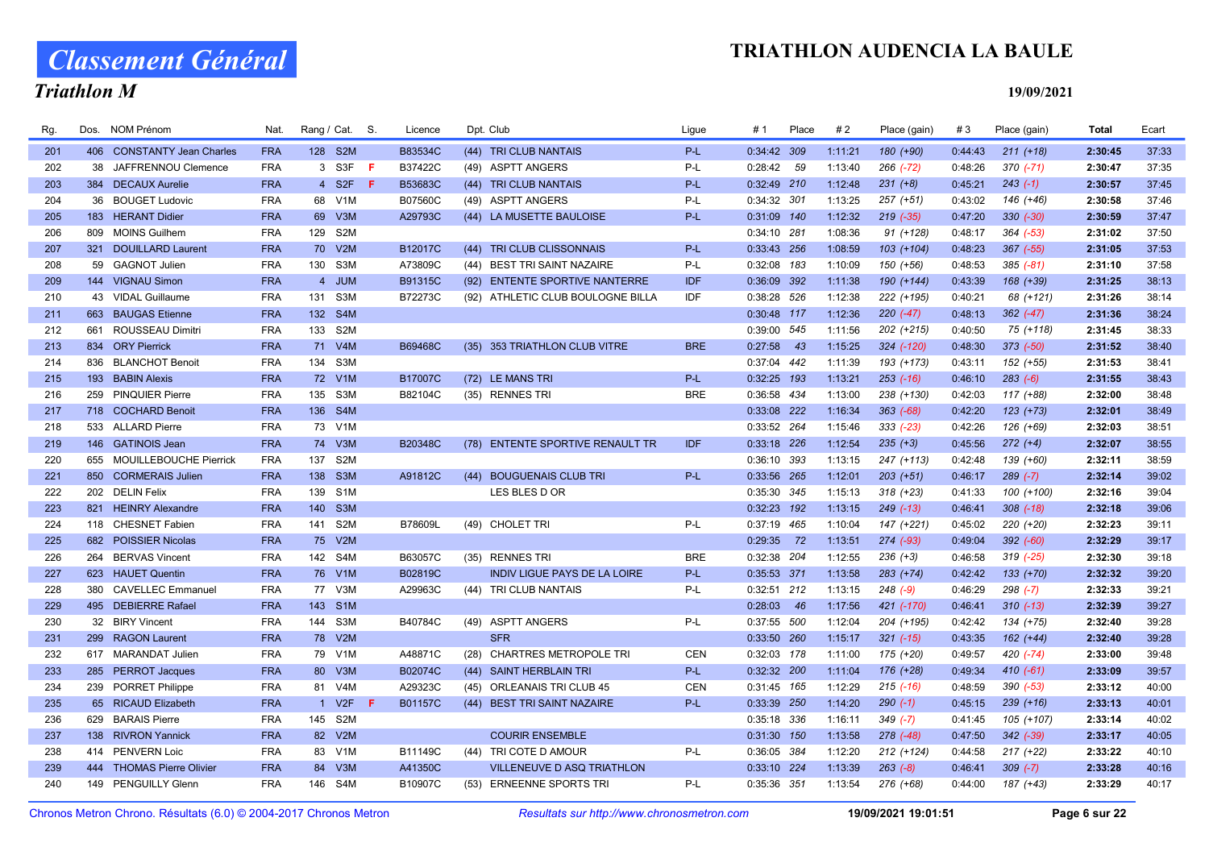# Classement Général

## Triathlon M

## TRIATHLON AUDENCIA LA BAULE

19/09/2021

| Rg. | Dos. | NOM Prénom | Nat. | Rang / Cat. | | S. | Licence | Dpt. | Club | Ligue | # 1 | Place | # 2 | Place (gain) | # 3 | Place (gain) | Total | Ecart |
|---|---|---|---|---|---|---|---|---|---|---|---|---|---|---|---|---|---|---|
| 201 | 406 | CONSTANTY Jean Charles | FRA | 128 | S2M | | B83534C | (44) | TRI CLUB NANTAIS | P-L | 0:34:42 | 309 | 1:11:21 | 180 (+90) | 0:44:43 | 211 (+18) | **2:30:45** | 37:33 |
| 202 | 38 | JAFFRENNOU Clemence | FRA | 3 | S3F | F | B37422C | (49) | ASPTT ANGERS | P-L | 0:28:42 | 59 | 1:13:40 | 266 (-72) | 0:48:26 | 370 (-71) | **2:30:47** | 37:35 |
| 203 | 384 | DECAUX Aurelie | FRA | 4 | S2F | F | B53683C | (44) | TRI CLUB NANTAIS | P-L | 0:32:49 | 210 | 1:12:48 | 231 (+8) | 0:45:21 | 243 (-1) | **2:30:57** | 37:45 |
| 204 | 36 | BOUGET Ludovic | FRA | 68 | V1M | | B07560C | (49) | ASPTT ANGERS | P-L | 0:34:32 | 301 | 1:13:25 | 257 (+51) | 0:43:02 | 146 (+46) | **2:30:58** | 37:46 |
| 205 | 183 | HERANT Didier | FRA | 69 | V3M | | A29793C | (44) | LA MUSETTE BAULOISE | P-L | 0:31:09 | 140 | 1:12:32 | 219 (-35) | 0:47:20 | 330 (-30) | **2:30:59** | 37:47 |
| 206 | 809 | MOINS Guilhem | FRA | 129 | S2M | | | | | | 0:34:10 | 281 | 1:08:36 | 91 (+128) | 0:48:17 | 364 (-53) | **2:31:02** | 37:50 |
| 207 | 321 | DOUILLARD Laurent | FRA | 70 | V2M | | B12017C | (44) | TRI CLUB CLISSONNAIS | P-L | 0:33:43 | 256 | 1:08:59 | 103 (+104) | 0:48:23 | 367 (-55) | **2:31:05** | 37:53 |
| 208 | 59 | GAGNOT Julien | FRA | 130 | S3M | | A73809C | (44) | BEST TRI SAINT NAZAIRE | P-L | 0:32:08 | 183 | 1:10:09 | 150 (+56) | 0:48:53 | 385 (-81) | **2:31:10** | 37:58 |
| 209 | 144 | VIGNAU Simon | FRA | 4 | JUM | | B91315C | (92) | ENTENTE SPORTIVE NANTERRE | IDF | 0:36:09 | 392 | 1:11:38 | 190 (+144) | 0:43:39 | 168 (+39) | **2:31:25** | 38:13 |
| 210 | 43 | VIDAL Guillaume | FRA | 131 | S3M | | B72273C | (92) | ATHLETIC CLUB BOULOGNE BILLA | IDF | 0:38:28 | 526 | 1:12:38 | 222 (+195) | 0:40:21 | 68 (+121) | **2:31:26** | 38:14 |
| 211 | 663 | BAUGAS Etienne | FRA | 132 | S4M | | | | | | 0:30:48 | 117 | 1:12:36 | 220 (-47) | 0:48:13 | 362 (-47) | **2:31:36** | 38:24 |
| 212 | 661 | ROUSSEAU Dimitri | FRA | 133 | S2M | | | | | | 0:39:00 | 545 | 1:11:56 | 202 (+215) | 0:40:50 | 75 (+118) | **2:31:45** | 38:33 |
| 213 | 834 | ORY Pierrick | FRA | 71 | V4M | | B69468C | (35) | 353 TRIATHLON CLUB VITRE | BRE | 0:27:58 | 43 | 1:15:25 | 324 (-120) | 0:48:30 | 373 (-50) | **2:31:52** | 38:40 |
| 214 | 836 | BLANCHOT Benoit | FRA | 134 | S3M | | | | | | 0:37:04 | 442 | 1:11:39 | 193 (+173) | 0:43:11 | 152 (+55) | **2:31:53** | 38:41 |
| 215 | 193 | BABIN Alexis | FRA | 72 | V1M | | B17007C | (72) | LE MANS TRI | P-L | 0:32:25 | 193 | 1:13:21 | 253 (-16) | 0:46:10 | 283 (-6) | **2:31:55** | 38:43 |
| 216 | 259 | PINQUIER Pierre | FRA | 135 | S3M | | B82104C | (35) | RENNES TRI | BRE | 0:36:58 | 434 | 1:13:00 | 238 (+130) | 0:42:03 | 117 (+88) | **2:32:00** | 38:48 |
| 217 | 718 | COCHARD Benoit | FRA | 136 | S4M | | | | | | 0:33:08 | 222 | 1:16:34 | 363 (-68) | 0:42:20 | 123 (+73) | **2:32:01** | 38:49 |
| 218 | 533 | ALLARD Pierre | FRA | 73 | V1M | | | | | | 0:33:52 | 264 | 1:15:46 | 333 (-23) | 0:42:26 | 126 (+69) | **2:32:03** | 38:51 |
| 219 | 146 | GATINOIS Jean | FRA | 74 | V3M | | B20348C | (78) | ENTENTE SPORTIVE RENAULT TR | IDF | 0:33:18 | 226 | 1:12:54 | 235 (+3) | 0:45:56 | 272 (+4) | **2:32:07** | 38:55 |
| 220 | 655 | MOUILLEBOUCHE Pierrick | FRA | 137 | S2M | | | | | | 0:36:10 | 393 | 1:13:15 | 247 (+113) | 0:42:48 | 139 (+60) | **2:32:11** | 38:59 |
| 221 | 850 | CORMERAIS Julien | FRA | 138 | S3M | | A91812C | (44) | BOUGUENAIS CLUB TRI | P-L | 0:33:56 | 265 | 1:12:01 | 203 (+51) | 0:46:17 | 289 (-7) | **2:32:14** | 39:02 |
| 222 | 202 | DELIN Felix | FRA | 139 | S1M | | | | LES BLES D OR | | 0:35:30 | 345 | 1:15:13 | 318 (+23) | 0:41:33 | 100 (+100) | **2:32:16** | 39:04 |
| 223 | 821 | HEINRY Alexandre | FRA | 140 | S3M | | | | | | 0:32:23 | 192 | 1:13:15 | 249 (-13) | 0:46:41 | 308 (-18) | **2:32:18** | 39:06 |
| 224 | 118 | CHESNET Fabien | FRA | 141 | S2M | | B78609L | (49) | CHOLET TRI | P-L | 0:37:19 | 465 | 1:10:04 | 147 (+221) | 0:45:02 | 220 (+20) | **2:32:23** | 39:11 |
| 225 | 682 | POISSIER Nicolas | FRA | 75 | V2M | | | | | | 0:29:35 | 72 | 1:13:51 | 274 (-93) | 0:49:04 | 392 (-60) | **2:32:29** | 39:17 |
| 226 | 264 | BERVAS Vincent | FRA | 142 | S4M | | B63057C | (35) | RENNES TRI | BRE | 0:32:38 | 204 | 1:12:55 | 236 (+3) | 0:46:58 | 319 (-25) | **2:32:30** | 39:18 |
| 227 | 623 | HAUET Quentin | FRA | 76 | V1M | | B02819C | | INDIV LIGUE PAYS DE LA LOIRE | P-L | 0:35:53 | 371 | 1:13:58 | 283 (+74) | 0:42:42 | 133 (+70) | **2:32:32** | 39:20 |
| 228 | 380 | CAVELLEC Emmanuel | FRA | 77 | V3M | | A29963C | (44) | TRI CLUB NANTAIS | P-L | 0:32:51 | 212 | 1:13:15 | 248 (-9) | 0:46:29 | 298 (-7) | **2:32:33** | 39:21 |
| 229 | 495 | DEBIERRE Rafael | FRA | 143 | S1M | | | | | | 0:28:03 | 46 | 1:17:56 | 421 (-170) | 0:46:41 | 310 (-13) | **2:32:39** | 39:27 |
| 230 | 32 | BIRY Vincent | FRA | 144 | S3M | | B40784C | (49) | ASPTT ANGERS | P-L | 0:37:55 | 500 | 1:12:04 | 204 (+195) | 0:42:42 | 134 (+75) | **2:32:40** | 39:28 |
| 231 | 299 | RAGON Laurent | FRA | 78 | V2M | | | | SFR | | 0:33:50 | 260 | 1:15:17 | 321 (-15) | 0:43:35 | 162 (+44) | **2:32:40** | 39:28 |
| 232 | 617 | MARANDAT Julien | FRA | 79 | V1M | | A48871C | (28) | CHARTRES METROPOLE TRI | CEN | 0:32:03 | 178 | 1:11:00 | 175 (+20) | 0:49:57 | 420 (-74) | **2:33:00** | 39:48 |
| 233 | 285 | PERROT Jacques | FRA | 80 | V3M | | B02074C | (44) | SAINT HERBLAIN TRI | P-L | 0:32:32 | 200 | 1:11:04 | 176 (+28) | 0:49:34 | 410 (-61) | **2:33:09** | 39:57 |
| 234 | 239 | PORRET Philippe | FRA | 81 | V4M | | A29323C | (45) | ORLEANAIS TRI CLUB 45 | CEN | 0:31:45 | 165 | 1:12:29 | 215 (-16) | 0:48:59 | 390 (-53) | **2:33:12** | 40:00 |
| 235 | 65 | RICAUD Elizabeth | FRA | 1 | V2F | F | B01157C | (44) | BEST TRI SAINT NAZAIRE | P-L | 0:33:39 | 250 | 1:14:20 | 290 (-1) | 0:45:15 | 239 (+16) | **2:33:13** | 40:01 |
| 236 | 629 | BARAIS Pierre | FRA | 145 | S2M | | | | | | 0:35:18 | 336 | 1:16:11 | 349 (-7) | 0:41:45 | 105 (+107) | **2:33:14** | 40:02 |
| 237 | 138 | RIVRON Yannick | FRA | 82 | V2M | | | | COURIR ENSEMBLE | | 0:31:30 | 150 | 1:13:58 | 278 (-48) | 0:47:50 | 342 (-39) | **2:33:17** | 40:05 |
| 238 | 414 | PENVERN Loic | FRA | 83 | V1M | | B11149C | (44) | TRI COTE D AMOUR | P-L | 0:36:05 | 384 | 1:12:20 | 212 (+124) | 0:44:58 | 217 (+22) | **2:33:22** | 40:10 |
| 239 | 444 | THOMAS Pierre Olivier | FRA | 84 | V3M | | A41350C | | VILLENEUVE D ASQ TRIATHLON | | 0:33:10 | 224 | 1:13:39 | 263 (-8) | 0:46:41 | 309 (-7) | **2:33:28** | 40:16 |
| 240 | 149 | PENGUILLY Glenn | FRA | 146 | S4M | | B10907C | (53) | ERNEENNE SPORTS TRI | P-L | 0:35:36 | 351 | 1:13:54 | 276 (+68) | 0:44:00 | 187 (+43) | **2:33:29** | 40:17 |

Chronos Metron Chrono. Résultats (6.0) © 2004-2017 Chronos Metron — *Resultats sur http://www.chronosmetron.com* — 19/09/2021 19:01:51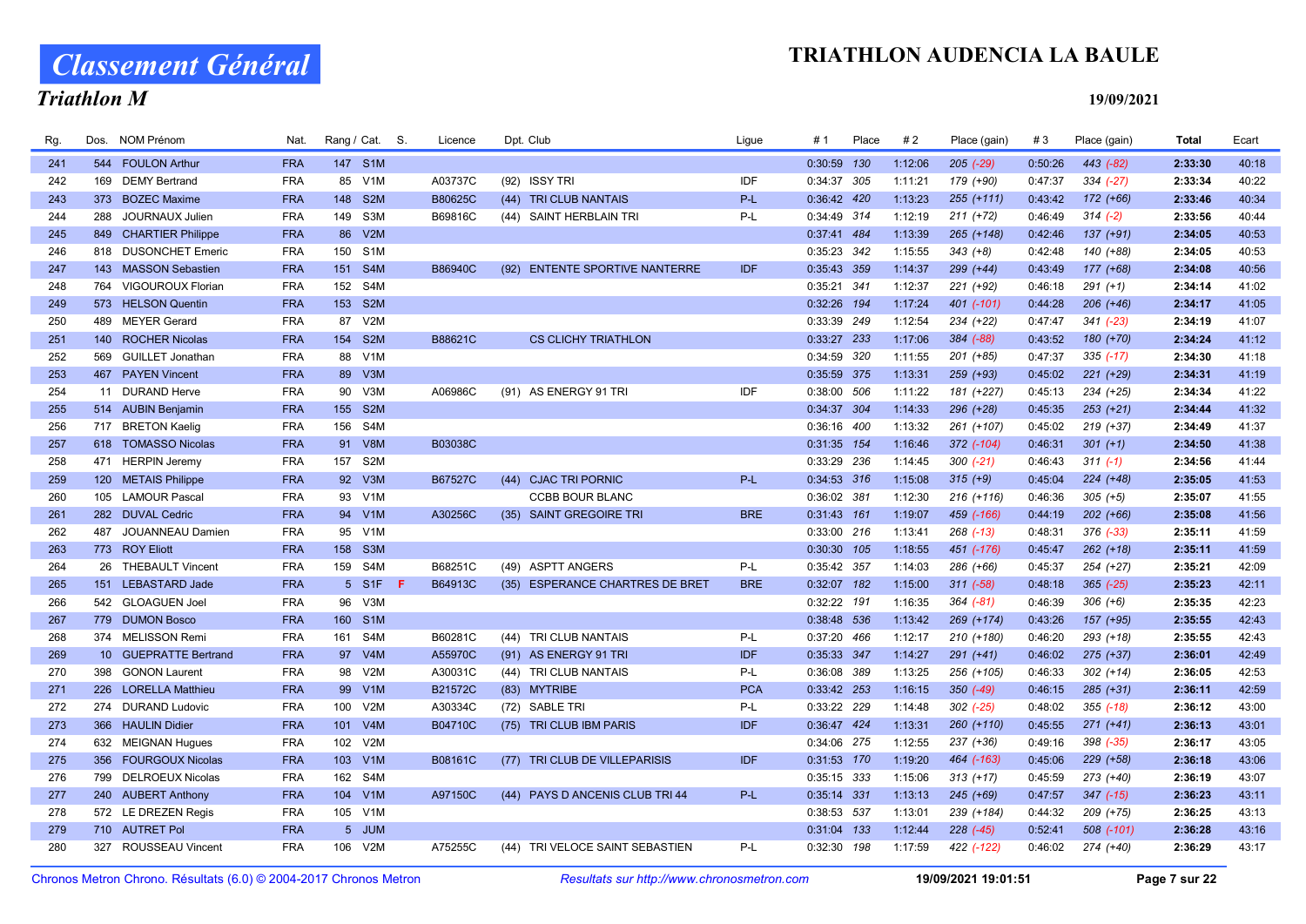# Classement Général

## Triathlon M

## TRIATHLON AUDENCIA LA BAULE

19/09/2021

| Rg. | Dos. | NOM Prénom | Nat. | Rang / Cat. | | S. | Licence | Dpt. | Club | Ligue | # 1 | Place | # 2 | Place (gain) | # 3 | Place (gain) | Total | Ecart |
|---|---|---|---|---|---|---|---|---|---|---|---|---|---|---|---|---|---|---|
| 241 | 544 | FOULON Arthur | FRA | 147 | S1M | | | | | | 0:30:59 | 130 | 1:12:06 | 205 (-29) | 0:50:26 | 443 (-82) | 2:33:30 | 40:18 |
| 242 | 169 | DEMY Bertrand | FRA | 85 | V1M | | A03737C | (92) | ISSY TRI | IDF | 0:34:37 | 305 | 1:11:21 | 179 (+90) | 0:47:37 | 334 (-27) | 2:33:34 | 40:22 |
| 243 | 373 | BOZEC Maxime | FRA | 148 | S2M | | B80625C | (44) | TRI CLUB NANTAIS | P-L | 0:36:42 | 420 | 1:13:23 | 255 (+111) | 0:43:42 | 172 (+66) | 2:33:46 | 40:34 |
| 244 | 288 | JOURNAUX Julien | FRA | 149 | S3M | | B69816C | (44) | SAINT HERBLAIN TRI | P-L | 0:34:49 | 314 | 1:12:19 | 211 (+72) | 0:46:49 | 314 (-2) | 2:33:56 | 40:44 |
| 245 | 849 | CHARTIER Philippe | FRA | 86 | V2M | | | | | | 0:37:41 | 484 | 1:13:39 | 265 (+148) | 0:42:46 | 137 (+91) | 2:34:05 | 40:53 |
| 246 | 818 | DUSONCHET Emeric | FRA | 150 | S1M | | | | | | 0:35:23 | 342 | 1:15:55 | 343 (+8) | 0:42:48 | 140 (+88) | 2:34:05 | 40:53 |
| 247 | 143 | MASSON Sebastien | FRA | 151 | S4M | | B86940C | (92) | ENTENTE SPORTIVE NANTERRE | IDF | 0:35:43 | 359 | 1:14:37 | 299 (+44) | 0:43:49 | 177 (+68) | 2:34:08 | 40:56 |
| 248 | 764 | VIGOUROUX Florian | FRA | 152 | S4M | | | | | | 0:35:21 | 341 | 1:12:37 | 221 (+92) | 0:46:18 | 291 (+1) | 2:34:14 | 41:02 |
| 249 | 573 | HELSON Quentin | FRA | 153 | S2M | | | | | | 0:32:26 | 194 | 1:17:24 | 401 (-101) | 0:44:28 | 206 (+46) | 2:34:17 | 41:05 |
| 250 | 489 | MEYER Gerard | FRA | 87 | V2M | | | | | | 0:33:39 | 249 | 1:12:54 | 234 (+22) | 0:47:47 | 341 (-23) | 2:34:19 | 41:07 |
| 251 | 140 | ROCHER Nicolas | FRA | 154 | S2M | | B88621C | | CS CLICHY TRIATHLON | | 0:33:27 | 233 | 1:17:06 | 384 (-88) | 0:43:52 | 180 (+70) | 2:34:24 | 41:12 |
| 252 | 569 | GUILLET Jonathan | FRA | 88 | V1M | | | | | | 0:34:59 | 320 | 1:11:55 | 201 (+85) | 0:47:37 | 335 (-17) | 2:34:30 | 41:18 |
| 253 | 467 | PAYEN Vincent | FRA | 89 | V3M | | | | | | 0:35:59 | 375 | 1:13:31 | 259 (+93) | 0:45:02 | 221 (+29) | 2:34:31 | 41:19 |
| 254 | 11 | DURAND Herve | FRA | 90 | V3M | | A06986C | (91) | AS ENERGY 91 TRI | IDF | 0:38:00 | 506 | 1:11:22 | 181 (+227) | 0:45:13 | 234 (+25) | 2:34:34 | 41:22 |
| 255 | 514 | AUBIN Benjamin | FRA | 155 | S2M | | | | | | 0:34:37 | 304 | 1:14:33 | 296 (+28) | 0:45:35 | 253 (+21) | 2:34:44 | 41:32 |
| 256 | 717 | BRETON Kaelig | FRA | 156 | S4M | | | | | | 0:36:16 | 400 | 1:13:32 | 261 (+107) | 0:45:02 | 219 (+37) | 2:34:49 | 41:37 |
| 257 | 618 | TOMASSO Nicolas | FRA | 91 | V8M | | B03038C | | | | 0:31:35 | 154 | 1:16:46 | 372 (-104) | 0:46:31 | 301 (+1) | 2:34:50 | 41:38 |
| 258 | 471 | HERPIN Jeremy | FRA | 157 | S2M | | | | | | 0:33:29 | 236 | 1:14:45 | 300 (-21) | 0:46:43 | 311 (-1) | 2:34:56 | 41:44 |
| 259 | 120 | METAIS Philippe | FRA | 92 | V3M | | B67527C | (44) | CJAC TRI PORNIC | P-L | 0:34:53 | 316 | 1:15:08 | 315 (+9) | 0:45:04 | 224 (+48) | 2:35:05 | 41:53 |
| 260 | 105 | LAMOUR Pascal | FRA | 93 | V1M | | | | CCBB BOUR BLANC | | 0:36:02 | 381 | 1:12:30 | 216 (+116) | 0:46:36 | 305 (+5) | 2:35:07 | 41:55 |
| 261 | 282 | DUVAL Cedric | FRA | 94 | V1M | | A30256C | (35) | SAINT GREGOIRE TRI | BRE | 0:31:43 | 161 | 1:19:07 | 459 (-166) | 0:44:19 | 202 (+66) | 2:35:08 | 41:56 |
| 262 | 487 | JOUANNEAU Damien | FRA | 95 | V1M | | | | | | 0:33:00 | 216 | 1:13:41 | 268 (-13) | 0:48:31 | 376 (-33) | 2:35:11 | 41:59 |
| 263 | 773 | ROY Eliott | FRA | 158 | S3M | | | | | | 0:30:30 | 105 | 1:18:55 | 451 (-176) | 0:45:47 | 262 (+18) | 2:35:11 | 41:59 |
| 264 | 26 | THEBAULT Vincent | FRA | 159 | S4M | | B68251C | (49) | ASPTT ANGERS | P-L | 0:35:42 | 357 | 1:14:03 | 286 (+66) | 0:45:37 | 254 (+27) | 2:35:21 | 42:09 |
| 265 | 151 | LEBASTARD Jade | FRA | 5 | S1F | F | B64913C | (35) | ESPERANCE CHARTRES DE BRET | BRE | 0:32:07 | 182 | 1:15:00 | 311 (-58) | 0:48:18 | 365 (-25) | 2:35:23 | 42:11 |
| 266 | 542 | GLOAGUEN Joel | FRA | 96 | V3M | | | | | | 0:32:22 | 191 | 1:16:35 | 364 (-81) | 0:46:39 | 306 (+6) | 2:35:35 | 42:23 |
| 267 | 779 | DUMON Bosco | FRA | 160 | S1M | | | | | | 0:38:48 | 536 | 1:13:42 | 269 (+174) | 0:43:26 | 157 (+95) | 2:35:55 | 42:43 |
| 268 | 374 | MELISSON Remi | FRA | 161 | S4M | | B60281C | (44) | TRI CLUB NANTAIS | P-L | 0:37:20 | 466 | 1:12:17 | 210 (+180) | 0:46:20 | 293 (+18) | 2:35:55 | 42:43 |
| 269 | 10 | GUEPRATTE Bertrand | FRA | 97 | V4M | | A55970C | (91) | AS ENERGY 91 TRI | IDF | 0:35:33 | 347 | 1:14:27 | 291 (+41) | 0:46:02 | 275 (+37) | 2:36:01 | 42:49 |
| 270 | 398 | GONON Laurent | FRA | 98 | V2M | | A30031C | (44) | TRI CLUB NANTAIS | P-L | 0:36:08 | 389 | 1:13:25 | 256 (+105) | 0:46:33 | 302 (+14) | 2:36:05 | 42:53 |
| 271 | 226 | LORELLA Matthieu | FRA | 99 | V1M | | B21572C | (83) | MYTRIBE | PCA | 0:33:42 | 253 | 1:16:15 | 350 (-49) | 0:46:15 | 285 (+31) | 2:36:11 | 42:59 |
| 272 | 274 | DURAND Ludovic | FRA | 100 | V2M | | A30334C | (72) | SABLE TRI | P-L | 0:33:22 | 229 | 1:14:48 | 302 (-25) | 0:48:02 | 355 (-18) | 2:36:12 | 43:00 |
| 273 | 366 | HAULIN Didier | FRA | 101 | V4M | | B04710C | (75) | TRI CLUB IBM PARIS | IDF | 0:36:47 | 424 | 1:13:31 | 260 (+110) | 0:45:55 | 271 (+41) | 2:36:13 | 43:01 |
| 274 | 632 | MEIGNAN Hugues | FRA | 102 | V2M | | | | | | 0:34:06 | 275 | 1:12:55 | 237 (+36) | 0:49:16 | 398 (-35) | 2:36:17 | 43:05 |
| 275 | 356 | FOURGOUX Nicolas | FRA | 103 | V1M | | B08161C | (77) | TRI CLUB DE VILLEPARISIS | IDF | 0:31:53 | 170 | 1:19:20 | 464 (-163) | 0:45:06 | 229 (+58) | 2:36:18 | 43:06 |
| 276 | 799 | DELROEUX Nicolas | FRA | 162 | S4M | | | | | | 0:35:15 | 333 | 1:15:06 | 313 (+17) | 0:45:59 | 273 (+40) | 2:36:19 | 43:07 |
| 277 | 240 | AUBERT Anthony | FRA | 104 | V1M | | A97150C | (44) | PAYS D ANCENIS CLUB TRI 44 | P-L | 0:35:14 | 331 | 1:13:13 | 245 (+69) | 0:47:57 | 347 (-15) | 2:36:23 | 43:11 |
| 278 | 572 | LE DREZEN Regis | FRA | 105 | V1M | | | | | | 0:38:53 | 537 | 1:13:01 | 239 (+184) | 0:44:32 | 209 (+75) | 2:36:25 | 43:13 |
| 279 | 710 | AUTRET Pol | FRA | 5 | JUM | | | | | | 0:31:04 | 133 | 1:12:44 | 228 (-45) | 0:52:41 | 508 (-101) | 2:36:28 | 43:16 |
| 280 | 327 | ROUSSEAU Vincent | FRA | 106 | V2M | | A75255C | (44) | TRI VELOCE SAINT SEBASTIEN | P-L | 0:32:30 | 198 | 1:17:59 | 422 (-122) | 0:46:02 | 274 (+40) | 2:36:29 | 43:17 |

Chronos Metron Chrono. Résultats (6.0) © 2004-2017 Chronos Metron — Resultats sur http://www.chronosmetron.com — 19/09/2021 19:01:51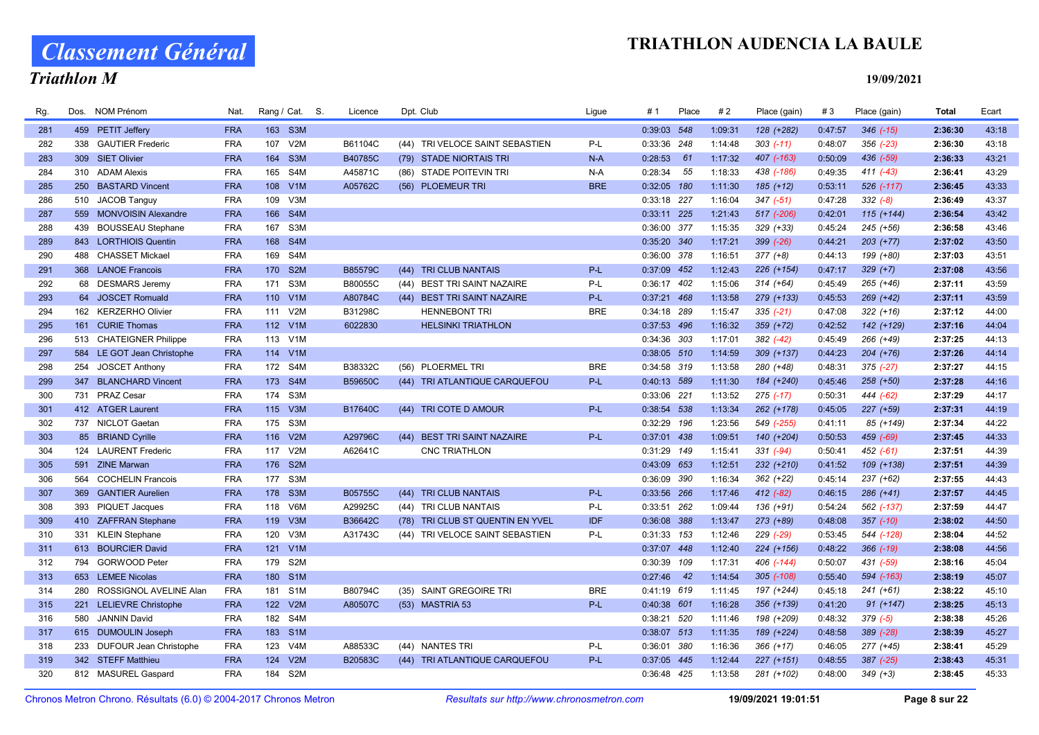# Classement Général

## Triathlon M

**TRIATHLON AUDENCIA LA BAULE**

19/09/2021

| Rg. | Dos. | NOM Prénom | Nat. | Rang / Cat. | S. | Licence | Dpt. Club | Ligue | # 1 | Place | # 2 | Place (gain) | # 3 | Place (gain) | Total | Ecart |
|---|---|---|---|---|---|---|---|---|---|---|---|---|---|---|---|---|
| 281 | 459 | PETIT Jeffery | FRA | 163 S3M | | | | | 0:39:03 | 548 | 1:09:31 | 128 (+282) | 0:47:57 | 346 (-15) | 2:36:30 | 43:18 |
| 282 | 338 | GAUTIER Frederic | FRA | 107 V2M | | B61104C | (44) TRI VELOCE SAINT SEBASTIEN | P-L | 0:33:36 | 248 | 1:14:48 | 303 (-11) | 0:48:07 | 356 (-23) | 2:36:30 | 43:18 |
| 283 | 309 | SIET Olivier | FRA | 164 S3M | | B40785C | (79) STADE NIORTAIS TRI | N-A | 0:28:53 | 61 | 1:17:32 | 407 (-163) | 0:50:09 | 436 (-59) | 2:36:33 | 43:21 |
| 284 | 310 | ADAM Alexis | FRA | 165 S4M | | A45871C | (86) STADE POITEVIN TRI | N-A | 0:28:34 | 55 | 1:18:33 | 438 (-186) | 0:49:35 | 411 (-43) | 2:36:41 | 43:29 |
| 285 | 250 | BASTARD Vincent | FRA | 108 V1M | | A05762C | (56) PLOEMEUR TRI | BRE | 0:32:05 | 180 | 1:11:30 | 185 (+12) | 0:53:11 | 526 (-117) | 2:36:45 | 43:33 |
| 286 | 510 | JACOB Tanguy | FRA | 109 V3M | | | | | 0:33:18 | 227 | 1:16:04 | 347 (-51) | 0:47:28 | 332 (-8) | 2:36:49 | 43:37 |
| 287 | 559 | MONVOISIN Alexandre | FRA | 166 S4M | | | | | 0:33:11 | 225 | 1:21:43 | 517 (-206) | 0:42:01 | 115 (+144) | 2:36:54 | 43:42 |
| 288 | 439 | BOUSSEAU Stephane | FRA | 167 S3M | | | | | 0:36:00 | 377 | 1:15:35 | 329 (+33) | 0:45:24 | 245 (+56) | 2:36:58 | 43:46 |
| 289 | 843 | LORTHIOIS Quentin | FRA | 168 S4M | | | | | 0:35:20 | 340 | 1:17:21 | 399 (-26) | 0:44:21 | 203 (+77) | 2:37:02 | 43:50 |
| 290 | 488 | CHASSET Mickael | FRA | 169 S4M | | | | | 0:36:00 | 378 | 1:16:51 | 377 (+8) | 0:44:13 | 199 (+80) | 2:37:03 | 43:51 |
| 291 | 368 | LANOE Francois | FRA | 170 S2M | | B85579C | (44) TRI CLUB NANTAIS | P-L | 0:37:09 | 452 | 1:12:43 | 226 (+154) | 0:47:17 | 329 (+7) | 2:37:08 | 43:56 |
| 292 | 68 | DESMARS Jeremy | FRA | 171 S3M | | B80055C | (44) BEST TRI SAINT NAZAIRE | P-L | 0:36:17 | 402 | 1:15:06 | 314 (+64) | 0:45:49 | 265 (+46) | 2:37:11 | 43:59 |
| 293 | 64 | JOSCET Romuald | FRA | 110 V1M | | A80784C | (44) BEST TRI SAINT NAZAIRE | P-L | 0:37:21 | 468 | 1:13:58 | 279 (+133) | 0:45:53 | 269 (+42) | 2:37:11 | 43:59 |
| 294 | 162 | KERZERHO Olivier | FRA | 111 V2M | | B31298C | HENNEBONT TRI | BRE | 0:34:18 | 289 | 1:15:47 | 335 (-21) | 0:47:08 | 322 (+16) | 2:37:12 | 44:00 |
| 295 | 161 | CURIE Thomas | FRA | 112 V1M | | 6022830 | HELSINKI TRIATHLON | | 0:37:53 | 496 | 1:16:32 | 359 (+72) | 0:42:52 | 142 (+129) | 2:37:16 | 44:04 |
| 296 | 513 | CHATEIGNER Philippe | FRA | 113 V1M | | | | | 0:34:36 | 303 | 1:17:01 | 382 (-42) | 0:45:49 | 266 (+49) | 2:37:25 | 44:13 |
| 297 | 584 | LE GOT Jean Christophe | FRA | 114 V1M | | | | | 0:38:05 | 510 | 1:14:59 | 309 (+137) | 0:44:23 | 204 (+76) | 2:37:26 | 44:14 |
| 298 | 254 | JOSCET Anthony | FRA | 172 S4M | | B38332C | (56) PLOERMEL TRI | BRE | 0:34:58 | 319 | 1:13:58 | 280 (+48) | 0:48:31 | 375 (-27) | 2:37:27 | 44:15 |
| 299 | 347 | BLANCHARD Vincent | FRA | 173 S4M | | B59650C | (44) TRI ATLANTIQUE CARQUEFOU | P-L | 0:40:13 | 589 | 1:11:30 | 184 (+240) | 0:45:46 | 258 (+50) | 2:37:28 | 44:16 |
| 300 | 731 | PRAZ Cesar | FRA | 174 S3M | | | | | 0:33:06 | 221 | 1:13:52 | 275 (-17) | 0:50:31 | 444 (-62) | 2:37:29 | 44:17 |
| 301 | 412 | ATGER Laurent | FRA | 115 V3M | | B17640C | (44) TRI COTE D AMOUR | P-L | 0:38:54 | 538 | 1:13:34 | 262 (+178) | 0:45:05 | 227 (+59) | 2:37:31 | 44:19 |
| 302 | 737 | NICLOT Gaetan | FRA | 175 S3M | | | | | 0:32:29 | 196 | 1:23:56 | 549 (-255) | 0:41:11 | 85 (+149) | 2:37:34 | 44:22 |
| 303 | 85 | BRIAND Cyrille | FRA | 116 V2M | | A29796C | (44) BEST TRI SAINT NAZAIRE | P-L | 0:37:01 | 438 | 1:09:51 | 140 (+204) | 0:50:53 | 459 (-69) | 2:37:45 | 44:33 |
| 304 | 124 | LAURENT Frederic | FRA | 117 V2M | | A62641C | CNC TRIATHLON | | 0:31:29 | 149 | 1:15:41 | 331 (-94) | 0:50:41 | 452 (-61) | 2:37:51 | 44:39 |
| 305 | 591 | ZINE Marwan | FRA | 176 S2M | | | | | 0:43:09 | 653 | 1:12:51 | 232 (+210) | 0:41:52 | 109 (+138) | 2:37:51 | 44:39 |
| 306 | 564 | COCHELIN Francois | FRA | 177 S3M | | | | | 0:36:09 | 390 | 1:16:34 | 362 (+22) | 0:45:14 | 237 (+62) | 2:37:55 | 44:43 |
| 307 | 369 | GANTIER Aurelien | FRA | 178 S3M | | B05755C | (44) TRI CLUB NANTAIS | P-L | 0:33:56 | 266 | 1:17:46 | 412 (-82) | 0:46:15 | 286 (+41) | 2:37:57 | 44:45 |
| 308 | 393 | PIQUET Jacques | FRA | 118 V6M | | A29925C | (44) TRI CLUB NANTAIS | P-L | 0:33:51 | 262 | 1:09:44 | 136 (+91) | 0:54:24 | 562 (-137) | 2:37:59 | 44:47 |
| 309 | 410 | ZAFFRAN Stephane | FRA | 119 V3M | | B36642C | (78) TRI CLUB ST QUENTIN EN YVEL | IDF | 0:36:08 | 388 | 1:13:47 | 273 (+89) | 0:48:08 | 357 (-10) | 2:38:02 | 44:50 |
| 310 | 331 | KLEIN Stephane | FRA | 120 V3M | | A31743C | (44) TRI VELOCE SAINT SEBASTIEN | P-L | 0:31:33 | 153 | 1:12:46 | 229 (-29) | 0:53:45 | 544 (-128) | 2:38:04 | 44:52 |
| 311 | 613 | BOURCIER David | FRA | 121 V1M | | | | | 0:37:07 | 448 | 1:12:40 | 224 (+156) | 0:48:22 | 366 (-19) | 2:38:08 | 44:56 |
| 312 | 794 | GORWOOD Peter | FRA | 179 S2M | | | | | 0:30:39 | 109 | 1:17:31 | 406 (-144) | 0:50:07 | 431 (-59) | 2:38:16 | 45:04 |
| 313 | 653 | LEMEE Nicolas | FRA | 180 S1M | | | | | 0:27:46 | 42 | 1:14:54 | 305 (-108) | 0:55:40 | 594 (-163) | 2:38:19 | 45:07 |
| 314 | 280 | ROSSIGNOL AVELINE Alan | FRA | 181 S1M | | B80794C | (35) SAINT GREGOIRE TRI | BRE | 0:41:19 | 619 | 1:11:45 | 197 (+244) | 0:45:18 | 241 (+61) | 2:38:22 | 45:10 |
| 315 | 221 | LELIEVRE Christophe | FRA | 122 V2M | | A80507C | (53) MASTRIA 53 | P-L | 0:40:38 | 601 | 1:16:28 | 356 (+139) | 0:41:20 | 91 (+147) | 2:38:25 | 45:13 |
| 316 | 580 | JANNIN David | FRA | 182 S4M | | | | | 0:38:21 | 520 | 1:11:46 | 198 (+209) | 0:48:32 | 379 (-5) | 2:38:38 | 45:26 |
| 317 | 615 | DUMOULIN Joseph | FRA | 183 S1M | | | | | 0:38:07 | 513 | 1:11:35 | 189 (+224) | 0:48:58 | 389 (-28) | 2:38:39 | 45:27 |
| 318 | 233 | DUFOUR Jean Christophe | FRA | 123 V4M | | A88533C | (44) NANTES TRI | P-L | 0:36:01 | 380 | 1:16:36 | 366 (+17) | 0:46:05 | 277 (+45) | 2:38:41 | 45:29 |
| 319 | 342 | STEFF Matthieu | FRA | 124 V2M | | B20583C | (44) TRI ATLANTIQUE CARQUEFOU | P-L | 0:37:05 | 445 | 1:12:44 | 227 (+151) | 0:48:55 | 387 (-25) | 2:38:43 | 45:31 |
| 320 | 812 | MASUREL Gaspard | FRA | 184 S2M | | | | | 0:36:48 | 425 | 1:13:58 | 281 (+102) | 0:48:00 | 349 (+3) | 2:38:45 | 45:33 |

Chronos Metron Chrono. Résultats (6.0) © 2004-2017 Chronos Metron — *Resultats sur http://www.chronosmetron.com* — 19/09/2021 19:01:51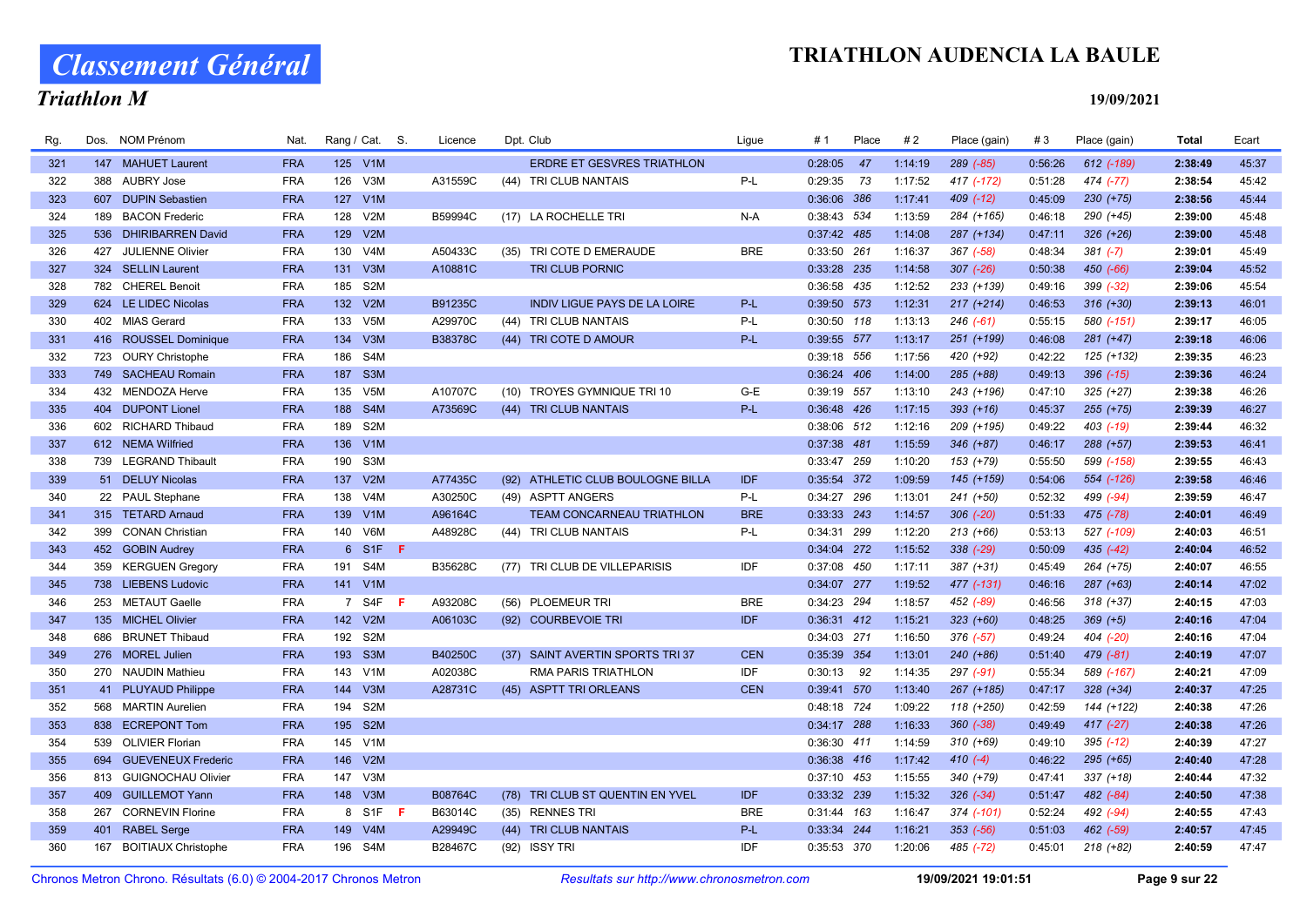# Classement Général

## Triathlon M

## TRIATHLON AUDENCIA LA BAULE

19/09/2021

| Rg. | Dos. | NOM Prénom | Nat. | Rang / Cat. | | S. | Licence | Dpt. | Club | Ligue | # 1 | Place | # 2 | Place (gain) | # 3 | Place (gain) | Total | Ecart |
|---|---|---|---|---|---|---|---|---|---|---|---|---|---|---|---|---|---|---|
| 321 | 147 | MAHUET Laurent | FRA | 125 | V1M | | | | ERDRE ET GESVRES TRIATHLON | | 0:28:05 | 47 | 1:14:19 | 289 (-85) | 0:56:26 | 612 (-189) | 2:38:49 | 45:37 |
| 322 | 388 | AUBRY Jose | FRA | 126 | V3M | | A31559C | (44) | TRI CLUB NANTAIS | P-L | 0:29:35 | 73 | 1:17:52 | 417 (-172) | 0:51:28 | 474 (-77) | 2:38:54 | 45:42 |
| 323 | 607 | DUPIN Sebastien | FRA | 127 | V1M | | | | | | 0:36:06 | 386 | 1:17:41 | 409 (-12) | 0:45:09 | 230 (+75) | 2:38:56 | 45:44 |
| 324 | 189 | BACON Frederic | FRA | 128 | V2M | | B59994C | (17) | LA ROCHELLE TRI | N-A | 0:38:43 | 534 | 1:13:59 | 284 (+165) | 0:46:18 | 290 (+45) | 2:39:00 | 45:48 |
| 325 | 536 | DHIRIBARREN David | FRA | 129 | V2M | | | | | | 0:37:42 | 485 | 1:14:08 | 287 (+134) | 0:47:11 | 326 (+26) | 2:39:00 | 45:48 |
| 326 | 427 | JULIENNE Olivier | FRA | 130 | V4M | | A50433C | (35) | TRI COTE D EMERAUDE | BRE | 0:33:50 | 261 | 1:16:37 | 367 (-58) | 0:48:34 | 381 (-7) | 2:39:01 | 45:49 |
| 327 | 324 | SELLIN Laurent | FRA | 131 | V3M | | A10881C | | TRI CLUB PORNIC | | 0:33:28 | 235 | 1:14:58 | 307 (-26) | 0:50:38 | 450 (-66) | 2:39:04 | 45:52 |
| 328 | 782 | CHEREL Benoit | FRA | 185 | S2M | | | | | | 0:36:58 | 435 | 1:12:52 | 233 (+139) | 0:49:16 | 399 (-32) | 2:39:06 | 45:54 |
| 329 | 624 | LE LIDEC Nicolas | FRA | 132 | V2M | | B91235C | | INDIV LIGUE PAYS DE LA LOIRE | P-L | 0:39:50 | 573 | 1:12:31 | 217 (+214) | 0:46:53 | 316 (+30) | 2:39:13 | 46:01 |
| 330 | 402 | MIAS Gerard | FRA | 133 | V5M | | A29970C | (44) | TRI CLUB NANTAIS | P-L | 0:30:50 | 118 | 1:13:13 | 246 (-61) | 0:55:15 | 580 (-151) | 2:39:17 | 46:05 |
| 331 | 416 | ROUSSEL Dominique | FRA | 134 | V3M | | B38378C | (44) | TRI COTE D AMOUR | P-L | 0:39:55 | 577 | 1:13:17 | 251 (+199) | 0:46:08 | 281 (+47) | 2:39:18 | 46:06 |
| 332 | 723 | OURY Christophe | FRA | 186 | S4M | | | | | | 0:39:18 | 556 | 1:17:56 | 420 (+92) | 0:42:22 | 125 (+132) | 2:39:35 | 46:23 |
| 333 | 749 | SACHEAU Romain | FRA | 187 | S3M | | | | | | 0:36:24 | 406 | 1:14:00 | 285 (+88) | 0:49:13 | 396 (-15) | 2:39:36 | 46:24 |
| 334 | 432 | MENDOZA Herve | FRA | 135 | V5M | | A10707C | (10) | TROYES GYMNIQUE TRI 10 | G-E | 0:39:19 | 557 | 1:13:10 | 243 (+196) | 0:47:10 | 325 (+27) | 2:39:38 | 46:26 |
| 335 | 404 | DUPONT Lionel | FRA | 188 | S4M | | A73569C | (44) | TRI CLUB NANTAIS | P-L | 0:36:48 | 426 | 1:17:15 | 393 (+16) | 0:45:37 | 255 (+75) | 2:39:39 | 46:27 |
| 336 | 602 | RICHARD Thibaud | FRA | 189 | S2M | | | | | | 0:38:06 | 512 | 1:12:16 | 209 (+195) | 0:49:22 | 403 (-19) | 2:39:44 | 46:32 |
| 337 | 612 | NEMA Wilfried | FRA | 136 | V1M | | | | | | 0:37:38 | 481 | 1:15:59 | 346 (+87) | 0:46:17 | 288 (+57) | 2:39:53 | 46:41 |
| 338 | 739 | LEGRAND Thibault | FRA | 190 | S3M | | | | | | 0:33:47 | 259 | 1:10:20 | 153 (+79) | 0:55:50 | 599 (-158) | 2:39:55 | 46:43 |
| 339 | 51 | DELUY Nicolas | FRA | 137 | V2M | | A77435C | (92) | ATHLETIC CLUB BOULOGNE BILLA | IDF | 0:35:54 | 372 | 1:09:59 | 145 (+159) | 0:54:06 | 554 (-126) | 2:39:58 | 46:46 |
| 340 | 22 | PAUL Stephane | FRA | 138 | V4M | | A30250C | (49) | ASPTT ANGERS | P-L | 0:34:27 | 296 | 1:13:01 | 241 (+50) | 0:52:32 | 499 (-94) | 2:39:59 | 46:47 |
| 341 | 315 | TETARD Arnaud | FRA | 139 | V1M | | A96164C | | TEAM CONCARNEAU TRIATHLON | BRE | 0:33:33 | 243 | 1:14:57 | 306 (-20) | 0:51:33 | 475 (-78) | 2:40:01 | 46:49 |
| 342 | 399 | CONAN Christian | FRA | 140 | V6M | | A48928C | (44) | TRI CLUB NANTAIS | P-L | 0:34:31 | 299 | 1:12:20 | 213 (+66) | 0:53:13 | 527 (-109) | 2:40:03 | 46:51 |
| 343 | 452 | GOBIN Audrey | FRA | 6 | S1F | F | | | | | 0:34:04 | 272 | 1:15:52 | 338 (-29) | 0:50:09 | 435 (-42) | 2:40:04 | 46:52 |
| 344 | 359 | KERGUEN Gregory | FRA | 191 | S4M | | B35628C | (77) | TRI CLUB DE VILLEPARISIS | IDF | 0:37:08 | 450 | 1:17:11 | 387 (+31) | 0:45:49 | 264 (+75) | 2:40:07 | 46:55 |
| 345 | 738 | LIEBENS Ludovic | FRA | 141 | V1M | | | | | | 0:34:07 | 277 | 1:19:52 | 477 (-131) | 0:46:16 | 287 (+63) | 2:40:14 | 47:02 |
| 346 | 253 | METAUT Gaelle | FRA | 7 | S4F | F | A93208C | (56) | PLOEMEUR TRI | BRE | 0:34:23 | 294 | 1:18:57 | 452 (-89) | 0:46:56 | 318 (+37) | 2:40:15 | 47:03 |
| 347 | 135 | MICHEL Olivier | FRA | 142 | V2M | | A06103C | (92) | COURBEVOIE TRI | IDF | 0:36:31 | 412 | 1:15:21 | 323 (+60) | 0:48:25 | 369 (+5) | 2:40:16 | 47:04 |
| 348 | 686 | BRUNET Thibaud | FRA | 192 | S2M | | | | | | 0:34:03 | 271 | 1:16:50 | 376 (-57) | 0:49:24 | 404 (-20) | 2:40:16 | 47:04 |
| 349 | 276 | MOREL Julien | FRA | 193 | S3M | | B40250C | (37) | SAINT AVERTIN SPORTS TRI 37 | CEN | 0:35:39 | 354 | 1:13:01 | 240 (+86) | 0:51:40 | 479 (-81) | 2:40:19 | 47:07 |
| 350 | 270 | NAUDIN Mathieu | FRA | 143 | V1M | | A02038C | | RMA PARIS TRIATHLON | IDF | 0:30:13 | 92 | 1:14:35 | 297 (-91) | 0:55:34 | 589 (-167) | 2:40:21 | 47:09 |
| 351 | 41 | PLUYAUD Philippe | FRA | 144 | V3M | | A28731C | (45) | ASPTT TRI ORLEANS | CEN | 0:39:41 | 570 | 1:13:40 | 267 (+185) | 0:47:17 | 328 (+34) | 2:40:37 | 47:25 |
| 352 | 568 | MARTIN Aurelien | FRA | 194 | S2M | | | | | | 0:48:18 | 724 | 1:09:22 | 118 (+250) | 0:42:59 | 144 (+122) | 2:40:38 | 47:26 |
| 353 | 838 | ECREPONT Tom | FRA | 195 | S2M | | | | | | 0:34:17 | 288 | 1:16:33 | 360 (-38) | 0:49:49 | 417 (-27) | 2:40:38 | 47:26 |
| 354 | 539 | OLIVIER Florian | FRA | 145 | V1M | | | | | | 0:36:30 | 411 | 1:14:59 | 310 (+69) | 0:49:10 | 395 (-12) | 2:40:39 | 47:27 |
| 355 | 694 | GUEVENEUX Frederic | FRA | 146 | V2M | | | | | | 0:36:38 | 416 | 1:17:42 | 410 (-4) | 0:46:22 | 295 (+65) | 2:40:40 | 47:28 |
| 356 | 813 | GUIGNOCHAU Olivier | FRA | 147 | V3M | | | | | | 0:37:10 | 453 | 1:15:55 | 340 (+79) | 0:47:41 | 337 (+18) | 2:40:44 | 47:32 |
| 357 | 409 | GUILLEMOT Yann | FRA | 148 | V3M | | B08764C | (78) | TRI CLUB ST QUENTIN EN YVEL | IDF | 0:33:32 | 239 | 1:15:32 | 326 (-34) | 0:51:47 | 482 (-84) | 2:40:50 | 47:38 |
| 358 | 267 | CORNEVIN Florine | FRA | 8 | S1F | F | B63014C | (35) | RENNES TRI | BRE | 0:31:44 | 163 | 1:16:47 | 374 (-101) | 0:52:24 | 492 (-94) | 2:40:55 | 47:43 |
| 359 | 401 | RABEL Serge | FRA | 149 | V4M | | A29949C | (44) | TRI CLUB NANTAIS | P-L | 0:33:34 | 244 | 1:16:21 | 353 (-56) | 0:51:03 | 462 (-59) | 2:40:57 | 47:45 |
| 360 | 167 | BOITIAUX Christophe | FRA | 196 | S4M | | B28467C | (92) | ISSY TRI | IDF | 0:35:53 | 370 | 1:20:06 | 485 (-72) | 0:45:01 | 218 (+82) | 2:40:59 | 47:47 |

Chronos Metron Chrono. Résultats (6.0) © 2004-2017 Chronos Metron — Resultats sur http://www.chronosmetron.com — 19/09/2021 19:01:51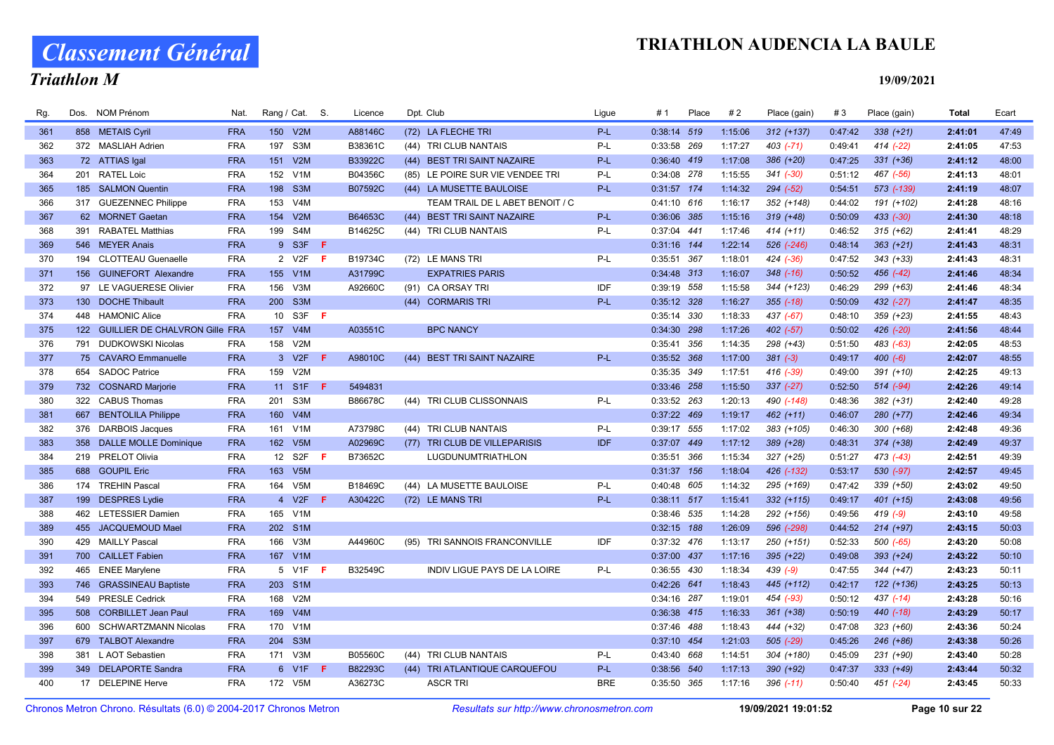# Classement Général

## Triathlon M

# TRIATHLON AUDENCIA LA BAULE

19/09/2021

| Rg. | Dos. | NOM Prénom | Nat. | Rang / Cat. | | S. | Licence | Dpt. | Club | Ligue | # 1 | Place | # 2 | Place (gain) | # 3 | Place (gain) | Total | Ecart |
|---|---|---|---|---|---|---|---|---|---|---|---|---|---|---|---|---|---|---|
| 361 | 858 | METAIS Cyril | FRA | 150 | V2M | | A88146C | (72) | LA FLECHE TRI | P-L | 0:38:14 | 519 | 1:15:06 | 312 (+137) | 0:47:42 | 338 (+21) | 2:41:01 | 47:49 |
| 362 | 372 | MASLIAH Adrien | FRA | 197 | S3M | | B38361C | (44) | TRI CLUB NANTAIS | P-L | 0:33:58 | 269 | 1:17:27 | 403 (-71) | 0:49:41 | 414 (-22) | 2:41:05 | 47:53 |
| 363 | 72 | ATTIAS Igal | FRA | 151 | V2M | | B33922C | (44) | BEST TRI SAINT NAZAIRE | P-L | 0:36:40 | 419 | 1:17:08 | 386 (+20) | 0:47:25 | 331 (+36) | 2:41:12 | 48:00 |
| 364 | 201 | RATEL Loic | FRA | 152 | V1M | | B04356C | (85) | LE POIRE SUR VIE VENDEE TRI | P-L | 0:34:08 | 278 | 1:15:55 | 341 (-30) | 0:51:12 | 467 (-56) | 2:41:13 | 48:01 |
| 365 | 185 | SALMON Quentin | FRA | 198 | S3M | | B07592C | (44) | LA MUSETTE BAULOISE | P-L | 0:31:57 | 174 | 1:14:32 | 294 (-52) | 0:54:51 | 573 (-139) | 2:41:19 | 48:07 |
| 366 | 317 | GUEZENNEC Philippe | FRA | 153 | V4M | | | | TEAM TRAIL DE L ABET BENOIT / C | | 0:41:10 | 616 | 1:16:17 | 352 (+148) | 0:44:02 | 191 (+102) | 2:41:28 | 48:16 |
| 367 | 62 | MORNET Gaetan | FRA | 154 | V2M | | B64653C | (44) | BEST TRI SAINT NAZAIRE | P-L | 0:36:06 | 385 | 1:15:16 | 319 (+48) | 0:50:09 | 433 (-30) | 2:41:30 | 48:18 |
| 368 | 391 | RABATEL Matthias | FRA | 199 | S4M | | B14625C | (44) | TRI CLUB NANTAIS | P-L | 0:37:04 | 441 | 1:17:46 | 414 (+11) | 0:46:52 | 315 (+62) | 2:41:41 | 48:29 |
| 369 | 546 | MEYER Anais | FRA | 9 | S3F | F | | | | | 0:31:16 | 144 | 1:22:14 | 526 (-246) | 0:48:14 | 363 (+21) | 2:41:43 | 48:31 |
| 370 | 194 | CLOTTEAU Guenaelle | FRA | 2 | V2F | F | B19734C | (72) | LE MANS TRI | P-L | 0:35:51 | 367 | 1:18:01 | 424 (-36) | 0:47:52 | 343 (+33) | 2:41:43 | 48:31 |
| 371 | 156 | GUINEFORT Alexandre | FRA | 155 | V1M | | A31799C | | EXPATRIES PARIS | | 0:34:48 | 313 | 1:16:07 | 348 (-16) | 0:50:52 | 456 (-42) | 2:41:46 | 48:34 |
| 372 | 97 | LE VAGUERESE Olivier | FRA | 156 | V3M | | A92660C | (91) | CA ORSAY TRI | IDF | 0:39:19 | 558 | 1:15:58 | 344 (+123) | 0:46:29 | 299 (+63) | 2:41:46 | 48:34 |
| 373 | 130 | DOCHE Thibault | FRA | 200 | S3M | | | (44) | CORMARIS TRI | P-L | 0:35:12 | 328 | 1:16:27 | 355 (-18) | 0:50:09 | 432 (-27) | 2:41:47 | 48:35 |
| 374 | 448 | HAMONIC Alice | FRA | 10 | S3F | F | | | | | 0:35:14 | 330 | 1:18:33 | 437 (-67) | 0:48:10 | 359 (+23) | 2:41:55 | 48:43 |
| 375 | 122 | GUILLIER DE CHALVRON Gille | FRA | 157 | V4M | | A03551C | | BPC NANCY | | 0:34:30 | 298 | 1:17:26 | 402 (-57) | 0:50:02 | 426 (-20) | 2:41:56 | 48:44 |
| 376 | 791 | DUDKOWSKI Nicolas | FRA | 158 | V2M | | | | | | 0:35:41 | 356 | 1:14:35 | 298 (+43) | 0:51:50 | 483 (-63) | 2:42:05 | 48:53 |
| 377 | 75 | CAVARO Emmanuelle | FRA | 3 | V2F | F | A98010C | (44) | BEST TRI SAINT NAZAIRE | P-L | 0:35:52 | 368 | 1:17:00 | 381 (-3) | 0:49:17 | 400 (-6) | 2:42:07 | 48:55 |
| 378 | 654 | SADOC Patrice | FRA | 159 | V2M | | | | | | 0:35:35 | 349 | 1:17:51 | 416 (-39) | 0:49:00 | 391 (+10) | 2:42:25 | 49:13 |
| 379 | 732 | COSNARD Marjorie | FRA | 11 | S1F | F | 5494831 | | | | 0:33:46 | 258 | 1:15:50 | 337 (-27) | 0:52:50 | 514 (-94) | 2:42:26 | 49:14 |
| 380 | 322 | CABUS Thomas | FRA | 201 | S3M | | B86678C | (44) | TRI CLUB CLISSONNAIS | P-L | 0:33:52 | 263 | 1:20:13 | 490 (-148) | 0:48:36 | 382 (+31) | 2:42:40 | 49:28 |
| 381 | 667 | BENTOLILA Philippe | FRA | 160 | V4M | | | | | | 0:37:22 | 469 | 1:19:17 | 462 (+11) | 0:46:07 | 280 (+77) | 2:42:46 | 49:34 |
| 382 | 376 | DARBOIS Jacques | FRA | 161 | V1M | | A73798C | (44) | TRI CLUB NANTAIS | P-L | 0:39:17 | 555 | 1:17:02 | 383 (+105) | 0:46:30 | 300 (+68) | 2:42:48 | 49:36 |
| 383 | 358 | DALLE MOLLE Dominique | FRA | 162 | V5M | | A02969C | (77) | TRI CLUB DE VILLEPARISIS | IDF | 0:37:07 | 449 | 1:17:12 | 389 (+28) | 0:48:31 | 374 (+38) | 2:42:49 | 49:37 |
| 384 | 219 | PRELOT Olivia | FRA | 12 | S2F | F | B73652C | | LUGDUNUMTRIATHLON | | 0:35:51 | 366 | 1:15:34 | 327 (+25) | 0:51:27 | 473 (-43) | 2:42:51 | 49:39 |
| 385 | 688 | GOUPIL Eric | FRA | 163 | V5M | | | | | | 0:31:37 | 156 | 1:18:04 | 426 (-132) | 0:53:17 | 530 (-97) | 2:42:57 | 49:45 |
| 386 | 174 | TREHIN Pascal | FRA | 164 | V5M | | B18469C | (44) | LA MUSETTE BAULOISE | P-L | 0:40:48 | 605 | 1:14:32 | 295 (+169) | 0:47:42 | 339 (+50) | 2:43:02 | 49:50 |
| 387 | 199 | DESPRES Lydie | FRA | 4 | V2F | F | A30422C | (72) | LE MANS TRI | P-L | 0:38:11 | 517 | 1:15:41 | 332 (+115) | 0:49:17 | 401 (+15) | 2:43:08 | 49:56 |
| 388 | 462 | LETESSIER Damien | FRA | 165 | V1M | | | | | | 0:38:46 | 535 | 1:14:28 | 292 (+156) | 0:49:56 | 419 (-9) | 2:43:10 | 49:58 |
| 389 | 455 | JACQUEMOUD Mael | FRA | 202 | S1M | | | | | | 0:32:15 | 188 | 1:26:09 | 596 (-298) | 0:44:52 | 214 (+97) | 2:43:15 | 50:03 |
| 390 | 429 | MAILLY Pascal | FRA | 166 | V3M | | A44960C | (95) | TRI SANNOIS FRANCONVILLE | IDF | 0:37:32 | 476 | 1:13:17 | 250 (+151) | 0:52:33 | 500 (-65) | 2:43:20 | 50:08 |
| 391 | 700 | CAILLET Fabien | FRA | 167 | V1M | | | | | | 0:37:00 | 437 | 1:17:16 | 395 (+22) | 0:49:08 | 393 (+24) | 2:43:22 | 50:10 |
| 392 | 465 | ENEE Marylene | FRA | 5 | V1F | F | B32549C | | INDIV LIGUE PAYS DE LA LOIRE | P-L | 0:36:55 | 430 | 1:18:34 | 439 (-9) | 0:47:55 | 344 (+47) | 2:43:23 | 50:11 |
| 393 | 746 | GRASSINEAU Baptiste | FRA | 203 | S1M | | | | | | 0:42:26 | 641 | 1:18:43 | 445 (+112) | 0:42:17 | 122 (+136) | 2:43:25 | 50:13 |
| 394 | 549 | PRESLE Cedrick | FRA | 168 | V2M | | | | | | 0:34:16 | 287 | 1:19:01 | 454 (-93) | 0:50:12 | 437 (-14) | 2:43:28 | 50:16 |
| 395 | 508 | CORBILLET Jean Paul | FRA | 169 | V4M | | | | | | 0:36:38 | 415 | 1:16:33 | 361 (+38) | 0:50:19 | 440 (-18) | 2:43:29 | 50:17 |
| 396 | 600 | SCHWARTZMANN Nicolas | FRA | 170 | V1M | | | | | | 0:37:46 | 488 | 1:18:43 | 444 (+32) | 0:47:08 | 323 (+60) | 2:43:36 | 50:24 |
| 397 | 679 | TALBOT Alexandre | FRA | 204 | S3M | | | | | | 0:37:10 | 454 | 1:21:03 | 505 (-29) | 0:45:26 | 246 (+86) | 2:43:38 | 50:26 |
| 398 | 381 | L AOT Sebastien | FRA | 171 | V3M | | B05560C | (44) | TRI CLUB NANTAIS | P-L | 0:43:40 | 668 | 1:14:51 | 304 (+180) | 0:45:09 | 231 (+90) | 2:43:40 | 50:28 |
| 399 | 349 | DELAPORTE Sandra | FRA | 6 | V1F | F | B82293C | (44) | TRI ATLANTIQUE CARQUEFOU | P-L | 0:38:56 | 540 | 1:17:13 | 390 (+92) | 0:47:37 | 333 (+49) | 2:43:44 | 50:32 |
| 400 | 17 | DELEPINE Herve | FRA | 172 | V5M | | A36273C | | ASCR TRI | BRE | 0:35:50 | 365 | 1:17:16 | 396 (-11) | 0:50:40 | 451 (-24) | 2:43:45 | 50:33 |

Chronos Metron Chrono. Résultats (6.0) © 2004-2017 Chronos Metron — *Resultats sur http://www.chronosmetron.com* — 19/09/2021 19:01:52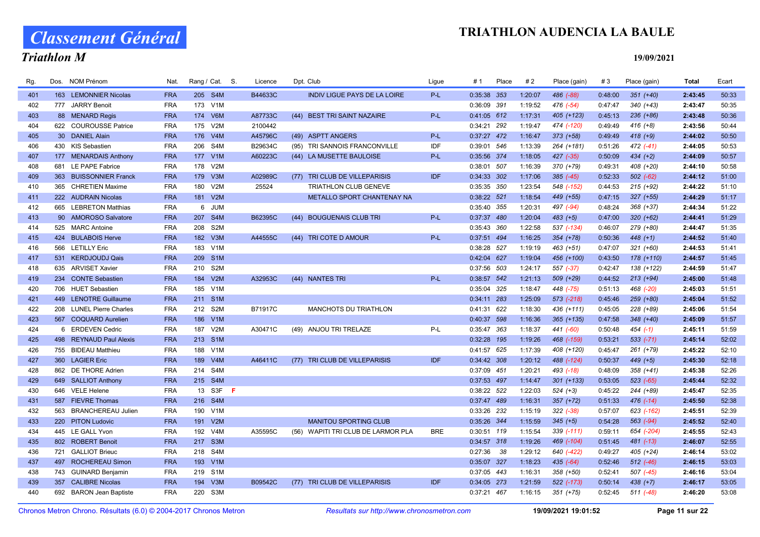# Classement Général

## Triathlon M

## TRIATHLON AUDENCIA LA BAULE

19/09/2021

| Rg. | Dos. | NOM Prénom | Nat. | Rang / Cat. | | S. | Licence | Dpt. | Club | Ligue | # 1 | Place | # 2 | Place (gain) | # 3 | Place (gain) | Total | Ecart |
|---|---|---|---|---|---|---|---|---|---|---|---|---|---|---|---|---|---|---|
| 401 | 163 | LEMONNIER Nicolas | FRA | 205 | S4M | | B44633C | | INDIV LIGUE PAYS DE LA LOIRE | P-L | 0:35:38 | 353 | 1:20:07 | 486 (-88) | 0:48:00 | 351 (+40) | 2:43:45 | 50:33 |
| 402 | 777 | JARRY Benoit | FRA | 173 | V1M | | | | | | 0:36:09 | 391 | 1:19:52 | 476 (-54) | 0:47:47 | 340 (+43) | 2:43:47 | 50:35 |
| 403 | 88 | MENARD Regis | FRA | 174 | V6M | | A87733C | (44) | BEST TRI SAINT NAZAIRE | P-L | 0:41:05 | 612 | 1:17:31 | 405 (+123) | 0:45:13 | 236 (+86) | 2:43:48 | 50:36 |
| 404 | 622 | COUROUSSE Patrice | FRA | 175 | V2M | | 2100442 | | | | 0:34:21 | 292 | 1:19:47 | 474 (-120) | 0:49:49 | 416 (+8) | 2:43:56 | 50:44 |
| 405 | 30 | DANIEL Alain | FRA | 176 | V4M | | A45796C | (49) | ASPTT ANGERS | P-L | 0:37:27 | 472 | 1:16:47 | 373 (+58) | 0:49:49 | 418 (+9) | 2:44:02 | 50:50 |
| 406 | 430 | KIS Sebastien | FRA | 206 | S4M | | B29634C | (95) | TRI SANNOIS FRANCONVILLE | IDF | 0:39:01 | 546 | 1:13:39 | 264 (+181) | 0:51:26 | 472 (-41) | 2:44:05 | 50:53 |
| 407 | 177 | MENARDAIS Anthony | FRA | 177 | V1M | | A60223C | (44) | LA MUSETTE BAULOISE | P-L | 0:35:56 | 374 | 1:18:05 | 427 (-35) | 0:50:09 | 434 (+2) | 2:44:09 | 50:57 |
| 408 | 681 | LE PAPE Fabrice | FRA | 178 | V2M | | | | | | 0:38:01 | 507 | 1:16:39 | 370 (+79) | 0:49:31 | 408 (+20) | 2:44:10 | 50:58 |
| 409 | 363 | BUISSONNIER Franck | FRA | 179 | V3M | | A02989C | (77) | TRI CLUB DE VILLEPARISIS | IDF | 0:34:33 | 302 | 1:17:06 | 385 (-45) | 0:52:33 | 502 (-62) | 2:44:12 | 51:00 |
| 410 | 365 | CHRETIEN Maxime | FRA | 180 | V2M | | 25524 | | TRIATHLON CLUB GENEVE | | 0:35:35 | 350 | 1:23:54 | 548 (-152) | 0:44:53 | 215 (+92) | 2:44:22 | 51:10 |
| 411 | 222 | AUDRAIN Nicolas | FRA | 181 | V2M | | | | METALLO SPORT CHANTENAY NA | | 0:38:22 | 521 | 1:18:54 | 449 (+55) | 0:47:15 | 327 (+55) | 2:44:29 | 51:17 |
| 412 | 665 | LEBRETON Matthias | FRA | 6 | JUM | | | | | | 0:35:40 | 355 | 1:20:31 | 497 (-94) | 0:48:24 | 368 (+37) | 2:44:34 | 51:22 |
| 413 | 90 | AMOROSO Salvatore | FRA | 207 | S4M | | B62395C | (44) | BOUGUENAIS CLUB TRI | P-L | 0:37:37 | 480 | 1:20:04 | 483 (+5) | 0:47:00 | 320 (+62) | 2:44:41 | 51:29 |
| 414 | 525 | MARC Antoine | FRA | 208 | S2M | | | | | | 0:35:43 | 360 | 1:22:58 | 537 (-134) | 0:46:07 | 279 (+80) | 2:44:47 | 51:35 |
| 415 | 424 | BULABOIS Herve | FRA | 182 | V3M | | A44555C | (44) | TRI COTE D AMOUR | P-L | 0:37:51 | 494 | 1:16:25 | 354 (+78) | 0:50:36 | 448 (+1) | 2:44:52 | 51:40 |
| 416 | 566 | LETILLY Eric | FRA | 183 | V1M | | | | | | 0:38:28 | 527 | 1:19:19 | 463 (+51) | 0:47:07 | 321 (+60) | 2:44:53 | 51:41 |
| 417 | 531 | KERDJOUDJ Qais | FRA | 209 | S1M | | | | | | 0:42:04 | 627 | 1:19:04 | 456 (+100) | 0:43:50 | 178 (+110) | 2:44:57 | 51:45 |
| 418 | 635 | ARVISET Xavier | FRA | 210 | S2M | | | | | | 0:37:56 | 503 | 1:24:17 | 557 (-37) | 0:42:47 | 138 (+122) | 2:44:59 | 51:47 |
| 419 | 234 | CONTE Sebastien | FRA | 184 | V2M | | A32953C | (44) | NANTES TRI | P-L | 0:38:57 | 542 | 1:21:13 | 509 (+29) | 0:44:52 | 213 (+94) | 2:45:00 | 51:48 |
| 420 | 706 | HUET Sebastien | FRA | 185 | V1M | | | | | | 0:35:04 | 325 | 1:18:47 | 448 (-75) | 0:51:13 | 468 (-20) | 2:45:03 | 51:51 |
| 421 | 449 | LENOTRE Guillaume | FRA | 211 | S1M | | | | | | 0:34:11 | 283 | 1:25:09 | 573 (-218) | 0:45:46 | 259 (+80) | 2:45:04 | 51:52 |
| 422 | 208 | LUNEL Pierre Charles | FRA | 212 | S2M | | B71917C | | MANCHOTS DU TRIATHLON | | 0:41:31 | 622 | 1:18:30 | 436 (+111) | 0:45:05 | 228 (+89) | 2:45:06 | 51:54 |
| 423 | 567 | COQUARD Aurelien | FRA | 186 | V1M | | | | | | 0:40:37 | 598 | 1:16:36 | 365 (+135) | 0:47:58 | 348 (+40) | 2:45:09 | 51:57 |
| 424 | 6 | ERDEVEN Cedric | FRA | 187 | V2M | | A30471C | (49) | ANJOU TRI TRELAZE | P-L | 0:35:47 | 363 | 1:18:37 | 441 (-60) | 0:50:48 | 454 (-1) | 2:45:11 | 51:59 |
| 425 | 498 | REYNAUD Paul Alexis | FRA | 213 | S1M | | | | | | 0:32:28 | 195 | 1:19:26 | 468 (-159) | 0:53:21 | 533 (-71) | 2:45:14 | 52:02 |
| 426 | 755 | BIDEAU Matthieu | FRA | 188 | V1M | | | | | | 0:41:57 | 625 | 1:17:39 | 408 (+120) | 0:45:47 | 261 (+79) | 2:45:22 | 52:10 |
| 427 | 360 | LAGIER Eric | FRA | 189 | V4M | | A46411C | (77) | TRI CLUB DE VILLEPARISIS | IDF | 0:34:42 | 308 | 1:20:12 | 488 (-124) | 0:50:37 | 449 (+5) | 2:45:30 | 52:18 |
| 428 | 862 | DE THORE Adrien | FRA | 214 | S4M | | | | | | 0:37:09 | 451 | 1:20:21 | 493 (-18) | 0:48:09 | 358 (+41) | 2:45:38 | 52:26 |
| 429 | 649 | SALLIOT Anthony | FRA | 215 | S4M | | | | | | 0:37:53 | 497 | 1:14:47 | 301 (+133) | 0:53:05 | 523 (-65) | 2:45:44 | 52:32 |
| 430 | 646 | VELE Helene | FRA | 13 | S3F | F | | | | | 0:38:22 | 522 | 1:22:03 | 524 (+3) | 0:45:22 | 244 (+89) | 2:45:47 | 52:35 |
| 431 | 587 | FIEVRE Thomas | FRA | 216 | S4M | | | | | | 0:37:47 | 489 | 1:16:31 | 357 (+72) | 0:51:33 | 476 (-14) | 2:45:50 | 52:38 |
| 432 | 563 | BRANCHEREAU Julien | FRA | 190 | V1M | | | | | | 0:33:26 | 232 | 1:15:19 | 322 (-38) | 0:57:07 | 623 (-162) | 2:45:51 | 52:39 |
| 433 | 220 | PITON Ludovic | FRA | 191 | V2M | | | | MANITOU SPORTING CLUB | | 0:35:26 | 344 | 1:15:59 | 345 (+5) | 0:54:28 | 563 (-94) | 2:45:52 | 52:40 |
| 434 | 445 | LE GALL Yvon | FRA | 192 | V4M | | A35595C | (56) | WAPITI TRI CLUB DE LARMOR PLA | BRE | 0:30:51 | 119 | 1:15:54 | 339 (-111) | 0:59:11 | 654 (-204) | 2:45:55 | 52:43 |
| 435 | 802 | ROBERT Benoit | FRA | 217 | S3M | | | | | | 0:34:57 | 318 | 1:19:26 | 469 (-104) | 0:51:45 | 481 (-13) | 2:46:07 | 52:55 |
| 436 | 721 | GALLIOT Brieuc | FRA | 218 | S4M | | | | | | 0:27:36 | 38 | 1:29:12 | 640 (-422) | 0:49:27 | 405 (+24) | 2:46:14 | 53:02 |
| 437 | 497 | ROCHEREAU Simon | FRA | 193 | V1M | | | | | | 0:35:07 | 327 | 1:18:23 | 435 (-64) | 0:52:46 | 512 (-46) | 2:46:15 | 53:03 |
| 438 | 743 | GUINARD Benjamin | FRA | 219 | S1M | | | | | | 0:37:05 | 443 | 1:16:31 | 358 (+50) | 0:52:41 | 507 (-45) | 2:46:16 | 53:04 |
| 439 | 357 | CALIBRE Nicolas | FRA | 194 | V3M | | B09542C | (77) | TRI CLUB DE VILLEPARISIS | IDF | 0:34:05 | 273 | 1:21:59 | 522 (-173) | 0:50:14 | 438 (+7) | 2:46:17 | 53:05 |
| 440 | 692 | BARON Jean Baptiste | FRA | 220 | S3M | | | | | | 0:37:21 | 467 | 1:16:15 | 351 (+75) | 0:52:45 | 511 (-48) | 2:46:20 | 53:08 |

Chronos Metron Chrono. Résultats (6.0) © 2004-2017 Chronos Metron — *Resultats sur http://www.chronosmetron.com* — 19/09/2021 19:01:52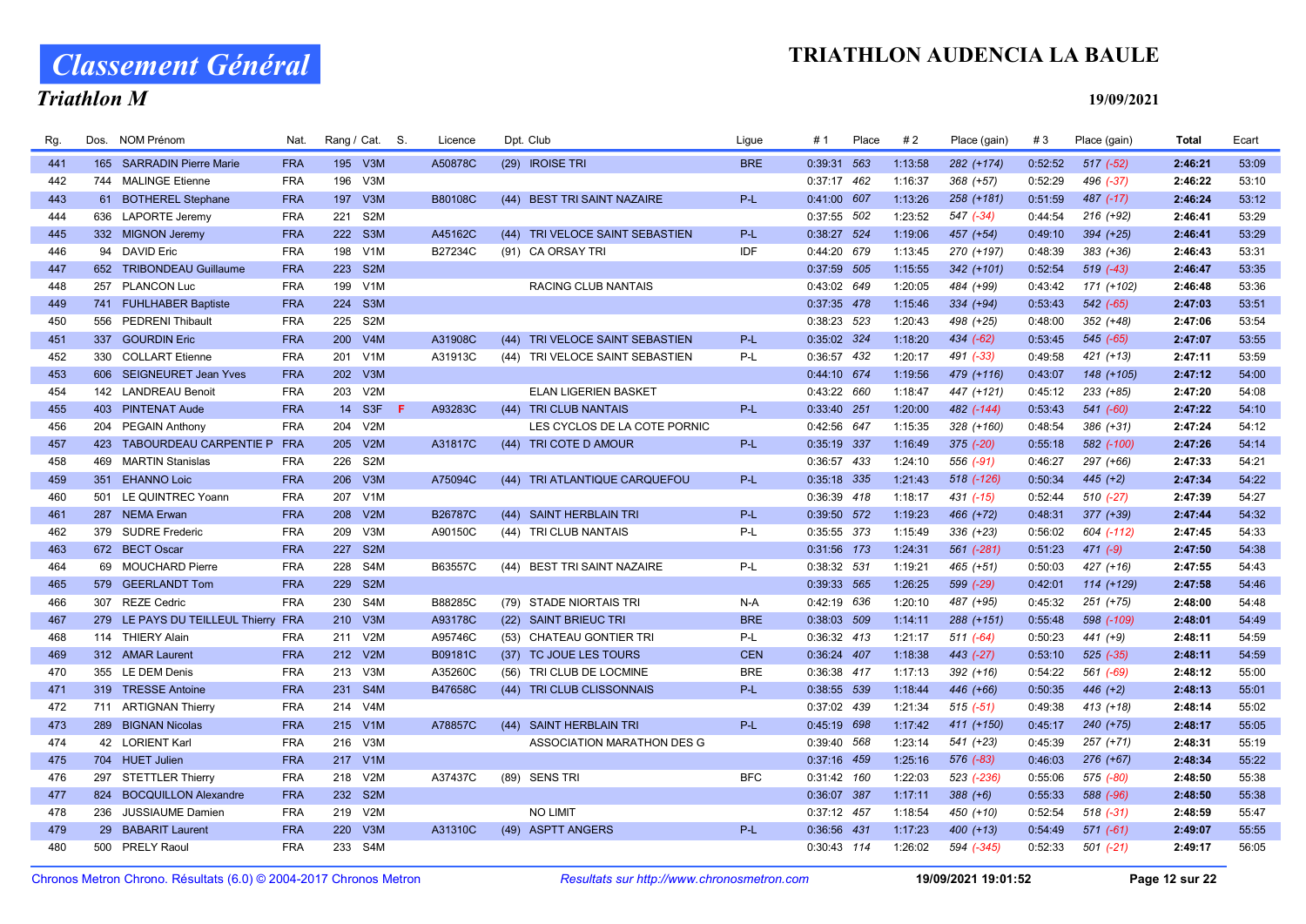# Classement Général

## Triathlon M

# TRIATHLON AUDENCIA LA BAULE

19/09/2021

| Rg. | Dos. | NOM Prénom | Nat. | Rang / Cat. | | S. | Licence | Dpt. Club | | Ligue | # 1 | Place | # 2 | Place (gain) | # 3 | Place (gain) | Total | Ecart |
|---|---|---|---|---|---|---|---|---|---|---|---|---|---|---|---|---|---|---|
| 441 | 165 | SARRADIN Pierre Marie | FRA | 195 | V3M | | A50878C | (29) | IROISE TRI | BRE | 0:39:31 | 563 | 1:13:58 | 282 (+174) | 0:52:52 | 517 (-52) | 2:46:21 | 53:09 |
| 442 | 744 | MALINGE Etienne | FRA | 196 | V3M | | | | | | 0:37:17 | 462 | 1:16:37 | 368 (+57) | 0:52:29 | 496 (-37) | 2:46:22 | 53:10 |
| 443 | 61 | BOTHEREL Stephane | FRA | 197 | V3M | | B80108C | (44) | BEST TRI SAINT NAZAIRE | P-L | 0:41:00 | 607 | 1:13:26 | 258 (+181) | 0:51:59 | 487 (-17) | 2:46:24 | 53:12 |
| 444 | 636 | LAPORTE Jeremy | FRA | 221 | S2M | | | | | | 0:37:55 | 502 | 1:23:52 | 547 (-34) | 0:44:54 | 216 (+92) | 2:46:41 | 53:29 |
| 445 | 332 | MIGNON Jeremy | FRA | 222 | S3M | | A45162C | (44) | TRI VELOCE SAINT SEBASTIEN | P-L | 0:38:27 | 524 | 1:19:06 | 457 (+54) | 0:49:10 | 394 (+25) | 2:46:41 | 53:29 |
| 446 | 94 | DAVID Eric | FRA | 198 | V1M | | B27234C | (91) | CA ORSAY TRI | IDF | 0:44:20 | 679 | 1:13:45 | 270 (+197) | 0:48:39 | 383 (+36) | 2:46:43 | 53:31 |
| 447 | 652 | TRIBONDEAU Guillaume | FRA | 223 | S2M | | | | | | 0:37:59 | 505 | 1:15:55 | 342 (+101) | 0:52:54 | 519 (-43) | 2:46:47 | 53:35 |
| 448 | 257 | PLANCON Luc | FRA | 199 | V1M | | | | RACING CLUB NANTAIS | | 0:43:02 | 649 | 1:20:05 | 484 (+99) | 0:43:42 | 171 (+102) | 2:46:48 | 53:36 |
| 449 | 741 | FUHLHABER Baptiste | FRA | 224 | S3M | | | | | | 0:37:35 | 478 | 1:15:46 | 334 (+94) | 0:53:43 | 542 (-65) | 2:47:03 | 53:51 |
| 450 | 556 | PEDRENI Thibault | FRA | 225 | S2M | | | | | | 0:38:23 | 523 | 1:20:43 | 498 (+25) | 0:48:00 | 352 (+48) | 2:47:06 | 53:54 |
| 451 | 337 | GOURDIN Eric | FRA | 200 | V4M | | A31908C | (44) | TRI VELOCE SAINT SEBASTIEN | P-L | 0:35:02 | 324 | 1:18:20 | 434 (-62) | 0:53:45 | 545 (-65) | 2:47:07 | 53:55 |
| 452 | 330 | COLLART Etienne | FRA | 201 | V1M | | A31913C | (44) | TRI VELOCE SAINT SEBASTIEN | P-L | 0:36:57 | 432 | 1:20:17 | 491 (-33) | 0:49:58 | 421 (+13) | 2:47:11 | 53:59 |
| 453 | 606 | SEIGNEURET Jean Yves | FRA | 202 | V3M | | | | | | 0:44:10 | 674 | 1:19:56 | 479 (+116) | 0:43:07 | 148 (+105) | 2:47:12 | 54:00 |
| 454 | 142 | LANDREAU Benoit | FRA | 203 | V2M | | | | ELAN LIGERIEN BASKET | | 0:43:22 | 660 | 1:18:47 | 447 (+121) | 0:45:12 | 233 (+85) | 2:47:20 | 54:08 |
| 455 | 403 | PINTENAT Aude | FRA | 14 | S3F | F | A93283C | (44) | TRI CLUB NANTAIS | P-L | 0:33:40 | 251 | 1:20:00 | 482 (-144) | 0:53:43 | 541 (-60) | 2:47:22 | 54:10 |
| 456 | 204 | PEGAIN Anthony | FRA | 204 | V2M | | | | LES CYCLOS DE LA COTE PORNIC | | 0:42:56 | 647 | 1:15:35 | 328 (+160) | 0:48:54 | 386 (+31) | 2:47:24 | 54:12 |
| 457 | 423 | TABOURDEAU CARPENTIE P | FRA | 205 | V2M | | A31817C | (44) | TRI COTE D AMOUR | P-L | 0:35:19 | 337 | 1:16:49 | 375 (-20) | 0:55:18 | 582 (-100) | 2:47:26 | 54:14 |
| 458 | 469 | MARTIN Stanislas | FRA | 226 | S2M | | | | | | 0:36:57 | 433 | 1:24:10 | 556 (-91) | 0:46:27 | 297 (+66) | 2:47:33 | 54:21 |
| 459 | 351 | EHANNO Loic | FRA | 206 | V3M | | A75094C | (44) | TRI ATLANTIQUE CARQUEFOU | P-L | 0:35:18 | 335 | 1:21:43 | 518 (-126) | 0:50:34 | 445 (+2) | 2:47:34 | 54:22 |
| 460 | 501 | LE QUINTREC Yoann | FRA | 207 | V1M | | | | | | 0:36:39 | 418 | 1:18:17 | 431 (-15) | 0:52:44 | 510 (-27) | 2:47:39 | 54:27 |
| 461 | 287 | NEMA Erwan | FRA | 208 | V2M | | B26787C | (44) | SAINT HERBLAIN TRI | P-L | 0:39:50 | 572 | 1:19:23 | 466 (+72) | 0:48:31 | 377 (+39) | 2:47:44 | 54:32 |
| 462 | 379 | SUDRE Frederic | FRA | 209 | V3M | | A90150C | (44) | TRI CLUB NANTAIS | P-L | 0:35:55 | 373 | 1:15:49 | 336 (+23) | 0:56:02 | 604 (-112) | 2:47:45 | 54:33 |
| 463 | 672 | BECT Oscar | FRA | 227 | S2M | | | | | | 0:31:56 | 173 | 1:24:31 | 561 (-281) | 0:51:23 | 471 (-9) | 2:47:50 | 54:38 |
| 464 | 69 | MOUCHARD Pierre | FRA | 228 | S4M | | B63557C | (44) | BEST TRI SAINT NAZAIRE | P-L | 0:38:32 | 531 | 1:19:21 | 465 (+51) | 0:50:03 | 427 (+16) | 2:47:55 | 54:43 |
| 465 | 579 | GEERLANDT Tom | FRA | 229 | S2M | | | | | | 0:39:33 | 565 | 1:26:25 | 599 (-29) | 0:42:01 | 114 (+129) | 2:47:58 | 54:46 |
| 466 | 307 | REZE Cedric | FRA | 230 | S4M | | B88285C | (79) | STADE NIORTAIS TRI | N-A | 0:42:19 | 636 | 1:20:10 | 487 (+95) | 0:45:32 | 251 (+75) | 2:48:00 | 54:48 |
| 467 | 279 | LE PAYS DU TEILLEUL Thierry | FRA | 210 | V3M | | A93178C | (22) | SAINT BRIEUC TRI | BRE | 0:38:03 | 509 | 1:14:11 | 288 (+151) | 0:55:48 | 598 (-109) | 2:48:01 | 54:49 |
| 468 | 114 | THIERY Alain | FRA | 211 | V2M | | A95746C | (53) | CHATEAU GONTIER TRI | P-L | 0:36:32 | 413 | 1:21:17 | 511 (-64) | 0:50:23 | 441 (+9) | 2:48:11 | 54:59 |
| 469 | 312 | AMAR Laurent | FRA | 212 | V2M | | B09181C | (37) | TC JOUE LES TOURS | CEN | 0:36:24 | 407 | 1:18:38 | 443 (-27) | 0:53:10 | 525 (-35) | 2:48:11 | 54:59 |
| 470 | 355 | LE DEM Denis | FRA | 213 | V3M | | A35260C | (56) | TRI CLUB DE LOCMINE | BRE | 0:36:38 | 417 | 1:17:13 | 392 (+16) | 0:54:22 | 561 (-69) | 2:48:12 | 55:00 |
| 471 | 319 | TRESSE Antoine | FRA | 231 | S4M | | B47658C | (44) | TRI CLUB CLISSONNAIS | P-L | 0:38:55 | 539 | 1:18:44 | 446 (+66) | 0:50:35 | 446 (+2) | 2:48:13 | 55:01 |
| 472 | 711 | ARTIGNAN Thierry | FRA | 214 | V4M | | | | | | 0:37:02 | 439 | 1:21:34 | 515 (-51) | 0:49:38 | 413 (+18) | 2:48:14 | 55:02 |
| 473 | 289 | BIGNAN Nicolas | FRA | 215 | V1M | | A78857C | (44) | SAINT HERBLAIN TRI | P-L | 0:45:19 | 698 | 1:17:42 | 411 (+150) | 0:45:17 | 240 (+75) | 2:48:17 | 55:05 |
| 474 | 42 | LORIENT Karl | FRA | 216 | V3M | | | | ASSOCIATION MARATHON DES G | | 0:39:40 | 568 | 1:23:14 | 541 (+23) | 0:45:39 | 257 (+71) | 2:48:31 | 55:19 |
| 475 | 704 | HUET Julien | FRA | 217 | V1M | | | | | | 0:37:16 | 459 | 1:25:16 | 576 (-83) | 0:46:03 | 276 (+67) | 2:48:34 | 55:22 |
| 476 | 297 | STETTLER Thierry | FRA | 218 | V2M | | A37437C | (89) | SENS TRI | BFC | 0:31:42 | 160 | 1:22:03 | 523 (-236) | 0:55:06 | 575 (-80) | 2:48:50 | 55:38 |
| 477 | 824 | BOCQUILLON Alexandre | FRA | 232 | S2M | | | | | | 0:36:07 | 387 | 1:17:11 | 388 (+6) | 0:55:33 | 588 (-96) | 2:48:50 | 55:38 |
| 478 | 236 | JUSSIAUME Damien | FRA | 219 | V2M | | | | NO LIMIT | | 0:37:12 | 457 | 1:18:54 | 450 (+10) | 0:52:54 | 518 (-31) | 2:48:59 | 55:47 |
| 479 | 29 | BABARIT Laurent | FRA | 220 | V3M | | A31310C | (49) | ASPTT ANGERS | P-L | 0:36:56 | 431 | 1:17:23 | 400 (+13) | 0:54:49 | 571 (-61) | 2:49:07 | 55:55 |
| 480 | 500 | PRELY Raoul | FRA | 233 | S4M | | | | | | 0:30:43 | 114 | 1:26:02 | 594 (-345) | 0:52:33 | 501 (-21) | 2:49:17 | 56:05 |

Chronos Metron Chrono. Résultats (6.0) © 2004-2017 Chronos Metron — *Resultats sur http://www.chronosmetron.com* — 19/09/2021 19:01:52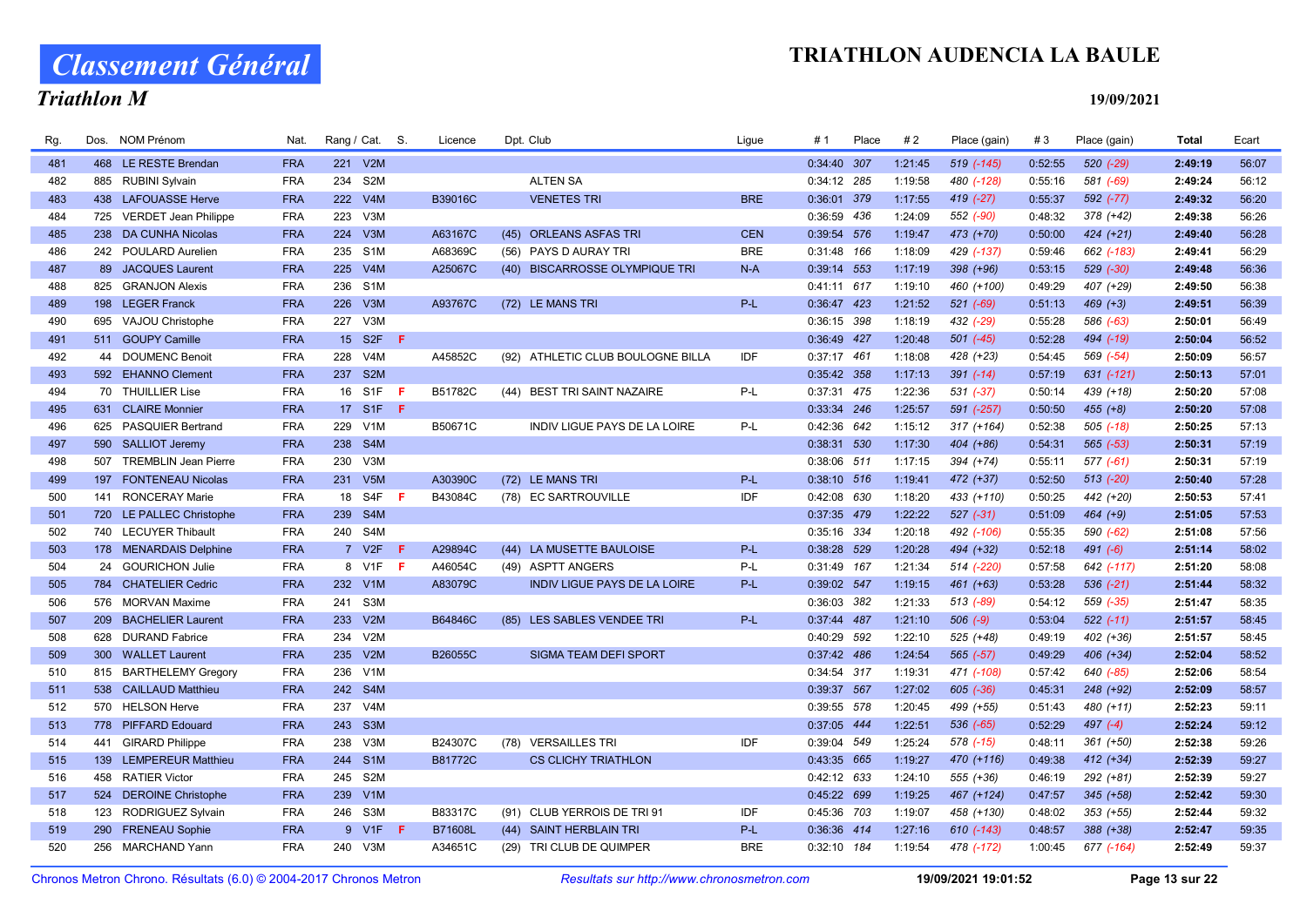# Classement Général

## Triathlon M

**TRIATHLON AUDENCIA LA BAULE**

**19/09/2021**

| Rg. | Dos. | NOM Prénom | Nat. | Rang / Cat. | | S. | Licence | Dpt. | Club | Ligue | # 1 | Place | # 2 | Place (gain) | # 3 | Place (gain) | Total | Ecart |
|---|---|---|---|---|---|---|---|---|---|---|---|---|---|---|---|---|---|---|
| 481 | 468 | LE RESTE Brendan | FRA | 221 | V2M | | | | | | 0:34:40 | 307 | 1:21:45 | 519 (-145) | 0:52:55 | 520 (-29) | 2:49:19 | 56:07 |
| 482 | 885 | RUBINI Sylvain | FRA | 234 | S2M | | | | ALTEN SA | | 0:34:12 | 285 | 1:19:58 | 480 (-128) | 0:55:16 | 581 (-69) | 2:49:24 | 56:12 |
| 483 | 438 | LAFOUASSE Herve | FRA | 222 | V4M | | B39016C | | VENETES TRI | BRE | 0:36:01 | 379 | 1:17:55 | 419 (-27) | 0:55:37 | 592 (-77) | 2:49:32 | 56:20 |
| 484 | 725 | VERDET Jean Philippe | FRA | 223 | V3M | | | | | | 0:36:59 | 436 | 1:24:09 | 552 (-90) | 0:48:32 | 378 (+42) | 2:49:38 | 56:26 |
| 485 | 238 | DA CUNHA Nicolas | FRA | 224 | V3M | | A63167C | (45) | ORLEANS ASFAS TRI | CEN | 0:39:54 | 576 | 1:19:47 | 473 (+70) | 0:50:00 | 424 (+21) | 2:49:40 | 56:28 |
| 486 | 242 | POULARD Aurelien | FRA | 235 | S1M | | A68369C | (56) | PAYS D AURAY TRI | BRE | 0:31:48 | 166 | 1:18:09 | 429 (-137) | 0:59:46 | 662 (-183) | 2:49:41 | 56:29 |
| 487 | 89 | JACQUES Laurent | FRA | 225 | V4M | | A25067C | (40) | BISCARROSSE OLYMPIQUE TRI | N-A | 0:39:14 | 553 | 1:17:19 | 398 (+96) | 0:53:15 | 529 (-30) | 2:49:48 | 56:36 |
| 488 | 825 | GRANJON Alexis | FRA | 236 | S1M | | | | | | 0:41:11 | 617 | 1:19:10 | 460 (+100) | 0:49:29 | 407 (+29) | 2:49:50 | 56:38 |
| 489 | 198 | LEGER Franck | FRA | 226 | V3M | | A93767C | (72) | LE MANS TRI | P-L | 0:36:47 | 423 | 1:21:52 | 521 (-69) | 0:51:13 | 469 (+3) | 2:49:51 | 56:39 |
| 490 | 695 | VAJOU Christophe | FRA | 227 | V3M | | | | | | 0:36:15 | 398 | 1:18:19 | 432 (-29) | 0:55:28 | 586 (-63) | 2:50:01 | 56:49 |
| 491 | 511 | GOUPY Camille | FRA | 15 | S2F | F | | | | | 0:36:49 | 427 | 1:20:48 | 501 (-45) | 0:52:28 | 494 (-19) | 2:50:04 | 56:52 |
| 492 | 44 | DOUMENC Benoit | FRA | 228 | V4M | | A45852C | (92) | ATHLETIC CLUB BOULOGNE BILLA | IDF | 0:37:17 | 461 | 1:18:08 | 428 (+23) | 0:54:45 | 569 (-54) | 2:50:09 | 56:57 |
| 493 | 592 | EHANNO Clement | FRA | 237 | S2M | | | | | | 0:35:42 | 358 | 1:17:13 | 391 (-14) | 0:57:19 | 631 (-121) | 2:50:13 | 57:01 |
| 494 | 70 | THUILLIER Lise | FRA | 16 | S1F | F | B51782C | (44) | BEST TRI SAINT NAZAIRE | P-L | 0:37:31 | 475 | 1:22:36 | 531 (-37) | 0:50:14 | 439 (+18) | 2:50:20 | 57:08 |
| 495 | 631 | CLAIRE Monnier | FRA | 17 | S1F | F | | | | | 0:33:34 | 246 | 1:25:57 | 591 (-257) | 0:50:50 | 455 (+8) | 2:50:20 | 57:08 |
| 496 | 625 | PASQUIER Bertrand | FRA | 229 | V1M | | B50671C | | INDIV LIGUE PAYS DE LA LOIRE | P-L | 0:42:36 | 642 | 1:15:12 | 317 (+164) | 0:52:38 | 505 (-18) | 2:50:25 | 57:13 |
| 497 | 590 | SALLIOT Jeremy | FRA | 238 | S4M | | | | | | 0:38:31 | 530 | 1:17:30 | 404 (+86) | 0:54:31 | 565 (-53) | 2:50:31 | 57:19 |
| 498 | 507 | TREMBLIN Jean Pierre | FRA | 230 | V3M | | | | | | 0:38:06 | 511 | 1:17:15 | 394 (+74) | 0:55:11 | 577 (-61) | 2:50:31 | 57:19 |
| 499 | 197 | FONTENEAU Nicolas | FRA | 231 | V5M | | A30390C | (72) | LE MANS TRI | P-L | 0:38:10 | 516 | 1:19:41 | 472 (+37) | 0:52:50 | 513 (-20) | 2:50:40 | 57:28 |
| 500 | 141 | RONCERAY Marie | FRA | 18 | S4F | F | B43084C | (78) | EC SARTROUVILLE | IDF | 0:42:08 | 630 | 1:18:20 | 433 (+110) | 0:50:25 | 442 (+20) | 2:50:53 | 57:41 |
| 501 | 720 | LE PALLEC Christophe | FRA | 239 | S4M | | | | | | 0:37:35 | 479 | 1:22:22 | 527 (-31) | 0:51:09 | 464 (+9) | 2:51:05 | 57:53 |
| 502 | 740 | LECUYER Thibault | FRA | 240 | S4M | | | | | | 0:35:16 | 334 | 1:20:18 | 492 (-106) | 0:55:35 | 590 (-62) | 2:51:08 | 57:56 |
| 503 | 178 | MENARDAIS Delphine | FRA | 7 | V2F | F | A29894C | (44) | LA MUSETTE BAULOISE | P-L | 0:38:28 | 529 | 1:20:28 | 494 (+32) | 0:52:18 | 491 (-6) | 2:51:14 | 58:02 |
| 504 | 24 | GOURICHON Julie | FRA | 8 | V1F | F | A46054C | (49) | ASPTT ANGERS | P-L | 0:31:49 | 167 | 1:21:34 | 514 (-220) | 0:57:58 | 642 (-117) | 2:51:20 | 58:08 |
| 505 | 784 | CHATELIER Cedric | FRA | 232 | V1M | | A83079C | | INDIV LIGUE PAYS DE LA LOIRE | P-L | 0:39:02 | 547 | 1:19:15 | 461 (+63) | 0:53:28 | 536 (-21) | 2:51:44 | 58:32 |
| 506 | 576 | MORVAN Maxime | FRA | 241 | S3M | | | | | | 0:36:03 | 382 | 1:21:33 | 513 (-89) | 0:54:12 | 559 (-35) | 2:51:47 | 58:35 |
| 507 | 209 | BACHELIER Laurent | FRA | 233 | V2M | | B64846C | (85) | LES SABLES VENDEE TRI | P-L | 0:37:44 | 487 | 1:21:10 | 506 (-9) | 0:53:04 | 522 (-11) | 2:51:57 | 58:45 |
| 508 | 628 | DURAND Fabrice | FRA | 234 | V2M | | | | | | 0:40:29 | 592 | 1:22:10 | 525 (+48) | 0:49:19 | 402 (+36) | 2:51:57 | 58:45 |
| 509 | 300 | WALLET Laurent | FRA | 235 | V2M | | B26055C | | SIGMA TEAM DEFI SPORT | | 0:37:42 | 486 | 1:24:54 | 565 (-57) | 0:49:29 | 406 (+34) | 2:52:04 | 58:52 |
| 510 | 815 | BARTHELEMY Gregory | FRA | 236 | V1M | | | | | | 0:34:54 | 317 | 1:19:31 | 471 (-108) | 0:57:42 | 640 (-85) | 2:52:06 | 58:54 |
| 511 | 538 | CAILLAUD Matthieu | FRA | 242 | S4M | | | | | | 0:39:37 | 567 | 1:27:02 | 605 (-36) | 0:45:31 | 248 (+92) | 2:52:09 | 58:57 |
| 512 | 570 | HELSON Herve | FRA | 237 | V4M | | | | | | 0:39:55 | 578 | 1:20:45 | 499 (+55) | 0:51:43 | 480 (+11) | 2:52:23 | 59:11 |
| 513 | 778 | PIFFARD Edouard | FRA | 243 | S3M | | | | | | 0:37:05 | 444 | 1:22:51 | 536 (-65) | 0:52:29 | 497 (-4) | 2:52:24 | 59:12 |
| 514 | 441 | GIRARD Philippe | FRA | 238 | V3M | | B24307C | (78) | VERSAILLES TRI | IDF | 0:39:04 | 549 | 1:25:24 | 578 (-15) | 0:48:11 | 361 (+50) | 2:52:38 | 59:26 |
| 515 | 139 | LEMPEREUR Matthieu | FRA | 244 | S1M | | B81772C | | CS CLICHY TRIATHLON | | 0:43:35 | 665 | 1:19:27 | 470 (+116) | 0:49:38 | 412 (+34) | 2:52:39 | 59:27 |
| 516 | 458 | RATIER Victor | FRA | 245 | S2M | | | | | | 0:42:12 | 633 | 1:24:10 | 555 (+36) | 0:46:19 | 292 (+81) | 2:52:39 | 59:27 |
| 517 | 524 | DEROINE Christophe | FRA | 239 | V1M | | | | | | 0:45:22 | 699 | 1:19:25 | 467 (+124) | 0:47:57 | 345 (+58) | 2:52:42 | 59:30 |
| 518 | 123 | RODRIGUEZ Sylvain | FRA | 246 | S3M | | B83317C | (91) | CLUB YERROIS DE TRI 91 | IDF | 0:45:36 | 703 | 1:19:07 | 458 (+130) | 0:48:02 | 353 (+55) | 2:52:44 | 59:32 |
| 519 | 290 | FRENEAU Sophie | FRA | 9 | V1F | F | B71608L | (44) | SAINT HERBLAIN TRI | P-L | 0:36:36 | 414 | 1:27:16 | 610 (-143) | 0:48:57 | 388 (+38) | 2:52:47 | 59:35 |
| 520 | 256 | MARCHAND Yann | FRA | 240 | V3M | | A34651C | (29) | TRI CLUB DE QUIMPER | BRE | 0:32:10 | 184 | 1:19:54 | 478 (-172) | 1:00:45 | 677 (-164) | 2:52:49 | 59:37 |

Chronos Metron Chrono. Résultats (6.0) © 2004-2017 Chronos Metron — *Resultats sur http://www.chronosmetron.com* — 19/09/2021 19:01:52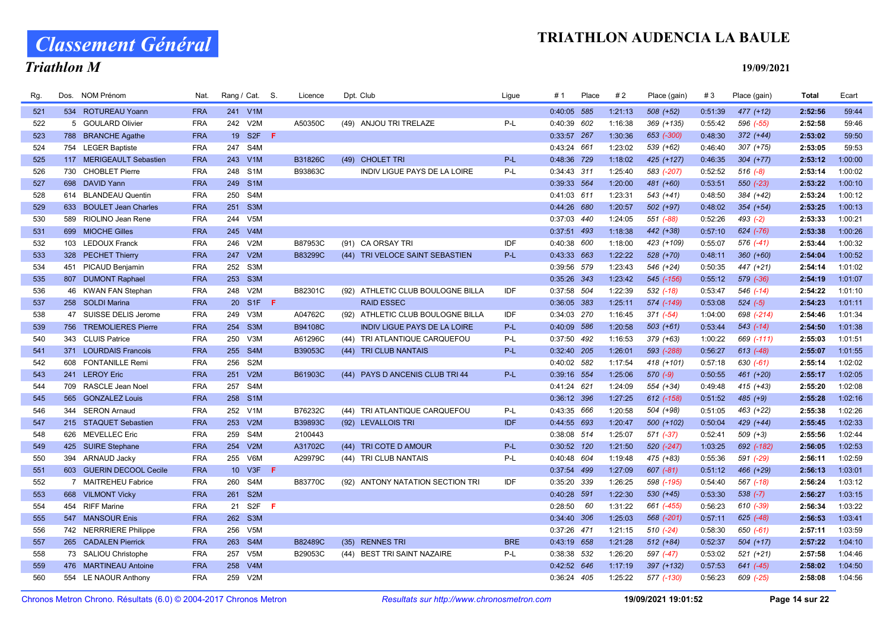# Classement Général

## Triathlon M

# TRIATHLON AUDENCIA LA BAULE

19/09/2021

| Rg. | Dos. | NOM Prénom | Nat. | Rang / Cat. | | S. | Licence | Dpt. Club | | Ligue | # 1 | Place | # 2 | Place (gain) | # 3 | Place (gain) | Total | Ecart |
|---|---|---|---|---|---|---|---|---|---|---|---|---|---|---|---|---|---|---|
| 521 | 534 | ROTUREAU Yoann | FRA | 241 | V1M | | | | | | 0:40:05 | 585 | 1:21:13 | 508 (+52) | 0:51:39 | 477 (+12) | **2:52:56** | 59:44 |
| 522 | 5 | GOULARD Olivier | FRA | 242 | V2M | | A50350C | (49) | ANJOU TRI TRELAZE | P-L | 0:40:39 | 602 | 1:16:38 | 369 (+135) | 0:55:42 | 596 (-55) | **2:52:58** | 59:46 |
| 523 | 788 | BRANCHE Agathe | FRA | 19 | S2F | F | | | | | 0:33:57 | 267 | 1:30:36 | 653 (-300) | 0:48:30 | 372 (+44) | **2:53:02** | 59:50 |
| 524 | 754 | LEGER Baptiste | FRA | 247 | S4M | | | | | | 0:43:24 | 661 | 1:23:02 | 539 (+62) | 0:46:40 | 307 (+75) | **2:53:05** | 59:53 |
| 525 | 117 | MERIGEAULT Sebastien | FRA | 243 | V1M | | B31826C | (49) | CHOLET TRI | P-L | 0:48:36 | 729 | 1:18:02 | 425 (+127) | 0:46:35 | 304 (+77) | **2:53:12** | 1:00:00 |
| 526 | 730 | CHOBLET Pierre | FRA | 248 | S1M | | B93863C | | INDIV LIGUE PAYS DE LA LOIRE | P-L | 0:34:43 | 311 | 1:25:40 | 583 (-207) | 0:52:52 | 516 (-8) | **2:53:14** | 1:00:02 |
| 527 | 698 | DAVID Yann | FRA | 249 | S1M | | | | | | 0:39:33 | 564 | 1:20:00 | 481 (+60) | 0:53:51 | 550 (-23) | **2:53:22** | 1:00:10 |
| 528 | 614 | BLANDEAU Quentin | FRA | 250 | S4M | | | | | | 0:41:03 | 611 | 1:23:31 | 543 (+41) | 0:48:50 | 384 (+42) | **2:53:24** | 1:00:12 |
| 529 | 633 | BOULET Jean Charles | FRA | 251 | S3M | | | | | | 0:44:26 | 680 | 1:20:57 | 502 (+97) | 0:48:02 | 354 (+54) | **2:53:25** | 1:00:13 |
| 530 | 589 | RIOLINO Jean Rene | FRA | 244 | V5M | | | | | | 0:37:03 | 440 | 1:24:05 | 551 (-88) | 0:52:26 | 493 (-2) | **2:53:33** | 1:00:21 |
| 531 | 699 | MIOCHE Gilles | FRA | 245 | V4M | | | | | | 0:37:51 | 493 | 1:18:38 | 442 (+38) | 0:57:10 | 624 (-76) | **2:53:38** | 1:00:26 |
| 532 | 103 | LEDOUX Franck | FRA | 246 | V2M | | B87953C | (91) | CA ORSAY TRI | IDF | 0:40:38 | 600 | 1:18:00 | 423 (+109) | 0:55:07 | 576 (-41) | **2:53:44** | 1:00:32 |
| 533 | 328 | PECHET Thierry | FRA | 247 | V2M | | B83299C | (44) | TRI VELOCE SAINT SEBASTIEN | P-L | 0:43:33 | 663 | 1:22:22 | 528 (+70) | 0:48:11 | 360 (+60) | **2:54:04** | 1:00:52 |
| 534 | 451 | PICAUD Benjamin | FRA | 252 | S3M | | | | | | 0:39:56 | 579 | 1:23:43 | 546 (+24) | 0:50:35 | 447 (+21) | **2:54:14** | 1:01:02 |
| 535 | 807 | DUMONT Raphael | FRA | 253 | S3M | | | | | | 0:35:26 | 343 | 1:23:42 | 545 (-156) | 0:55:12 | 579 (-36) | **2:54:19** | 1:01:07 |
| 536 | 46 | KWAN FAN Stephan | FRA | 248 | V2M | | B82301C | (92) | ATHLETIC CLUB BOULOGNE BILLA | IDF | 0:37:58 | 504 | 1:22:39 | 532 (-18) | 0:53:47 | 546 (-14) | **2:54:22** | 1:01:10 |
| 537 | 258 | SOLDI Marina | FRA | 20 | S1F | F | | | RAID ESSEC | | 0:36:05 | 383 | 1:25:11 | 574 (-149) | 0:53:08 | 524 (-5) | **2:54:23** | 1:01:11 |
| 538 | 47 | SUISSE DELIS Jerome | FRA | 249 | V3M | | A04762C | (92) | ATHLETIC CLUB BOULOGNE BILLA | IDF | 0:34:03 | 270 | 1:16:45 | 371 (-54) | 1:04:00 | 698 (-214) | **2:54:46** | 1:01:34 |
| 539 | 756 | TREMOLIERES Pierre | FRA | 254 | S3M | | B94108C | | INDIV LIGUE PAYS DE LA LOIRE | P-L | 0:40:09 | 586 | 1:20:58 | 503 (+61) | 0:53:44 | 543 (-14) | **2:54:50** | 1:01:38 |
| 540 | 343 | CLUIS Patrice | FRA | 250 | V3M | | A61296C | (44) | TRI ATLANTIQUE CARQUEFOU | P-L | 0:37:50 | 492 | 1:16:53 | 379 (+63) | 1:00:22 | 669 (-111) | **2:55:03** | 1:01:51 |
| 541 | 371 | LOURDAIS Francois | FRA | 255 | S4M | | B39053C | (44) | TRI CLUB NANTAIS | P-L | 0:32:40 | 205 | 1:26:01 | 593 (-288) | 0:56:27 | 613 (-48) | **2:55:07** | 1:01:55 |
| 542 | 608 | FONTANILLE Remi | FRA | 256 | S2M | | | | | | 0:40:02 | 582 | 1:17:54 | 418 (+101) | 0:57:18 | 630 (-61) | **2:55:14** | 1:02:02 |
| 543 | 241 | LEROY Eric | FRA | 251 | V2M | | B61903C | (44) | PAYS D ANCENIS CLUB TRI 44 | P-L | 0:39:16 | 554 | 1:25:06 | 570 (-9) | 0:50:55 | 461 (+20) | **2:55:17** | 1:02:05 |
| 544 | 709 | RASCLE Jean Noel | FRA | 257 | S4M | | | | | | 0:41:24 | 621 | 1:24:09 | 554 (+34) | 0:49:48 | 415 (+43) | **2:55:20** | 1:02:08 |
| 545 | 565 | GONZALEZ Louis | FRA | 258 | S1M | | | | | | 0:36:12 | 396 | 1:27:25 | 612 (-158) | 0:51:52 | 485 (+9) | **2:55:28** | 1:02:16 |
| 546 | 344 | SERON Arnaud | FRA | 252 | V1M | | B76232C | (44) | TRI ATLANTIQUE CARQUEFOU | P-L | 0:43:35 | 666 | 1:20:58 | 504 (+98) | 0:51:05 | 463 (+22) | **2:55:38** | 1:02:26 |
| 547 | 215 | STAQUET Sebastien | FRA | 253 | V2M | | B39893C | (92) | LEVALLOIS TRI | IDF | 0:44:55 | 693 | 1:20:47 | 500 (+102) | 0:50:04 | 429 (+44) | **2:55:45** | 1:02:33 |
| 548 | 626 | MEVELLEC Eric | FRA | 259 | S4M | | 2100443 | | | | 0:38:08 | 514 | 1:25:07 | 571 (-37) | 0:52:41 | 509 (+3) | **2:55:56** | 1:02:44 |
| 549 | 425 | SUIRE Stephane | FRA | 254 | V2M | | A31702C | (44) | TRI COTE D AMOUR | P-L | 0:30:52 | 120 | 1:21:50 | 520 (-247) | 1:03:25 | 692 (-182) | **2:56:05** | 1:02:53 |
| 550 | 394 | ARNAUD Jacky | FRA | 255 | V6M | | A29979C | (44) | TRI CLUB NANTAIS | P-L | 0:40:48 | 604 | 1:19:48 | 475 (+83) | 0:55:36 | 591 (-29) | **2:56:11** | 1:02:59 |
| 551 | 603 | GUERIN DECOOL Cecile | FRA | 10 | V3F | F | | | | | 0:37:54 | 499 | 1:27:09 | 607 (-81) | 0:51:12 | 466 (+29) | **2:56:13** | 1:03:01 |
| 552 | 7 | MAITREHEU Fabrice | FRA | 260 | S4M | | B83770C | (92) | ANTONY NATATION SECTION TRI | IDF | 0:35:20 | 339 | 1:26:25 | 598 (-195) | 0:54:40 | 567 (-18) | **2:56:24** | 1:03:12 |
| 553 | 668 | VILMONT Vicky | FRA | 261 | S2M | | | | | | 0:40:28 | 591 | 1:22:30 | 530 (+45) | 0:53:30 | 538 (-7) | **2:56:27** | 1:03:15 |
| 554 | 454 | RIFF Marine | FRA | 21 | S2F | F | | | | | 0:28:50 | 60 | 1:31:22 | 661 (-455) | 0:56:23 | 610 (-39) | **2:56:34** | 1:03:22 |
| 555 | 547 | MANSOUR Enis | FRA | 262 | S3M | | | | | | 0:34:40 | 306 | 1:25:03 | 568 (-201) | 0:57:11 | 625 (-48) | **2:56:53** | 1:03:41 |
| 556 | 742 | NERRRIERE Philippe | FRA | 256 | V5M | | | | | | 0:37:26 | 471 | 1:21:15 | 510 (-24) | 0:58:30 | 650 (-61) | **2:57:11** | 1:03:59 |
| 557 | 265 | CADALEN Pierrick | FRA | 263 | S4M | | B82489C | (35) | RENNES TRI | BRE | 0:43:19 | 658 | 1:21:28 | 512 (+84) | 0:52:37 | 504 (+17) | **2:57:22** | 1:04:10 |
| 558 | 73 | SALIOU Christophe | FRA | 257 | V5M | | B29053C | (44) | BEST TRI SAINT NAZAIRE | P-L | 0:38:38 | 532 | 1:26:20 | 597 (-47) | 0:53:02 | 521 (+21) | **2:57:58** | 1:04:46 |
| 559 | 476 | MARTINEAU Antoine | FRA | 258 | V4M | | | | | | 0:42:52 | 646 | 1:17:19 | 397 (+132) | 0:57:53 | 641 (-45) | **2:58:02** | 1:04:50 |
| 560 | 554 | LE NAOUR Anthony | FRA | 259 | V2M | | | | | | 0:36:24 | 405 | 1:25:22 | 577 (-130) | 0:56:23 | 609 (-25) | **2:58:08** | 1:04:56 |

Chronos Metron Chrono. Résultats (6.0) © 2004-2017 Chronos Metron — *Resultats sur http://www.chronosmetron.com* — **19/09/2021 19:01:52**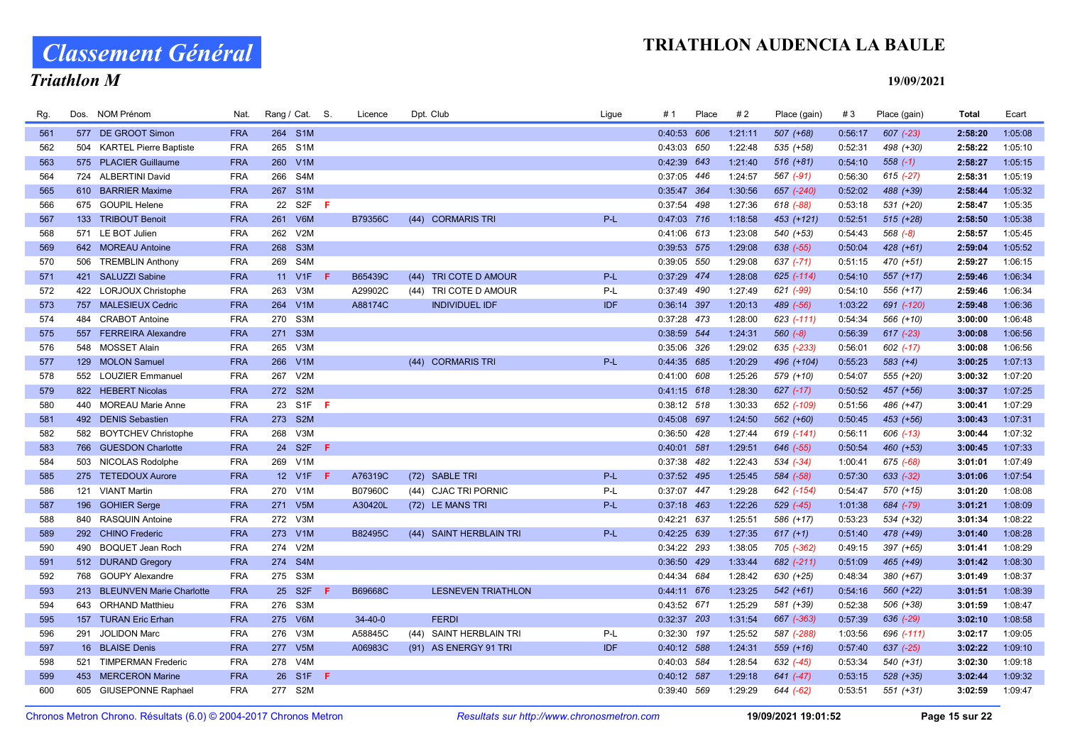# Classement Général

## Triathlon M

## TRIATHLON AUDENCIA LA BAULE

19/09/2021

| Rg. | Dos. | NOM Prénom | Nat. | Rang / Cat. | | S. | Licence | Dpt. Club | | Ligue | # 1 | Place | # 2 | Place (gain) | # 3 | Place (gain) | Total | Ecart |
|---|---|---|---|---|---|---|---|---|---|---|---|---|---|---|---|---|---|---|
| 561 | 577 | DE GROOT Simon | FRA | 264 | S1M | | | | | | 0:40:53 | 606 | 1:21:11 | 507 (+68) | 0:56:17 | 607 (-23) | **2:58:20** | 1:05:08 |
| 562 | 504 | KARTEL Pierre Baptiste | FRA | 265 | S1M | | | | | | 0:43:03 | 650 | 1:22:48 | 535 (+58) | 0:52:31 | 498 (+30) | **2:58:22** | 1:05:10 |
| 563 | 575 | PLACIER Guillaume | FRA | 260 | V1M | | | | | | 0:42:39 | 643 | 1:21:40 | 516 (+81) | 0:54:10 | 558 (-1) | **2:58:27** | 1:05:15 |
| 564 | 724 | ALBERTINI David | FRA | 266 | S4M | | | | | | 0:37:05 | 446 | 1:24:57 | 567 (-91) | 0:56:30 | 615 (-27) | **2:58:31** | 1:05:19 |
| 565 | 610 | BARRIER Maxime | FRA | 267 | S1M | | | | | | 0:35:47 | 364 | 1:30:56 | 657 (-240) | 0:52:02 | 488 (+39) | **2:58:44** | 1:05:32 |
| 566 | 675 | GOUPIL Helene | FRA | 22 | S2F | F | | | | | 0:37:54 | 498 | 1:27:36 | 618 (-88) | 0:53:18 | 531 (+20) | **2:58:47** | 1:05:35 |
| 567 | 133 | TRIBOUT Benoit | FRA | 261 | V6M | | B79356C | (44) | CORMARIS TRI | P-L | 0:47:03 | 716 | 1:18:58 | 453 (+121) | 0:52:51 | 515 (+28) | **2:58:50** | 1:05:38 |
| 568 | 571 | LE BOT Julien | FRA | 262 | V2M | | | | | | 0:41:06 | 613 | 1:23:08 | 540 (+53) | 0:54:43 | 568 (-8) | **2:58:57** | 1:05:45 |
| 569 | 642 | MOREAU Antoine | FRA | 268 | S3M | | | | | | 0:39:53 | 575 | 1:29:08 | 638 (-55) | 0:50:04 | 428 (+61) | **2:59:04** | 1:05:52 |
| 570 | 506 | TREMBLIN Anthony | FRA | 269 | S4M | | | | | | 0:39:05 | 550 | 1:29:08 | 637 (-71) | 0:51:15 | 470 (+51) | **2:59:27** | 1:06:15 |
| 571 | 421 | SALUZZI Sabine | FRA | 11 | V1F | F | B65439C | (44) | TRI COTE D AMOUR | P-L | 0:37:29 | 474 | 1:28:08 | 625 (-114) | 0:54:10 | 557 (+17) | **2:59:46** | 1:06:34 |
| 572 | 422 | LORJOUX Christophe | FRA | 263 | V3M | | A29902C | (44) | TRI COTE D AMOUR | P-L | 0:37:49 | 490 | 1:27:49 | 621 (-99) | 0:54:10 | 556 (+17) | **2:59:46** | 1:06:34 |
| 573 | 757 | MALESIEUX Cedric | FRA | 264 | V1M | | A88174C | | INDIVIDUEL IDF | IDF | 0:36:14 | 397 | 1:20:13 | 489 (-56) | 1:03:22 | 691 (-120) | **2:59:48** | 1:06:36 |
| 574 | 484 | CRABOT Antoine | FRA | 270 | S3M | | | | | | 0:37:28 | 473 | 1:28:00 | 623 (-111) | 0:54:34 | 566 (+10) | **3:00:00** | 1:06:48 |
| 575 | 557 | FERREIRA Alexandre | FRA | 271 | S3M | | | | | | 0:38:59 | 544 | 1:24:31 | 560 (-8) | 0:56:39 | 617 (-23) | **3:00:08** | 1:06:56 |
| 576 | 548 | MOSSET Alain | FRA | 265 | V3M | | | | | | 0:35:06 | 326 | 1:29:02 | 635 (-233) | 0:56:01 | 602 (-17) | **3:00:08** | 1:06:56 |
| 577 | 129 | MOLON Samuel | FRA | 266 | V1M | | | (44) | CORMARIS TRI | P-L | 0:44:35 | 685 | 1:20:29 | 496 (+104) | 0:55:23 | 583 (+4) | **3:00:25** | 1:07:13 |
| 578 | 552 | LOUZIER Emmanuel | FRA | 267 | V2M | | | | | | 0:41:00 | 608 | 1:25:26 | 579 (+10) | 0:54:07 | 555 (+20) | **3:00:32** | 1:07:20 |
| 579 | 822 | HEBERT Nicolas | FRA | 272 | S2M | | | | | | 0:41:15 | 618 | 1:28:30 | 627 (-17) | 0:50:52 | 457 (+56) | **3:00:37** | 1:07:25 |
| 580 | 440 | MOREAU Marie Anne | FRA | 23 | S1F | F | | | | | 0:38:12 | 518 | 1:30:33 | 652 (-109) | 0:51:56 | 486 (+47) | **3:00:41** | 1:07:29 |
| 581 | 492 | DENIS Sebastien | FRA | 273 | S2M | | | | | | 0:45:08 | 697 | 1:24:50 | 562 (+60) | 0:50:45 | 453 (+56) | **3:00:43** | 1:07:31 |
| 582 | 582 | BOYTCHEV Christophe | FRA | 268 | V3M | | | | | | 0:36:50 | 428 | 1:27:44 | 619 (-141) | 0:56:11 | 606 (-13) | **3:00:44** | 1:07:32 |
| 583 | 766 | GUESDON Charlotte | FRA | 24 | S2F | F | | | | | 0:40:01 | 581 | 1:29:51 | 646 (-55) | 0:50:54 | 460 (+53) | **3:00:45** | 1:07:33 |
| 584 | 503 | NICOLAS Rodolphe | FRA | 269 | V1M | | | | | | 0:37:38 | 482 | 1:22:43 | 534 (-34) | 1:00:41 | 675 (-68) | **3:01:01** | 1:07:49 |
| 585 | 275 | TETEDOUX Aurore | FRA | 12 | V1F | F | A76319C | (72) | SABLE TRI | P-L | 0:37:52 | 495 | 1:25:45 | 584 (-58) | 0:57:30 | 633 (-32) | **3:01:06** | 1:07:54 |
| 586 | 121 | VIANT Martin | FRA | 270 | V1M | | B07960C | (44) | CJAC TRI PORNIC | P-L | 0:37:07 | 447 | 1:29:28 | 642 (-154) | 0:54:47 | 570 (+15) | **3:01:20** | 1:08:08 |
| 587 | 196 | GOHIER Serge | FRA | 271 | V5M | | A30420L | (72) | LE MANS TRI | P-L | 0:37:18 | 463 | 1:22:26 | 529 (-45) | 1:01:38 | 684 (-79) | **3:01:21** | 1:08:09 |
| 588 | 840 | RASQUIN Antoine | FRA | 272 | V3M | | | | | | 0:42:21 | 637 | 1:25:51 | 586 (+17) | 0:53:23 | 534 (+32) | **3:01:34** | 1:08:22 |
| 589 | 292 | CHINO Frederic | FRA | 273 | V1M | | B82495C | (44) | SAINT HERBLAIN TRI | P-L | 0:42:25 | 639 | 1:27:35 | 617 (+1) | 0:51:40 | 478 (+49) | **3:01:40** | 1:08:28 |
| 590 | 490 | BOQUET Jean Roch | FRA | 274 | V2M | | | | | | 0:34:22 | 293 | 1:38:05 | 705 (-362) | 0:49:15 | 397 (+65) | **3:01:41** | 1:08:29 |
| 591 | 512 | DURAND Gregory | FRA | 274 | S4M | | | | | | 0:36:50 | 429 | 1:33:44 | 682 (-211) | 0:51:09 | 465 (+49) | **3:01:42** | 1:08:30 |
| 592 | 768 | GOUPY Alexandre | FRA | 275 | S3M | | | | | | 0:44:34 | 684 | 1:28:42 | 630 (+25) | 0:48:34 | 380 (+67) | **3:01:49** | 1:08:37 |
| 593 | 213 | BLEUNVEN Marie Charlotte | FRA | 25 | S2F | F | B69668C | | LESNEVEN TRIATHLON | | 0:44:11 | 676 | 1:23:25 | 542 (+61) | 0:54:16 | 560 (+22) | **3:01:51** | 1:08:39 |
| 594 | 643 | ORHAND Matthieu | FRA | 276 | S3M | | | | | | 0:43:52 | 671 | 1:25:29 | 581 (+39) | 0:52:38 | 506 (+38) | **3:01:59** | 1:08:47 |
| 595 | 157 | TURAN Eric Erhan | FRA | 275 | V6M | | 34-40-0 | | FERDI | | 0:32:37 | 203 | 1:31:54 | 667 (-363) | 0:57:39 | 636 (-29) | **3:02:10** | 1:08:58 |
| 596 | 291 | JOLIDON Marc | FRA | 276 | V3M | | A58845C | (44) | SAINT HERBLAIN TRI | P-L | 0:32:30 | 197 | 1:25:52 | 587 (-288) | 1:03:56 | 696 (-111) | **3:02:17** | 1:09:05 |
| 597 | 16 | BLAISE Denis | FRA | 277 | V5M | | A06983C | (91) | AS ENERGY 91 TRI | IDF | 0:40:12 | 588 | 1:24:31 | 559 (+16) | 0:57:40 | 637 (-25) | **3:02:22** | 1:09:10 |
| 598 | 521 | TIMPERMAN Frederic | FRA | 278 | V4M | | | | | | 0:40:03 | 584 | 1:28:54 | 632 (-45) | 0:53:34 | 540 (+31) | **3:02:30** | 1:09:18 |
| 599 | 453 | MERCERON Marine | FRA | 26 | S1F | F | | | | | 0:40:12 | 587 | 1:29:18 | 641 (-47) | 0:53:15 | 528 (+35) | **3:02:44** | 1:09:32 |
| 600 | 605 | GIUSEPONNE Raphael | FRA | 277 | S2M | | | | | | 0:39:40 | 569 | 1:29:29 | 644 (-62) | 0:53:51 | 551 (+31) | **3:02:59** | 1:09:47 |

Chronos Metron Chrono. Résultats (6.0) © 2004-2017 Chronos Metron — *Resultats sur http://www.chronosmetron.com* — 19/09/2021 19:01:52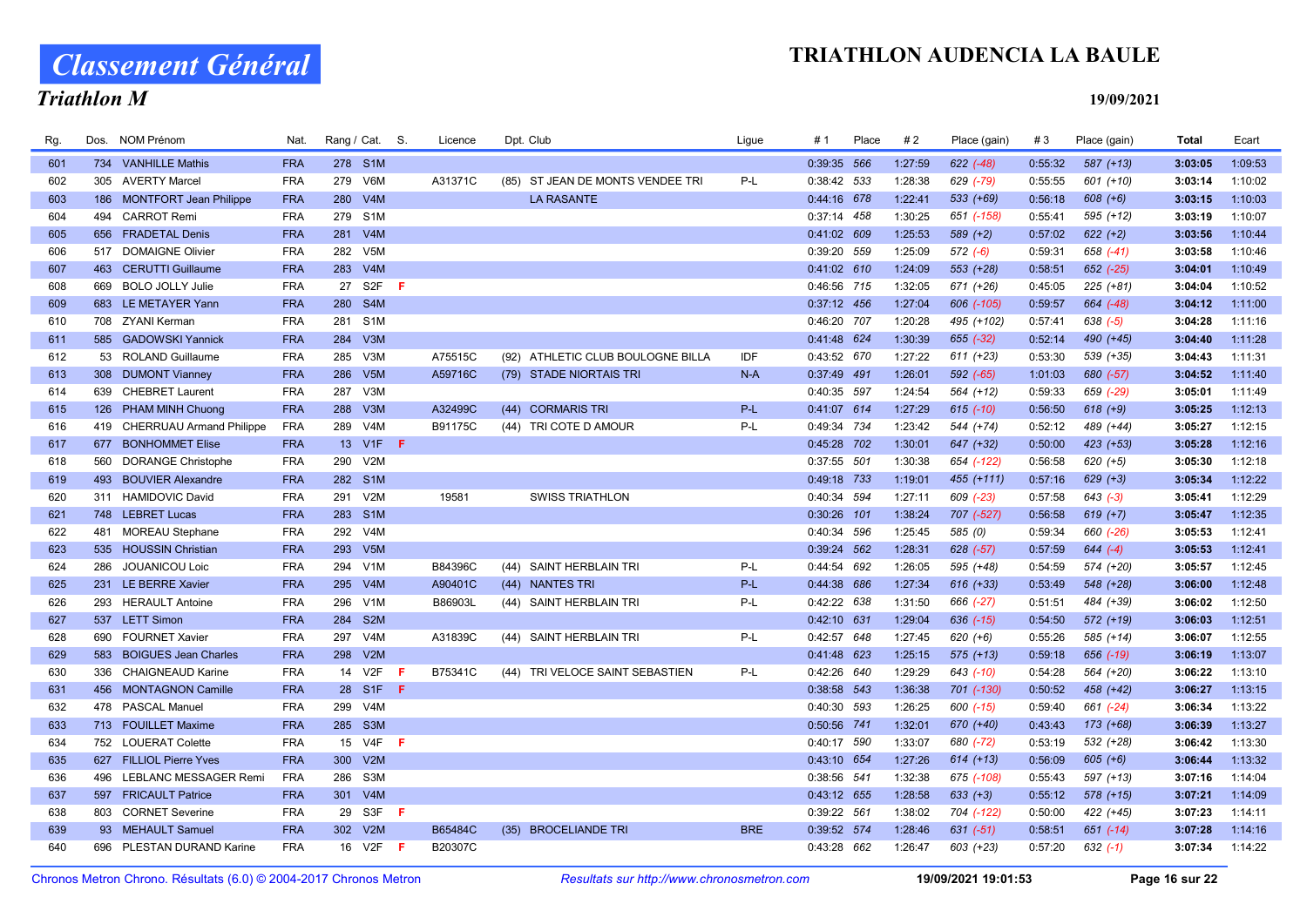# Classement Général

## Triathlon M

**TRIATHLON AUDENCIA LA BAULE**

**19/09/2021**

| Rg. | Dos. | NOM Prénom | Nat. | Rang / Cat. | S. | Licence | Dpt. Club | Ligue | # 1 | Place | # 2 | Place (gain) | # 3 | Place (gain) | Total | Ecart |
|---|---|---|---|---|---|---|---|---|---|---|---|---|---|---|---|---|
| 601 | 734 | VANHILLE Mathis | FRA | 278 S1M | | | | | 0:39:35 | 566 | 1:27:59 | 622 (-48) | 0:55:32 | 587 (+13) | **3:03:05** | 1:09:53 |
| 602 | 305 | AVERTY Marcel | FRA | 279 V6M | | A31371C | (85) ST JEAN DE MONTS VENDEE TRI | P-L | 0:38:42 | 533 | 1:28:38 | 629 (-79) | 0:55:55 | 601 (+10) | **3:03:14** | 1:10:02 |
| 603 | 186 | MONTFORT Jean Philippe | FRA | 280 V4M | | | LA RASANTE | | 0:44:16 | 678 | 1:22:41 | 533 (+69) | 0:56:18 | 608 (+6) | **3:03:15** | 1:10:03 |
| 604 | 494 | CARROT Remi | FRA | 279 S1M | | | | | 0:37:14 | 458 | 1:30:25 | 651 (-158) | 0:55:41 | 595 (+12) | **3:03:19** | 1:10:07 |
| 605 | 656 | FRADETAL Denis | FRA | 281 V4M | | | | | 0:41:02 | 609 | 1:25:53 | 589 (+2) | 0:57:02 | 622 (+2) | **3:03:56** | 1:10:44 |
| 606 | 517 | DOMAIGNE Olivier | FRA | 282 V5M | | | | | 0:39:20 | 559 | 1:25:09 | 572 (-6) | 0:59:31 | 658 (-41) | **3:03:58** | 1:10:46 |
| 607 | 463 | CERUTTI Guillaume | FRA | 283 V4M | | | | | 0:41:02 | 610 | 1:24:09 | 553 (+28) | 0:58:51 | 652 (-25) | **3:04:01** | 1:10:49 |
| 608 | 669 | BOLO JOLLY Julie | FRA | 27 S2F | F | | | | 0:46:56 | 715 | 1:32:05 | 671 (+26) | 0:45:05 | 225 (+81) | **3:04:04** | 1:10:52 |
| 609 | 683 | LE METAYER Yann | FRA | 280 S4M | | | | | 0:37:12 | 456 | 1:27:04 | 606 (-105) | 0:59:57 | 664 (-48) | **3:04:12** | 1:11:00 |
| 610 | 708 | ZYANI Kerman | FRA | 281 S1M | | | | | 0:46:20 | 707 | 1:20:28 | 495 (+102) | 0:57:41 | 638 (-5) | **3:04:28** | 1:11:16 |
| 611 | 585 | GADOWSKI Yannick | FRA | 284 V3M | | | | | 0:41:48 | 624 | 1:30:39 | 655 (-32) | 0:52:14 | 490 (+45) | **3:04:40** | 1:11:28 |
| 612 | 53 | ROLAND Guillaume | FRA | 285 V3M | | A75515C | (92) ATHLETIC CLUB BOULOGNE BILLA | IDF | 0:43:52 | 670 | 1:27:22 | 611 (+23) | 0:53:30 | 539 (+35) | **3:04:43** | 1:11:31 |
| 613 | 308 | DUMONT Vianney | FRA | 286 V5M | | A59716C | (79) STADE NIORTAIS TRI | N-A | 0:37:49 | 491 | 1:26:01 | 592 (-65) | 1:01:03 | 680 (-57) | **3:04:52** | 1:11:40 |
| 614 | 639 | CHEBRET Laurent | FRA | 287 V3M | | | | | 0:40:35 | 597 | 1:24:54 | 564 (+12) | 0:59:33 | 659 (-29) | **3:05:01** | 1:11:49 |
| 615 | 126 | PHAM MINH Chuong | FRA | 288 V3M | | A32499C | (44) CORMARIS TRI | P-L | 0:41:07 | 614 | 1:27:29 | 615 (-10) | 0:56:50 | 618 (+9) | **3:05:25** | 1:12:13 |
| 616 | 419 | CHERRUAU Armand Philippe | FRA | 289 V4M | | B91175C | (44) TRI COTE D AMOUR | P-L | 0:49:34 | 734 | 1:23:42 | 544 (+74) | 0:52:12 | 489 (+44) | **3:05:27** | 1:12:15 |
| 617 | 677 | BONHOMMET Elise | FRA | 13 V1F | F | | | | 0:45:28 | 702 | 1:30:01 | 647 (+32) | 0:50:00 | 423 (+53) | **3:05:28** | 1:12:16 |
| 618 | 560 | DORANGE Christophe | FRA | 290 V2M | | | | | 0:37:55 | 501 | 1:30:38 | 654 (-122) | 0:56:58 | 620 (+5) | **3:05:30** | 1:12:18 |
| 619 | 493 | BOUVIER Alexandre | FRA | 282 S1M | | | | | 0:49:18 | 733 | 1:19:01 | 455 (+111) | 0:57:16 | 629 (+3) | **3:05:34** | 1:12:22 |
| 620 | 311 | HAMIDOVIC David | FRA | 291 V2M | | 19581 | SWISS TRIATHLON | | 0:40:34 | 594 | 1:27:11 | 609 (-23) | 0:57:58 | 643 (-3) | **3:05:41** | 1:12:29 |
| 621 | 748 | LEBRET Lucas | FRA | 283 S1M | | | | | 0:30:26 | 101 | 1:38:24 | 707 (-527) | 0:56:58 | 619 (+7) | **3:05:47** | 1:12:35 |
| 622 | 481 | MOREAU Stephane | FRA | 292 V4M | | | | | 0:40:34 | 596 | 1:25:45 | 585 (0) | 0:59:34 | 660 (-26) | **3:05:53** | 1:12:41 |
| 623 | 535 | HOUSSIN Christian | FRA | 293 V5M | | | | | 0:39:24 | 562 | 1:28:31 | 628 (-57) | 0:57:59 | 644 (-4) | **3:05:53** | 1:12:41 |
| 624 | 286 | JOUANICOU Loic | FRA | 294 V1M | | B84396C | (44) SAINT HERBLAIN TRI | P-L | 0:44:54 | 692 | 1:26:05 | 595 (+48) | 0:54:59 | 574 (+20) | **3:05:57** | 1:12:45 |
| 625 | 231 | LE BERRE Xavier | FRA | 295 V4M | | A90401C | (44) NANTES TRI | P-L | 0:44:38 | 686 | 1:27:34 | 616 (+33) | 0:53:49 | 548 (+28) | **3:06:00** | 1:12:48 |
| 626 | 293 | HERAULT Antoine | FRA | 296 V1M | | B86903L | (44) SAINT HERBLAIN TRI | P-L | 0:42:22 | 638 | 1:31:50 | 666 (-27) | 0:51:51 | 484 (+39) | **3:06:02** | 1:12:50 |
| 627 | 537 | LETT Simon | FRA | 284 S2M | | | | | 0:42:10 | 631 | 1:29:04 | 636 (-15) | 0:54:50 | 572 (+19) | **3:06:03** | 1:12:51 |
| 628 | 690 | FOURNET Xavier | FRA | 297 V4M | | A31839C | (44) SAINT HERBLAIN TRI | P-L | 0:42:57 | 648 | 1:27:45 | 620 (+6) | 0:55:26 | 585 (+14) | **3:06:07** | 1:12:55 |
| 629 | 583 | BOIGUES Jean Charles | FRA | 298 V2M | | | | | 0:41:48 | 623 | 1:25:15 | 575 (+13) | 0:59:18 | 656 (-19) | **3:06:19** | 1:13:07 |
| 630 | 336 | CHAIGNEAUD Karine | FRA | 14 V2F | F | B75341C | (44) TRI VELOCE SAINT SEBASTIEN | P-L | 0:42:26 | 640 | 1:29:29 | 643 (-10) | 0:54:28 | 564 (+20) | **3:06:22** | 1:13:10 |
| 631 | 456 | MONTAGNON Camille | FRA | 28 S1F | F | | | | 0:38:58 | 543 | 1:36:38 | 701 (-130) | 0:50:52 | 458 (+42) | **3:06:27** | 1:13:15 |
| 632 | 478 | PASCAL Manuel | FRA | 299 V4M | | | | | 0:40:30 | 593 | 1:26:25 | 600 (-15) | 0:59:40 | 661 (-24) | **3:06:34** | 1:13:22 |
| 633 | 713 | FOUILLET Maxime | FRA | 285 S3M | | | | | 0:50:56 | 741 | 1:32:01 | 670 (+40) | 0:43:43 | 173 (+68) | **3:06:39** | 1:13:27 |
| 634 | 752 | LOUERAT Colette | FRA | 15 V4F | F | | | | 0:40:17 | 590 | 1:33:07 | 680 (-72) | 0:53:19 | 532 (+28) | **3:06:42** | 1:13:30 |
| 635 | 627 | FILLIOL Pierre Yves | FRA | 300 V2M | | | | | 0:43:10 | 654 | 1:27:26 | 614 (+13) | 0:56:09 | 605 (+6) | **3:06:44** | 1:13:32 |
| 636 | 496 | LEBLANC MESSAGER Remi | FRA | 286 S3M | | | | | 0:38:56 | 541 | 1:32:38 | 675 (-108) | 0:55:43 | 597 (+13) | **3:07:16** | 1:14:04 |
| 637 | 597 | FRICAULT Patrice | FRA | 301 V4M | | | | | 0:43:12 | 655 | 1:28:58 | 633 (+3) | 0:55:12 | 578 (+15) | **3:07:21** | 1:14:09 |
| 638 | 803 | CORNET Severine | FRA | 29 S3F | F | | | | 0:39:22 | 561 | 1:38:02 | 704 (-122) | 0:50:00 | 422 (+45) | **3:07:23** | 1:14:11 |
| 639 | 93 | MEHAULT Samuel | FRA | 302 V2M | | B65484C | (35) BROCELIANDE TRI | BRE | 0:39:52 | 574 | 1:28:46 | 631 (-51) | 0:58:51 | 651 (-14) | **3:07:28** | 1:14:16 |
| 640 | 696 | PLESTAN DURAND Karine | FRA | 16 V2F | F | B20307C | | | 0:43:28 | 662 | 1:26:47 | 603 (+23) | 0:57:20 | 632 (-1) | **3:07:34** | 1:14:22 |

Chronos Metron Chrono. Résultats (6.0) © 2004-2017 Chronos Metron — *Resultats sur http://www.chronosmetron.com* — **19/09/2021 19:01:53**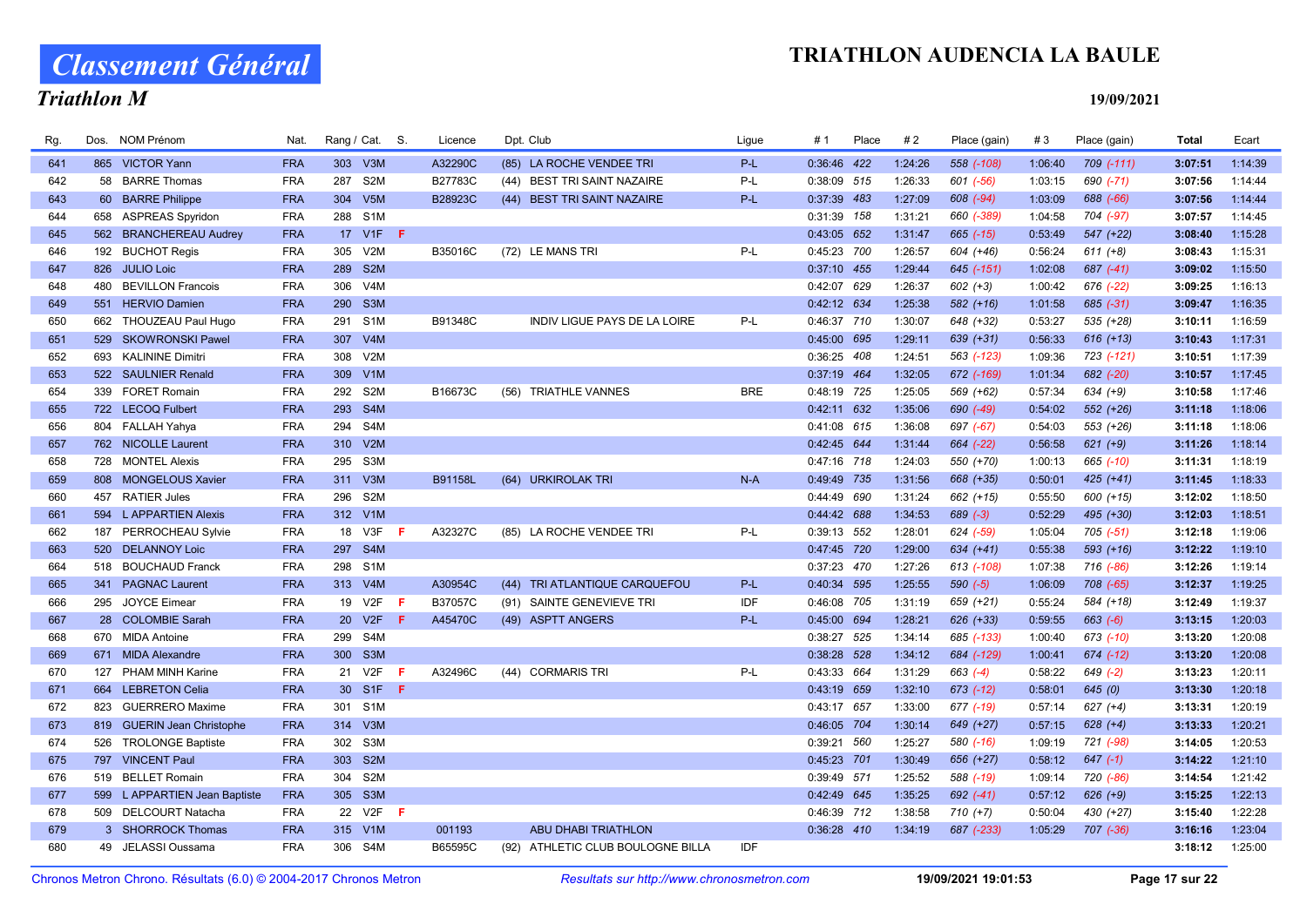# Classement Général

## Triathlon M

## TRIATHLON AUDENCIA LA BAULE

19/09/2021

| Rg. | Dos. | NOM Prénom | Nat. | Rang / Cat. | | S. | Licence | Dpt. | Club | Ligue | # 1 | Place | # 2 | Place (gain) | # 3 | Place (gain) | Total | Ecart |
|---|---|---|---|---|---|---|---|---|---|---|---|---|---|---|---|---|---|---|
| 641 | 865 | VICTOR Yann | FRA | 303 | V3M | | A32290C | (85) | LA ROCHE VENDEE TRI | P-L | 0:36:46 | 422 | 1:24:26 | 558 (-108) | 1:06:40 | 709 (-111) | **3:07:51** | 1:14:39 |
| 642 | 58 | BARRE Thomas | FRA | 287 | S2M | | B27783C | (44) | BEST TRI SAINT NAZAIRE | P-L | 0:38:09 | 515 | 1:26:33 | 601 (-56) | 1:03:15 | 690 (-71) | **3:07:56** | 1:14:44 |
| 643 | 60 | BARRE Philippe | FRA | 304 | V5M | | B28923C | (44) | BEST TRI SAINT NAZAIRE | P-L | 0:37:39 | 483 | 1:27:09 | 608 (-94) | 1:03:09 | 688 (-66) | **3:07:56** | 1:14:44 |
| 644 | 658 | ASPREAS Spyridon | FRA | 288 | S1M | | | | | | 0:31:39 | 158 | 1:31:21 | 660 (-389) | 1:04:58 | 704 (-97) | **3:07:57** | 1:14:45 |
| 645 | 562 | BRANCHEREAU Audrey | FRA | 17 | V1F | F | | | | | 0:43:05 | 652 | 1:31:47 | 665 (-15) | 0:53:49 | 547 (+22) | **3:08:40** | 1:15:28 |
| 646 | 192 | BUCHOT Regis | FRA | 305 | V2M | | B35016C | (72) | LE MANS TRI | P-L | 0:45:23 | 700 | 1:26:57 | 604 (+46) | 0:56:24 | 611 (+8) | **3:08:43** | 1:15:31 |
| 647 | 826 | JULIO Loic | FRA | 289 | S2M | | | | | | 0:37:10 | 455 | 1:29:44 | 645 (-151) | 1:02:08 | 687 (-41) | **3:09:02** | 1:15:50 |
| 648 | 480 | BEVILLON Francois | FRA | 306 | V4M | | | | | | 0:42:07 | 629 | 1:26:37 | 602 (+3) | 1:00:42 | 676 (-22) | **3:09:25** | 1:16:13 |
| 649 | 551 | HERVIO Damien | FRA | 290 | S3M | | | | | | 0:42:12 | 634 | 1:25:38 | 582 (+16) | 1:01:58 | 685 (-31) | **3:09:47** | 1:16:35 |
| 650 | 662 | THOUZEAU Paul Hugo | FRA | 291 | S1M | | B91348C | | INDIV LIGUE PAYS DE LA LOIRE | P-L | 0:46:37 | 710 | 1:30:07 | 648 (+32) | 0:53:27 | 535 (+28) | **3:10:11** | 1:16:59 |
| 651 | 529 | SKOWRONSKI Pawel | FRA | 307 | V4M | | | | | | 0:45:00 | 695 | 1:29:11 | 639 (+31) | 0:56:33 | 616 (+13) | **3:10:43** | 1:17:31 |
| 652 | 693 | KALININE Dimitri | FRA | 308 | V2M | | | | | | 0:36:25 | 408 | 1:24:51 | 563 (-123) | 1:09:36 | 723 (-121) | **3:10:51** | 1:17:39 |
| 653 | 522 | SAULNIER Renald | FRA | 309 | V1M | | | | | | 0:37:19 | 464 | 1:32:05 | 672 (-169) | 1:01:34 | 682 (-20) | **3:10:57** | 1:17:45 |
| 654 | 339 | FORET Romain | FRA | 292 | S2M | | B16673C | (56) | TRIATHLE VANNES | BRE | 0:48:19 | 725 | 1:25:05 | 569 (+62) | 0:57:34 | 634 (+9) | **3:10:58** | 1:17:46 |
| 655 | 722 | LECOQ Fulbert | FRA | 293 | S4M | | | | | | 0:42:11 | 632 | 1:35:06 | 690 (-49) | 0:54:02 | 552 (+26) | **3:11:18** | 1:18:06 |
| 656 | 804 | FALLAH Yahya | FRA | 294 | S4M | | | | | | 0:41:08 | 615 | 1:36:08 | 697 (-67) | 0:54:03 | 553 (+26) | **3:11:18** | 1:18:06 |
| 657 | 762 | NICOLLE Laurent | FRA | 310 | V2M | | | | | | 0:42:45 | 644 | 1:31:44 | 664 (-22) | 0:56:58 | 621 (+9) | **3:11:26** | 1:18:14 |
| 658 | 728 | MONTEL Alexis | FRA | 295 | S3M | | | | | | 0:47:16 | 718 | 1:24:03 | 550 (+70) | 1:00:13 | 665 (-10) | **3:11:31** | 1:18:19 |
| 659 | 808 | MONGELOUS Xavier | FRA | 311 | V3M | | B91158L | (64) | URKIROLAK TRI | N-A | 0:49:49 | 735 | 1:31:56 | 668 (+35) | 0:50:01 | 425 (+41) | **3:11:45** | 1:18:33 |
| 660 | 457 | RATIER Jules | FRA | 296 | S2M | | | | | | 0:44:49 | 690 | 1:31:24 | 662 (+15) | 0:55:50 | 600 (+15) | **3:12:02** | 1:18:50 |
| 661 | 594 | L APPARTIEN Alexis | FRA | 312 | V1M | | | | | | 0:44:42 | 688 | 1:34:53 | 689 (-3) | 0:52:29 | 495 (+30) | **3:12:03** | 1:18:51 |
| 662 | 187 | PERROCHEAU Sylvie | FRA | 18 | V3F | F | A32327C | (85) | LA ROCHE VENDEE TRI | P-L | 0:39:13 | 552 | 1:28:01 | 624 (-59) | 1:05:04 | 705 (-51) | **3:12:18** | 1:19:06 |
| 663 | 520 | DELANNOY Loic | FRA | 297 | S4M | | | | | | 0:47:45 | 720 | 1:29:00 | 634 (+41) | 0:55:38 | 593 (+16) | **3:12:22** | 1:19:10 |
| 664 | 518 | BOUCHAUD Franck | FRA | 298 | S1M | | | | | | 0:37:23 | 470 | 1:27:26 | 613 (-108) | 1:07:38 | 716 (-86) | **3:12:26** | 1:19:14 |
| 665 | 341 | PAGNAC Laurent | FRA | 313 | V4M | | A30954C | (44) | TRI ATLANTIQUE CARQUEFOU | P-L | 0:40:34 | 595 | 1:25:55 | 590 (-5) | 1:06:09 | 708 (-65) | **3:12:37** | 1:19:25 |
| 666 | 295 | JOYCE Eimear | FRA | 19 | V2F | F | B37057C | (91) | SAINTE GENEVIEVE TRI | IDF | 0:46:08 | 705 | 1:31:19 | 659 (+21) | 0:55:24 | 584 (+18) | **3:12:49** | 1:19:37 |
| 667 | 28 | COLOMBIE Sarah | FRA | 20 | V2F | F | A45470C | (49) | ASPTT ANGERS | P-L | 0:45:00 | 694 | 1:28:21 | 626 (+33) | 0:59:55 | 663 (-6) | **3:13:15** | 1:20:03 |
| 668 | 670 | MIDA Antoine | FRA | 299 | S4M | | | | | | 0:38:27 | 525 | 1:34:14 | 685 (-133) | 1:00:40 | 673 (-10) | **3:13:20** | 1:20:08 |
| 669 | 671 | MIDA Alexandre | FRA | 300 | S3M | | | | | | 0:38:28 | 528 | 1:34:12 | 684 (-129) | 1:00:41 | 674 (-12) | **3:13:20** | 1:20:08 |
| 670 | 127 | PHAM MINH Karine | FRA | 21 | V2F | F | A32496C | (44) | CORMARIS TRI | P-L | 0:43:33 | 664 | 1:31:29 | 663 (-4) | 0:58:22 | 649 (-2) | **3:13:23** | 1:20:11 |
| 671 | 664 | LEBRETON Celia | FRA | 30 | S1F | F | | | | | 0:43:19 | 659 | 1:32:10 | 673 (-12) | 0:58:01 | 645 (0) | **3:13:30** | 1:20:18 |
| 672 | 823 | GUERRERO Maxime | FRA | 301 | S1M | | | | | | 0:43:17 | 657 | 1:33:00 | 677 (-19) | 0:57:14 | 627 (+4) | **3:13:31** | 1:20:19 |
| 673 | 819 | GUERIN Jean Christophe | FRA | 314 | V3M | | | | | | 0:46:05 | 704 | 1:30:14 | 649 (+27) | 0:57:15 | 628 (+4) | **3:13:33** | 1:20:21 |
| 674 | 526 | TROLONGE Baptiste | FRA | 302 | S3M | | | | | | 0:39:21 | 560 | 1:25:27 | 580 (-16) | 1:09:19 | 721 (-98) | **3:14:05** | 1:20:53 |
| 675 | 797 | VINCENT Paul | FRA | 303 | S2M | | | | | | 0:45:23 | 701 | 1:30:49 | 656 (+27) | 0:58:12 | 647 (-1) | **3:14:22** | 1:21:10 |
| 676 | 519 | BELLET Romain | FRA | 304 | S2M | | | | | | 0:39:49 | 571 | 1:25:52 | 588 (-19) | 1:09:14 | 720 (-86) | **3:14:54** | 1:21:42 |
| 677 | 599 | L APPARTIEN Jean Baptiste | FRA | 305 | S3M | | | | | | 0:42:49 | 645 | 1:35:25 | 692 (-41) | 0:57:12 | 626 (+9) | **3:15:25** | 1:22:13 |
| 678 | 509 | DELCOURT Natacha | FRA | 22 | V2F | F | | | | | 0:46:39 | 712 | 1:38:58 | 710 (+7) | 0:50:04 | 430 (+27) | **3:15:40** | 1:22:28 |
| 679 | 3 | SHORROCK Thomas | FRA | 315 | V1M | | 001193 | | ABU DHABI TRIATHLON | | 0:36:28 | 410 | 1:34:19 | 687 (-233) | 1:05:29 | 707 (-36) | **3:16:16** | 1:23:04 |
| 680 | 49 | JELASSI Oussama | FRA | 306 | S4M | | B65595C | (92) | ATHLETIC CLUB BOULOGNE BILLA | IDF | | | | | | | **3:18:12** | 1:25:00 |

Chronos Metron Chrono. Résultats (6.0) © 2004-2017 Chronos Metron — *Resultats sur http://www.chronosmetron.com* — 19/09/2021 19:01:53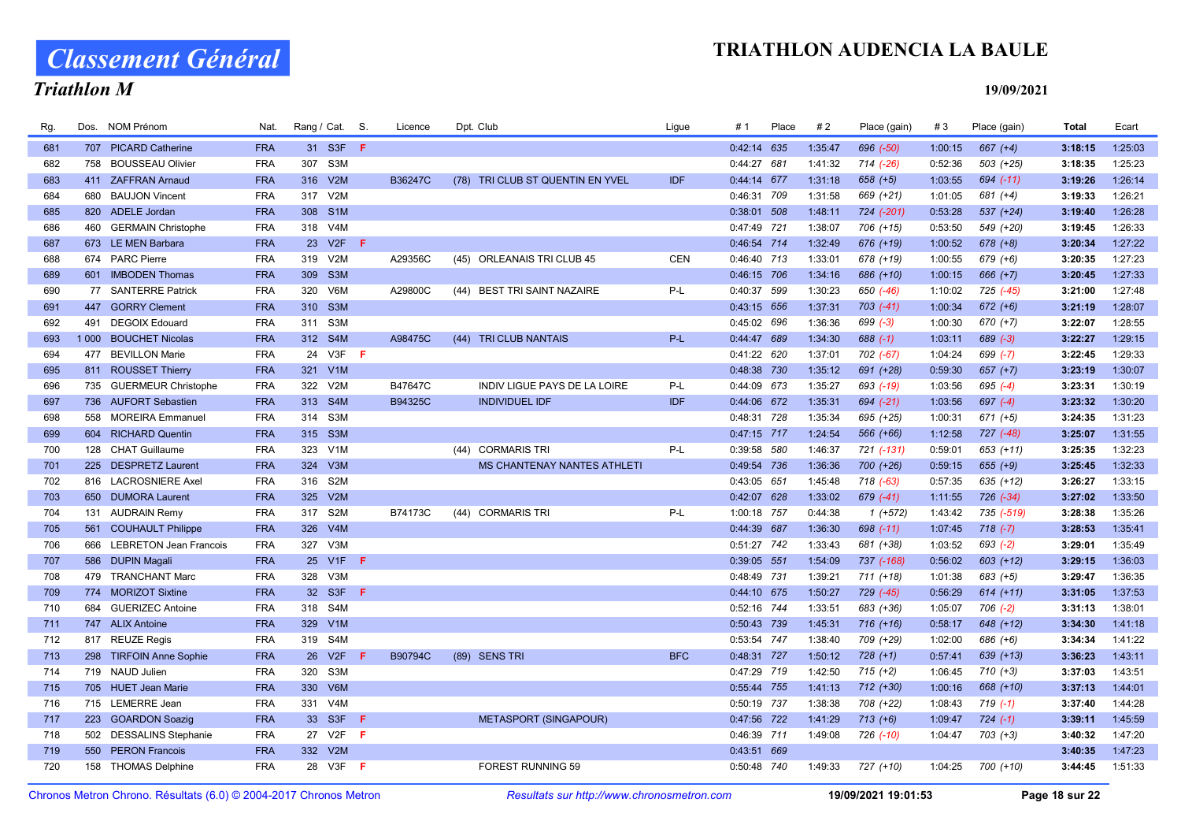# Classement Général

## Triathlon M

## TRIATHLON AUDENCIA LA BAULE

19/09/2021

| Rg. | Dos. | NOM Prénom | Nat. | Rang / Cat. | | S. | Licence | Dpt. | Club | Ligue | # 1 | Place | # 2 | Place (gain) | # 3 | Place (gain) | Total | Ecart |
|---|---|---|---|---|---|---|---|---|---|---|---|---|---|---|---|---|---|---|
| 681 | 707 | PICARD Catherine | FRA | 31 | S3F | F | | | | | 0:42:14 | 635 | 1:35:47 | 696 (-50) | 1:00:15 | 667 (+4) | **3:18:15** | 1:25:03 |
| 682 | 758 | BOUSSEAU Olivier | FRA | 307 | S3M | | | | | | 0:44:27 | 681 | 1:41:32 | 714 (-26) | 0:52:36 | 503 (+25) | **3:18:35** | 1:25:23 |
| 683 | 411 | ZAFFRAN Arnaud | FRA | 316 | V2M | | B36247C | (78) | TRI CLUB ST QUENTIN EN YVEL | IDF | 0:44:14 | 677 | 1:31:18 | 658 (+5) | 1:03:55 | 694 (-11) | **3:19:26** | 1:26:14 |
| 684 | 680 | BAUJON Vincent | FRA | 317 | V2M | | | | | | 0:46:31 | 709 | 1:31:58 | 669 (+21) | 1:01:05 | 681 (+4) | **3:19:33** | 1:26:21 |
| 685 | 820 | ADELE Jordan | FRA | 308 | S1M | | | | | | 0:38:01 | 508 | 1:48:11 | 724 (-201) | 0:53:28 | 537 (+24) | **3:19:40** | 1:26:28 |
| 686 | 460 | GERMAIN Christophe | FRA | 318 | V4M | | | | | | 0:47:49 | 721 | 1:38:07 | 706 (+15) | 0:53:50 | 549 (+20) | **3:19:45** | 1:26:33 |
| 687 | 673 | LE MEN Barbara | FRA | 23 | V2F | F | | | | | 0:46:54 | 714 | 1:32:49 | 676 (+19) | 1:00:52 | 678 (+8) | **3:20:34** | 1:27:22 |
| 688 | 674 | PARC Pierre | FRA | 319 | V2M | | A29356C | (45) | ORLEANAIS TRI CLUB 45 | CEN | 0:46:40 | 713 | 1:33:01 | 678 (+19) | 1:00:55 | 679 (+6) | **3:20:35** | 1:27:23 |
| 689 | 601 | IMBODEN Thomas | FRA | 309 | S3M | | | | | | 0:46:15 | 706 | 1:34:16 | 686 (+10) | 1:00:15 | 666 (+7) | **3:20:45** | 1:27:33 |
| 690 | 77 | SANTERRE Patrick | FRA | 320 | V6M | | A29800C | (44) | BEST TRI SAINT NAZAIRE | P-L | 0:40:37 | 599 | 1:30:23 | 650 (-46) | 1:10:02 | 725 (-45) | **3:21:00** | 1:27:48 |
| 691 | 447 | GORRY Clement | FRA | 310 | S3M | | | | | | 0:43:15 | 656 | 1:37:31 | 703 (-41) | 1:00:34 | 672 (+6) | **3:21:19** | 1:28:07 |
| 692 | 491 | DEGOIX Edouard | FRA | 311 | S3M | | | | | | 0:45:02 | 696 | 1:36:36 | 699 (-3) | 1:00:30 | 670 (+7) | **3:22:07** | 1:28:55 |
| 693 | 1 000 | BOUCHET Nicolas | FRA | 312 | S4M | | A98475C | (44) | TRI CLUB NANTAIS | P-L | 0:44:47 | 689 | 1:34:30 | 688 (-1) | 1:03:11 | 689 (-3) | **3:22:27** | 1:29:15 |
| 694 | 477 | BEVILLON Marie | FRA | 24 | V3F | F | | | | | 0:41:22 | 620 | 1:37:01 | 702 (-67) | 1:04:24 | 699 (-7) | **3:22:45** | 1:29:33 |
| 695 | 811 | ROUSSET Thierry | FRA | 321 | V1M | | | | | | 0:48:38 | 730 | 1:35:12 | 691 (+28) | 0:59:30 | 657 (+7) | **3:23:19** | 1:30:07 |
| 696 | 735 | GUERMEUR Christophe | FRA | 322 | V2M | | B47647C | | INDIV LIGUE PAYS DE LA LOIRE | P-L | 0:44:09 | 673 | 1:35:27 | 693 (-19) | 1:03:56 | 695 (-4) | **3:23:31** | 1:30:19 |
| 697 | 736 | AUFORT Sebastien | FRA | 313 | S4M | | B94325C | | INDIVIDUEL IDF | IDF | 0:44:06 | 672 | 1:35:31 | 694 (-21) | 1:03:56 | 697 (-4) | **3:23:32** | 1:30:20 |
| 698 | 558 | MOREIRA Emmanuel | FRA | 314 | S3M | | | | | | 0:48:31 | 728 | 1:35:34 | 695 (+25) | 1:00:31 | 671 (+5) | **3:24:35** | 1:31:23 |
| 699 | 604 | RICHARD Quentin | FRA | 315 | S3M | | | | | | 0:47:15 | 717 | 1:24:54 | 566 (+66) | 1:12:58 | 727 (-48) | **3:25:07** | 1:31:55 |
| 700 | 128 | CHAT Guillaume | FRA | 323 | V1M | | | (44) | CORMARIS TRI | P-L | 0:39:58 | 580 | 1:46:37 | 721 (-131) | 0:59:01 | 653 (+11) | **3:25:35** | 1:32:23 |
| 701 | 225 | DESPRETZ Laurent | FRA | 324 | V3M | | | | MS CHANTENAY NANTES ATHLETI | | 0:49:54 | 736 | 1:36:36 | 700 (+26) | 0:59:15 | 655 (+9) | **3:25:45** | 1:32:33 |
| 702 | 816 | LACROSNIERE Axel | FRA | 316 | S2M | | | | | | 0:43:05 | 651 | 1:45:48 | 718 (-63) | 0:57:35 | 635 (+12) | **3:26:27** | 1:33:15 |
| 703 | 650 | DUMORA Laurent | FRA | 325 | V2M | | | | | | 0:42:07 | 628 | 1:33:02 | 679 (-41) | 1:11:55 | 726 (-34) | **3:27:02** | 1:33:50 |
| 704 | 131 | AUDRAIN Remy | FRA | 317 | S2M | | B74173C | (44) | CORMARIS TRI | P-L | 1:00:18 | 757 | 0:44:38 | 1 (+572) | 1:43:42 | 735 (-519) | **3:28:38** | 1:35:26 |
| 705 | 561 | COUHAULT Philippe | FRA | 326 | V4M | | | | | | 0:44:39 | 687 | 1:36:30 | 698 (-11) | 1:07:45 | 718 (-7) | **3:28:53** | 1:35:41 |
| 706 | 666 | LEBRETON Jean Francois | FRA | 327 | V3M | | | | | | 0:51:27 | 742 | 1:33:43 | 681 (+38) | 1:03:52 | 693 (-2) | **3:29:01** | 1:35:49 |
| 707 | 586 | DUPIN Magali | FRA | 25 | V1F | F | | | | | 0:39:05 | 551 | 1:54:09 | 737 (-168) | 0:56:02 | 603 (+12) | **3:29:15** | 1:36:03 |
| 708 | 479 | TRANCHANT Marc | FRA | 328 | V3M | | | | | | 0:48:49 | 731 | 1:39:21 | 711 (+18) | 1:01:38 | 683 (+5) | **3:29:47** | 1:36:35 |
| 709 | 774 | MORIZOT Sixtine | FRA | 32 | S3F | F | | | | | 0:44:10 | 675 | 1:50:27 | 729 (-45) | 0:56:29 | 614 (+11) | **3:31:05** | 1:37:53 |
| 710 | 684 | GUERIZEC Antoine | FRA | 318 | S4M | | | | | | 0:52:16 | 744 | 1:33:51 | 683 (+36) | 1:05:07 | 706 (-2) | **3:31:13** | 1:38:01 |
| 711 | 747 | ALIX Antoine | FRA | 329 | V1M | | | | | | 0:50:43 | 739 | 1:45:31 | 716 (+16) | 0:58:17 | 648 (+12) | **3:34:30** | 1:41:18 |
| 712 | 817 | REUZE Regis | FRA | 319 | S4M | | | | | | 0:53:54 | 747 | 1:38:40 | 709 (+29) | 1:02:00 | 686 (+6) | **3:34:34** | 1:41:22 |
| 713 | 298 | TIRFOIN Anne Sophie | FRA | 26 | V2F | F | B90794C | (89) | SENS TRI | BFC | 0:48:31 | 727 | 1:50:12 | 728 (+1) | 0:57:41 | 639 (+13) | **3:36:23** | 1:43:11 |
| 714 | 719 | NAUD Julien | FRA | 320 | S3M | | | | | | 0:47:29 | 719 | 1:42:50 | 715 (+2) | 1:06:45 | 710 (+3) | **3:37:03** | 1:43:51 |
| 715 | 705 | HUET Jean Marie | FRA | 330 | V6M | | | | | | 0:55:44 | 755 | 1:41:13 | 712 (+30) | 1:00:16 | 668 (+10) | **3:37:13** | 1:44:01 |
| 716 | 715 | LEMERRE Jean | FRA | 331 | V4M | | | | | | 0:50:19 | 737 | 1:38:38 | 708 (+22) | 1:08:43 | 719 (-1) | **3:37:40** | 1:44:28 |
| 717 | 223 | GOARDON Soazig | FRA | 33 | S3F | F | | | METASPORT (SINGAPOUR) | | 0:47:56 | 722 | 1:41:29 | 713 (+6) | 1:09:47 | 724 (-1) | **3:39:11** | 1:45:59 |
| 718 | 502 | DESSALINS Stephanie | FRA | 27 | V2F | F | | | | | 0:46:39 | 711 | 1:49:08 | 726 (-10) | 1:04:47 | 703 (+3) | **3:40:32** | 1:47:20 |
| 719 | 550 | PERON Francois | FRA | 332 | V2M | | | | | | 0:43:51 | 669 | | | | | **3:40:35** | 1:47:23 |
| 720 | 158 | THOMAS Delphine | FRA | 28 | V3F | F | | | FOREST RUNNING 59 | | 0:50:48 | 740 | 1:49:33 | 727 (+10) | 1:04:25 | 700 (+10) | **3:44:45** | 1:51:33 |

Chronos Metron Chrono. Résultats (6.0) © 2004-2017 Chronos Metron — *Resultats sur http://www.chronosmetron.com* — 19/09/2021 19:01:53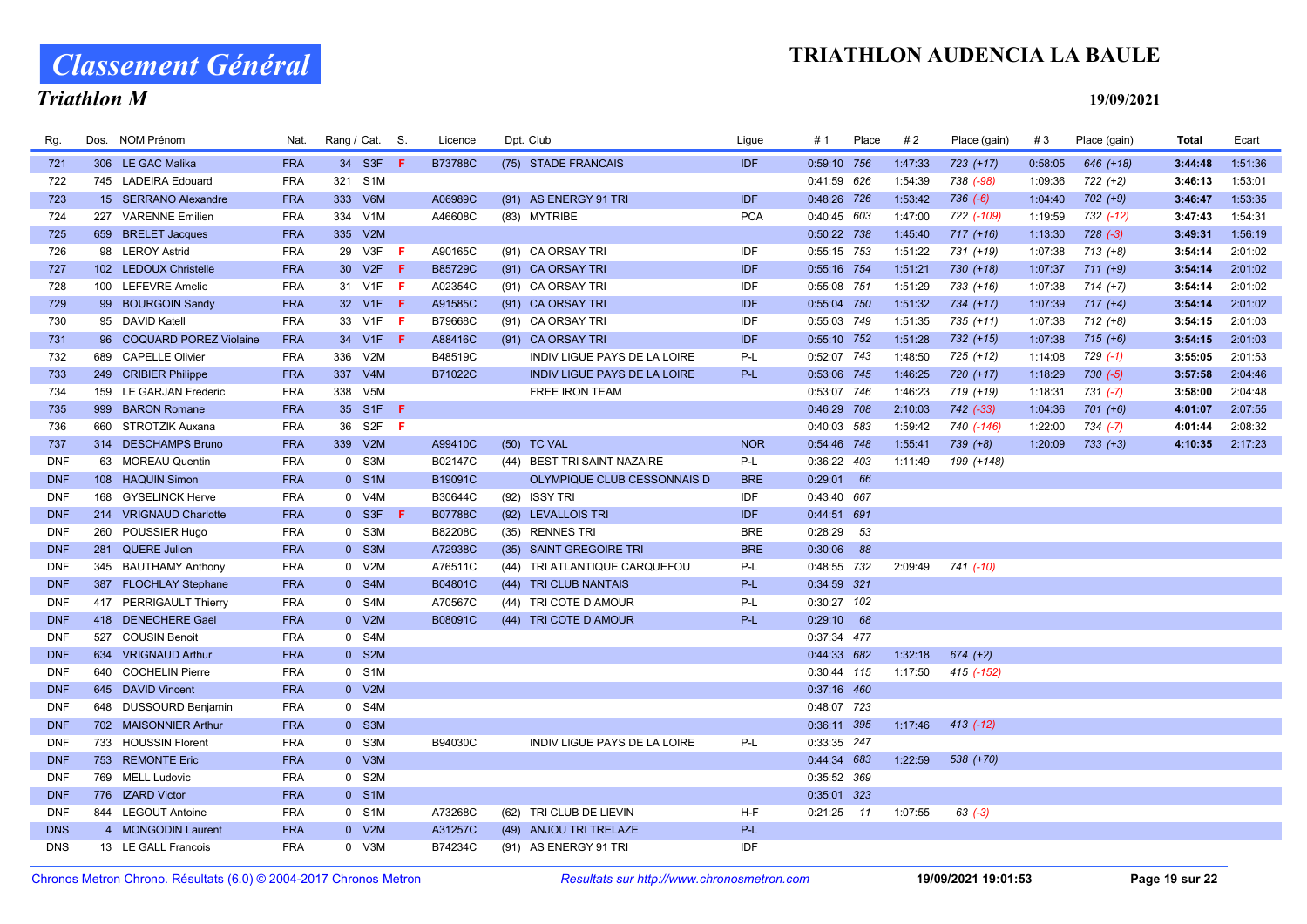# Classement Général

## Triathlon M

# TRIATHLON AUDENCIA LA BAULE

19/09/2021

| Rg. | Dos. | NOM Prénom | Nat. | Rang / Cat. | | S. | Licence | Dpt. Club | Ligue | # 1 | Place | # 2 | Place (gain) | # 3 | Place (gain) | Total | Ecart |
|---|---|---|---|---|---|---|---|---|---|---|---|---|---|---|---|---|---|
| 721 | 306 | LE GAC Malika | FRA | 34 | S3F | F | B73788C | (75) STADE FRANCAIS | IDF | 0:59:10 | 756 | 1:47:33 | 723 (+17) | 0:58:05 | 646 (+18) | **3:44:48** | 1:51:36 |
| 722 | 745 | LADEIRA Edouard | FRA | 321 | S1M | | | | | 0:41:59 | 626 | 1:54:39 | 738 (-98) | 1:09:36 | 722 (+2) | **3:46:13** | 1:53:01 |
| 723 | 15 | SERRANO Alexandre | FRA | 333 | V6M | | A06989C | (91) AS ENERGY 91 TRI | IDF | 0:48:26 | 726 | 1:53:42 | 736 (-6) | 1:04:40 | 702 (+9) | **3:46:47** | 1:53:35 |
| 724 | 227 | VARENNE Emilien | FRA | 334 | V1M | | A46608C | (83) MYTRIBE | PCA | 0:40:45 | 603 | 1:47:00 | 722 (-109) | 1:19:59 | 732 (-12) | **3:47:43** | 1:54:31 |
| 725 | 659 | BRELET Jacques | FRA | 335 | V2M | | | | | 0:50:22 | 738 | 1:45:40 | 717 (+16) | 1:13:30 | 728 (-3) | **3:49:31** | 1:56:19 |
| 726 | 98 | LEROY Astrid | FRA | 29 | V3F | F | A90165C | (91) CA ORSAY TRI | IDF | 0:55:15 | 753 | 1:51:22 | 731 (+19) | 1:07:38 | 713 (+8) | **3:54:14** | 2:01:02 |
| 727 | 102 | LEDOUX Christelle | FRA | 30 | V2F | F | B85729C | (91) CA ORSAY TRI | IDF | 0:55:16 | 754 | 1:51:21 | 730 (+18) | 1:07:37 | 711 (+9) | **3:54:14** | 2:01:02 |
| 728 | 100 | LEFEVRE Amelie | FRA | 31 | V1F | F | A02354C | (91) CA ORSAY TRI | IDF | 0:55:08 | 751 | 1:51:29 | 733 (+16) | 1:07:38 | 714 (+7) | **3:54:14** | 2:01:02 |
| 729 | 99 | BOURGOIN Sandy | FRA | 32 | V1F | F | A91585C | (91) CA ORSAY TRI | IDF | 0:55:04 | 750 | 1:51:32 | 734 (+17) | 1:07:39 | 717 (+4) | **3:54:14** | 2:01:02 |
| 730 | 95 | DAVID Katell | FRA | 33 | V1F | F | B79668C | (91) CA ORSAY TRI | IDF | 0:55:03 | 749 | 1:51:35 | 735 (+11) | 1:07:38 | 712 (+8) | **3:54:15** | 2:01:03 |
| 731 | 96 | COQUARD POREZ Violaine | FRA | 34 | V1F | F | A88416C | (91) CA ORSAY TRI | IDF | 0:55:10 | 752 | 1:51:28 | 732 (+15) | 1:07:38 | 715 (+6) | **3:54:15** | 2:01:03 |
| 732 | 689 | CAPELLE Olivier | FRA | 336 | V2M | | B48519C | INDIV LIGUE PAYS DE LA LOIRE | P-L | 0:52:07 | 743 | 1:48:50 | 725 (+12) | 1:14:08 | 729 (-1) | **3:55:05** | 2:01:53 |
| 733 | 249 | CRIBIER Philippe | FRA | 337 | V4M | | B71022C | INDIV LIGUE PAYS DE LA LOIRE | P-L | 0:53:06 | 745 | 1:46:25 | 720 (+17) | 1:18:29 | 730 (-5) | **3:57:58** | 2:04:46 |
| 734 | 159 | LE GARJAN Frederic | FRA | 338 | V5M | | | FREE IRON TEAM | | 0:53:07 | 746 | 1:46:23 | 719 (+19) | 1:18:31 | 731 (-7) | **3:58:00** | 2:04:48 |
| 735 | 999 | BARON Romane | FRA | 35 | S1F | F | | | | 0:46:29 | 708 | 2:10:03 | 742 (-33) | 1:04:36 | 701 (+6) | **4:01:07** | 2:07:55 |
| 736 | 660 | STROTZIK Auxana | FRA | 36 | S2F | F | | | | 0:40:03 | 583 | 1:59:42 | 740 (-146) | 1:22:00 | 734 (-7) | **4:01:44** | 2:08:32 |
| 737 | 314 | DESCHAMPS Bruno | FRA | 339 | V2M | | A99410C | (50) TC VAL | NOR | 0:54:46 | 748 | 1:55:41 | 739 (+8) | 1:20:09 | 733 (+3) | **4:10:35** | 2:17:23 |
| DNF | 63 | MOREAU Quentin | FRA | 0 | S3M | | B02147C | (44) BEST TRI SAINT NAZAIRE | P-L | 0:36:22 | 403 | 1:11:49 | 199 (+148) | | | | |
| DNF | 108 | HAQUIN Simon | FRA | 0 | S1M | | B19091C | OLYMPIQUE CLUB CESSONNAIS D | BRE | 0:29:01 | 66 | | | | | | |
| DNF | 168 | GYSELINCK Herve | FRA | 0 | V4M | | B30644C | (92) ISSY TRI | IDF | 0:43:40 | 667 | | | | | | |
| DNF | 214 | VRIGNAUD Charlotte | FRA | 0 | S3F | F | B07788C | (92) LEVALLOIS TRI | IDF | 0:44:51 | 691 | | | | | | |
| DNF | 260 | POUSSIER Hugo | FRA | 0 | S3M | | B82208C | (35) RENNES TRI | BRE | 0:28:29 | 53 | | | | | | |
| DNF | 281 | QUERE Julien | FRA | 0 | S3M | | A72938C | (35) SAINT GREGOIRE TRI | BRE | 0:30:06 | 88 | | | | | | |
| DNF | 345 | BAUTHAMY Anthony | FRA | 0 | V2M | | A76511C | (44) TRI ATLANTIQUE CARQUEFOU | P-L | 0:48:55 | 732 | 2:09:49 | 741 (-10) | | | | |
| DNF | 387 | FLOCHLAY Stephane | FRA | 0 | S4M | | B04801C | (44) TRI CLUB NANTAIS | P-L | 0:34:59 | 321 | | | | | | |
| DNF | 417 | PERRIGAULT Thierry | FRA | 0 | S4M | | A70567C | (44) TRI COTE D AMOUR | P-L | 0:30:27 | 102 | | | | | | |
| DNF | 418 | DENECHERE Gael | FRA | 0 | V2M | | B08091C | (44) TRI COTE D AMOUR | P-L | 0:29:10 | 68 | | | | | | |
| DNF | 527 | COUSIN Benoit | FRA | 0 | S4M | | | | | 0:37:34 | 477 | | | | | | |
| DNF | 634 | VRIGNAUD Arthur | FRA | 0 | S2M | | | | | 0:44:33 | 682 | 1:32:18 | 674 (+2) | | | | |
| DNF | 640 | COCHELIN Pierre | FRA | 0 | S1M | | | | | 0:30:44 | 115 | 1:17:50 | 415 (-152) | | | | |
| DNF | 645 | DAVID Vincent | FRA | 0 | V2M | | | | | 0:37:16 | 460 | | | | | | |
| DNF | 648 | DUSSOURD Benjamin | FRA | 0 | S4M | | | | | 0:48:07 | 723 | | | | | | |
| DNF | 702 | MAISONNIER Arthur | FRA | 0 | S3M | | | | | 0:36:11 | 395 | 1:17:46 | 413 (-12) | | | | |
| DNF | 733 | HOUSSIN Florent | FRA | 0 | S3M | | B94030C | INDIV LIGUE PAYS DE LA LOIRE | P-L | 0:33:35 | 247 | | | | | | |
| DNF | 753 | REMONTE Eric | FRA | 0 | V3M | | | | | 0:44:34 | 683 | 1:22:59 | 538 (+70) | | | | |
| DNF | 769 | MELL Ludovic | FRA | 0 | S2M | | | | | 0:35:52 | 369 | | | | | | |
| DNF | 776 | IZARD Victor | FRA | 0 | S1M | | | | | 0:35:01 | 323 | | | | | | |
| DNF | 844 | LEGOUT Antoine | FRA | 0 | S1M | | A73268C | (62) TRI CLUB DE LIEVIN | H-F | 0:21:25 | 11 | 1:07:55 | 63 (-3) | | | | |
| DNS | 4 | MONGODIN Laurent | FRA | 0 | V2M | | A31257C | (49) ANJOU TRI TRELAZE | P-L | | | | | | | | |
| DNS | 13 | LE GALL Francois | FRA | 0 | V3M | | B74234C | (91) AS ENERGY 91 TRI | IDF | | | | | | | | |

Chronos Metron Chrono. Résultats (6.0) © 2004-2017 Chronos Metron — *Résultats sur http://www.chronosmetron.com* — 19/09/2021 19:01:53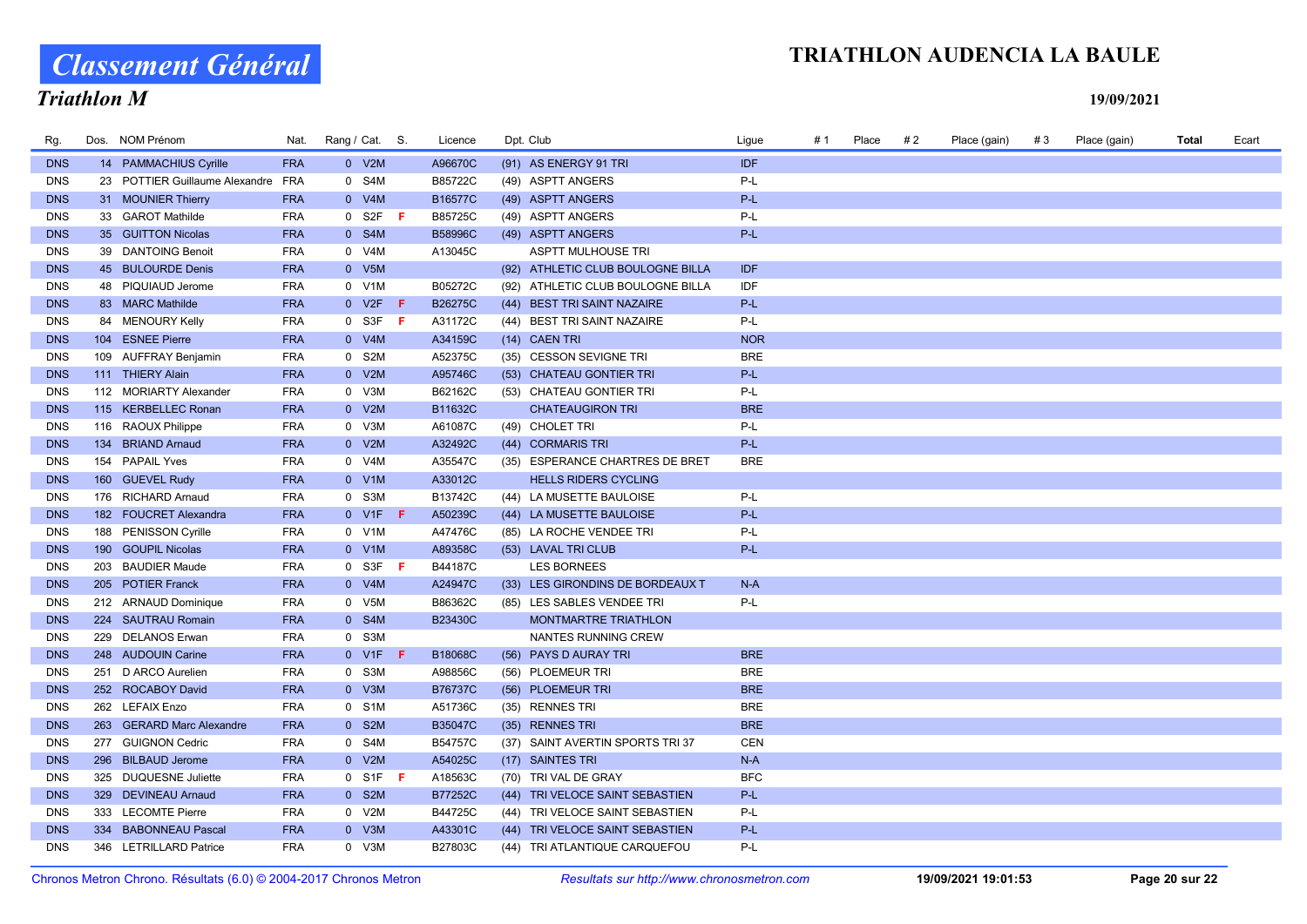# Classement Général

## Triathlon M

## TRIATHLON AUDENCIA LA BAULE

19/09/2021

| Rg. | Dos. | NOM Prénom | Nat. | Rang / Cat. | S. | Licence | Dpt. Club | Ligue | # 1 | Place | # 2 | Place (gain) | # 3 | Place (gain) | Total | Ecart |
|---|---|---|---|---|---|---|---|---|---|---|---|---|---|---|---|---|
| DNS | 14 | PAMMACHIUS Cyrille | FRA | 0 V2M | | A96670C | (91) AS ENERGY 91 TRI | IDF | | | | | | | | |
| DNS | 23 | POTTIER Guillaume Alexandre | FRA | 0 S4M | | B85722C | (49) ASPTT ANGERS | P-L | | | | | | | | |
| DNS | 31 | MOUNIER Thierry | FRA | 0 V4M | | B16577C | (49) ASPTT ANGERS | P-L | | | | | | | | |
| DNS | 33 | GAROT Mathilde | FRA | 0 S2F | F | B85725C | (49) ASPTT ANGERS | P-L | | | | | | | | |
| DNS | 35 | GUITTON Nicolas | FRA | 0 S4M | | B58996C | (49) ASPTT ANGERS | P-L | | | | | | | | |
| DNS | 39 | DANTOING Benoit | FRA | 0 V4M | | A13045C | ASPTT MULHOUSE TRI | | | | | | | | | |
| DNS | 45 | BULOURDE Denis | FRA | 0 V5M | | | (92) ATHLETIC CLUB BOULOGNE BILLA | IDF | | | | | | | | |
| DNS | 48 | PIQUIAUD Jerome | FRA | 0 V1M | | B05272C | (92) ATHLETIC CLUB BOULOGNE BILLA | IDF | | | | | | | | |
| DNS | 83 | MARC Mathilde | FRA | 0 V2F | F | B26275C | (44) BEST TRI SAINT NAZAIRE | P-L | | | | | | | | |
| DNS | 84 | MENOURY Kelly | FRA | 0 S3F | F | A31172C | (44) BEST TRI SAINT NAZAIRE | P-L | | | | | | | | |
| DNS | 104 | ESNEE Pierre | FRA | 0 V4M | | A34159C | (14) CAEN TRI | NOR | | | | | | | | |
| DNS | 109 | AUFFRAY Benjamin | FRA | 0 S2M | | A52375C | (35) CESSON SEVIGNE TRI | BRE | | | | | | | | |
| DNS | 111 | THIERY Alain | FRA | 0 V2M | | A95746C | (53) CHATEAU GONTIER TRI | P-L | | | | | | | | |
| DNS | 112 | MORIARTY Alexander | FRA | 0 V3M | | B62162C | (53) CHATEAU GONTIER TRI | P-L | | | | | | | | |
| DNS | 115 | KERBELLEC Ronan | FRA | 0 V2M | | B11632C | CHATEAUGIRON TRI | BRE | | | | | | | | |
| DNS | 116 | RAOUX Philippe | FRA | 0 V3M | | A61087C | (49) CHOLET TRI | P-L | | | | | | | | |
| DNS | 134 | BRIAND Arnaud | FRA | 0 V2M | | A32492C | (44) CORMARIS TRI | P-L | | | | | | | | |
| DNS | 154 | PAPAIL Yves | FRA | 0 V4M | | A35547C | (35) ESPERANCE CHARTRES DE BRET | BRE | | | | | | | | |
| DNS | 160 | GUEVEL Rudy | FRA | 0 V1M | | A33012C | HELLS RIDERS CYCLING | | | | | | | | | |
| DNS | 176 | RICHARD Arnaud | FRA | 0 S3M | | B13742C | (44) LA MUSETTE BAULOISE | P-L | | | | | | | | |
| DNS | 182 | FOUCRET Alexandra | FRA | 0 V1F | F | A50239C | (44) LA MUSETTE BAULOISE | P-L | | | | | | | | |
| DNS | 188 | PENISSON Cyrille | FRA | 0 V1M | | A47476C | (85) LA ROCHE VENDEE TRI | P-L | | | | | | | | |
| DNS | 190 | GOUPIL Nicolas | FRA | 0 V1M | | A89358C | (53) LAVAL TRI CLUB | P-L | | | | | | | | |
| DNS | 203 | BAUDIER Maude | FRA | 0 S3F | F | B44187C | LES BORNEES | | | | | | | | | |
| DNS | 205 | POTIER Franck | FRA | 0 V4M | | A24947C | (33) LES GIRONDINS DE BORDEAUX T | N-A | | | | | | | | |
| DNS | 212 | ARNAUD Dominique | FRA | 0 V5M | | B86362C | (85) LES SABLES VENDEE TRI | P-L | | | | | | | | |
| DNS | 224 | SAUTRAU Romain | FRA | 0 S4M | | B23430C | MONTMARTRE TRIATHLON | | | | | | | | | |
| DNS | 229 | DELANOS Erwan | FRA | 0 S3M | | | NANTES RUNNING CREW | | | | | | | | | |
| DNS | 248 | AUDOUIN Carine | FRA | 0 V1F | F | B18068C | (56) PAYS D AURAY TRI | BRE | | | | | | | | |
| DNS | 251 | D ARCO Aurelien | FRA | 0 S3M | | A98856C | (56) PLOEMEUR TRI | BRE | | | | | | | | |
| DNS | 252 | ROCABOY David | FRA | 0 V3M | | B76737C | (56) PLOEMEUR TRI | BRE | | | | | | | | |
| DNS | 262 | LEFAIX Enzo | FRA | 0 S1M | | A51736C | (35) RENNES TRI | BRE | | | | | | | | |
| DNS | 263 | GERARD Marc Alexandre | FRA | 0 S2M | | B35047C | (35) RENNES TRI | BRE | | | | | | | | |
| DNS | 277 | GUIGNON Cedric | FRA | 0 S4M | | B54757C | (37) SAINT AVERTIN SPORTS TRI 37 | CEN | | | | | | | | |
| DNS | 296 | BILBAUD Jerome | FRA | 0 V2M | | A54025C | (17) SAINTES TRI | N-A | | | | | | | | |
| DNS | 325 | DUQUESNE Juliette | FRA | 0 S1F | F | A18563C | (70) TRI VAL DE GRAY | BFC | | | | | | | | |
| DNS | 329 | DEVINEAU Arnaud | FRA | 0 S2M | | B77252C | (44) TRI VELOCE SAINT SEBASTIEN | P-L | | | | | | | | |
| DNS | 333 | LECOMTE Pierre | FRA | 0 V2M | | B44725C | (44) TRI VELOCE SAINT SEBASTIEN | P-L | | | | | | | | |
| DNS | 334 | BABONNEAU Pascal | FRA | 0 V3M | | A43301C | (44) TRI VELOCE SAINT SEBASTIEN | P-L | | | | | | | | |
| DNS | 346 | LETRILLARD Patrice | FRA | 0 V3M | | B27803C | (44) TRI ATLANTIQUE CARQUEFOU | P-L | | | | | | | | |

Chronos Metron Chrono. Résultats (6.0) © 2004-2017 Chronos Metron — *Resultats sur http://www.chronosmetron.com* — 19/09/2021 19:01:53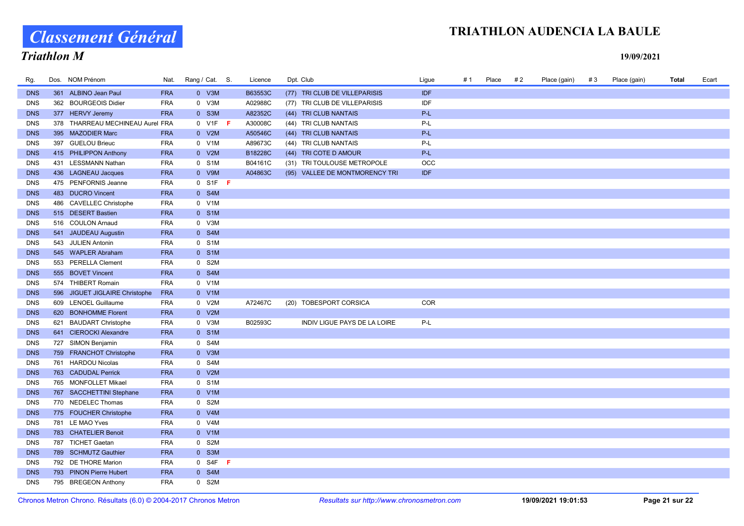# Classement Général

## Triathlon M

## TRIATHLON AUDENCIA LA BAULE

19/09/2021

| Rg. | Dos. | NOM Prénom | Nat. | Rang / Cat. | S. | Licence | Dpt. Club | Ligue | # 1 | Place | # 2 | Place (gain) | # 3 | Place (gain) | Total | Ecart |
|---|---|---|---|---|---|---|---|---|---|---|---|---|---|---|---|---|
| DNS | 361 | ALBINO Jean Paul | FRA | 0 V3M | | B63553C | (77) TRI CLUB DE VILLEPARISIS | IDF | | | | | | | | |
| DNS | 362 | BOURGEOIS Didier | FRA | 0 V3M | | A02988C | (77) TRI CLUB DE VILLEPARISIS | IDF | | | | | | | | |
| DNS | 377 | HERVY Jeremy | FRA | 0 S3M | | A82352C | (44) TRI CLUB NANTAIS | P-L | | | | | | | | |
| DNS | 378 | THARREAU MECHINEAU Aurel | FRA | 0 V1F | F | A30008C | (44) TRI CLUB NANTAIS | P-L | | | | | | | | |
| DNS | 395 | MAZODIER Marc | FRA | 0 V2M | | A50546C | (44) TRI CLUB NANTAIS | P-L | | | | | | | | |
| DNS | 397 | GUELOU Brieuc | FRA | 0 V1M | | A89673C | (44) TRI CLUB NANTAIS | P-L | | | | | | | | |
| DNS | 415 | PHILIPPON Anthony | FRA | 0 V2M | | B18228C | (44) TRI COTE D AMOUR | P-L | | | | | | | | |
| DNS | 431 | LESSMANN Nathan | FRA | 0 S1M | | B04161C | (31) TRI TOULOUSE METROPOLE | OCC | | | | | | | | |
| DNS | 436 | LAGNEAU Jacques | FRA | 0 V9M | | A04863C | (95) VALLEE DE MONTMORENCY TRI | IDF | | | | | | | | |
| DNS | 475 | PENFORNIS Jeanne | FRA | 0 S1F | F | | | | | | | | | | | |
| DNS | 483 | DUCRO Vincent | FRA | 0 S4M | | | | | | | | | | | | |
| DNS | 486 | CAVELLEC Christophe | FRA | 0 V1M | | | | | | | | | | | | |
| DNS | 515 | DESERT Bastien | FRA | 0 S1M | | | | | | | | | | | | |
| DNS | 516 | COULON Arnaud | FRA | 0 V3M | | | | | | | | | | | | |
| DNS | 541 | JAUDEAU Augustin | FRA | 0 S4M | | | | | | | | | | | | |
| DNS | 543 | JULIEN Antonin | FRA | 0 S1M | | | | | | | | | | | | |
| DNS | 545 | WAPLER Abraham | FRA | 0 S1M | | | | | | | | | | | | |
| DNS | 553 | PERELLA Clement | FRA | 0 S2M | | | | | | | | | | | | |
| DNS | 555 | BOVET Vincent | FRA | 0 S4M | | | | | | | | | | | | |
| DNS | 574 | THIBERT Romain | FRA | 0 V1M | | | | | | | | | | | | |
| DNS | 596 | JIGUET JIGLAIRE Christophe | FRA | 0 V1M | | | | | | | | | | | | |
| DNS | 609 | LENOEL Guillaume | FRA | 0 V2M | | A72467C | (20) TOBESPORT CORSICA | COR | | | | | | | | |
| DNS | 620 | BONHOMME Florent | FRA | 0 V2M | | | | | | | | | | | | |
| DNS | 621 | BAUDART Christophe | FRA | 0 V3M | | B02593C | INDIV LIGUE PAYS DE LA LOIRE | P-L | | | | | | | | |
| DNS | 641 | CIEROCKI Alexandre | FRA | 0 S1M | | | | | | | | | | | | |
| DNS | 727 | SIMON Benjamin | FRA | 0 S4M | | | | | | | | | | | | |
| DNS | 759 | FRANCHOT Christophe | FRA | 0 V3M | | | | | | | | | | | | |
| DNS | 761 | HARDOU Nicolas | FRA | 0 S4M | | | | | | | | | | | | |
| DNS | 763 | CADUDAL Perrick | FRA | 0 V2M | | | | | | | | | | | | |
| DNS | 765 | MONFOLLET Mikael | FRA | 0 S1M | | | | | | | | | | | | |
| DNS | 767 | SACCHETTINI Stephane | FRA | 0 V1M | | | | | | | | | | | | |
| DNS | 770 | NEDELEC Thomas | FRA | 0 S2M | | | | | | | | | | | | |
| DNS | 775 | FOUCHER Christophe | FRA | 0 V4M | | | | | | | | | | | | |
| DNS | 781 | LE MAO Yves | FRA | 0 V4M | | | | | | | | | | | | |
| DNS | 783 | CHATELIER Benoit | FRA | 0 V1M | | | | | | | | | | | | |
| DNS | 787 | TICHET Gaetan | FRA | 0 S2M | | | | | | | | | | | | |
| DNS | 789 | SCHMUTZ Gauthier | FRA | 0 S3M | | | | | | | | | | | | |
| DNS | 792 | DE THORE Marion | FRA | 0 S4F | F | | | | | | | | | | | |
| DNS | 793 | PINON Pierre Hubert | FRA | 0 S4M | | | | | | | | | | | | |
| DNS | 795 | BREGEON Anthony | FRA | 0 S2M | | | | | | | | | | | | |

Chronos Metron Chrono. Résultats (6.0) © 2004-2017 Chronos Metron — *Resultats sur http://www.chronosmetron.com* — 19/09/2021 19:01:53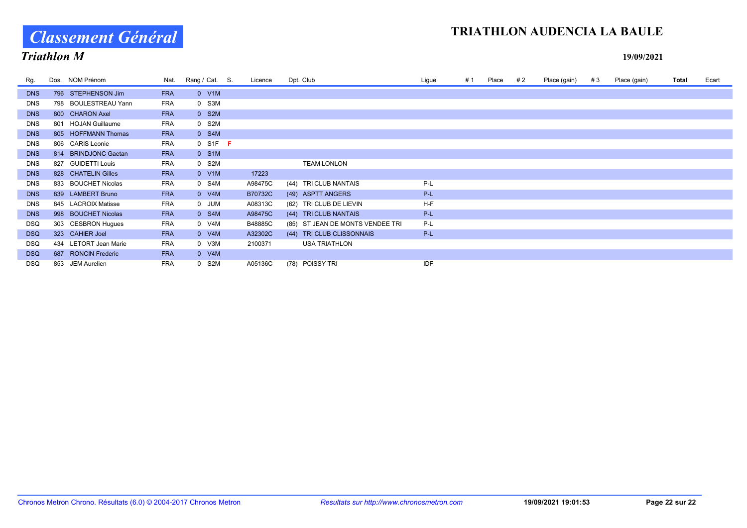# Classement Général

## Triathlon M

**TRIATHLON AUDENCIA LA BAULE**

**19/09/2021**

| Rg. | Dos. | NOM Prénom | Nat. | Rang / Cat. | S. | Licence | Dpt. Club | Ligue | # 1 | Place | # 2 | Place (gain) | # 3 | Place (gain) | Total | Ecart |
|---|---|---|---|---|---|---|---|---|---|---|---|---|---|---|---|---|
| DNS | 796 | STEPHENSON Jim | FRA | 0 V1M | | | | | | | | | | | | |
| DNS | 798 | BOULESTREAU Yann | FRA | 0 S3M | | | | | | | | | | | | |
| DNS | 800 | CHARON Axel | FRA | 0 S2M | | | | | | | | | | | | |
| DNS | 801 | HOJAN Guillaume | FRA | 0 S2M | | | | | | | | | | | | |
| DNS | 805 | HOFFMANN Thomas | FRA | 0 S4M | | | | | | | | | | | | |
| DNS | 806 | CARIS Leonie | FRA | 0 S1F | F | | | | | | | | | | | |
| DNS | 814 | BRINDJONC Gaetan | FRA | 0 S1M | | | | | | | | | | | | |
| DNS | 827 | GUIDETTI Louis | FRA | 0 S2M | | | TEAM LONLON | | | | | | | | | |
| DNS | 828 | CHATELIN Gilles | FRA | 0 V1M | | 17223 | | | | | | | | | | |
| DNS | 833 | BOUCHET Nicolas | FRA | 0 S4M | | A98475C | (44) TRI CLUB NANTAIS | P-L | | | | | | | | |
| DNS | 839 | LAMBERT Bruno | FRA | 0 V4M | | B70732C | (49) ASPTT ANGERS | P-L | | | | | | | | |
| DNS | 845 | LACROIX Matisse | FRA | 0 JUM | | A08313C | (62) TRI CLUB DE LIEVIN | H-F | | | | | | | | |
| DNS | 998 | BOUCHET Nicolas | FRA | 0 S4M | | A98475C | (44) TRI CLUB NANTAIS | P-L | | | | | | | | |
| DSQ | 303 | CESBRON Hugues | FRA | 0 V4M | | B48885C | (85) ST JEAN DE MONTS VENDEE TRI | P-L | | | | | | | | |
| DSQ | 323 | CAHIER Joel | FRA | 0 V4M | | A32302C | (44) TRI CLUB CLISSONNAIS | P-L | | | | | | | | |
| DSQ | 434 | LETORT Jean Marie | FRA | 0 V3M | | 2100371 | USA TRIATHLON | | | | | | | | | |
| DSQ | 687 | RONCIN Frederic | FRA | 0 V4M | | | | | | | | | | | | |
| DSQ | 853 | JEM Aurelien | FRA | 0 S2M | | A05136C | (78) POISSY TRI | IDF | | | | | | | | |

Chronos Metron Chrono. Résultats (6.0) © 2004-2017 Chronos Metron — *Resultats sur http://www.chronosmetron.com* — **19/09/2021 19:01:53**